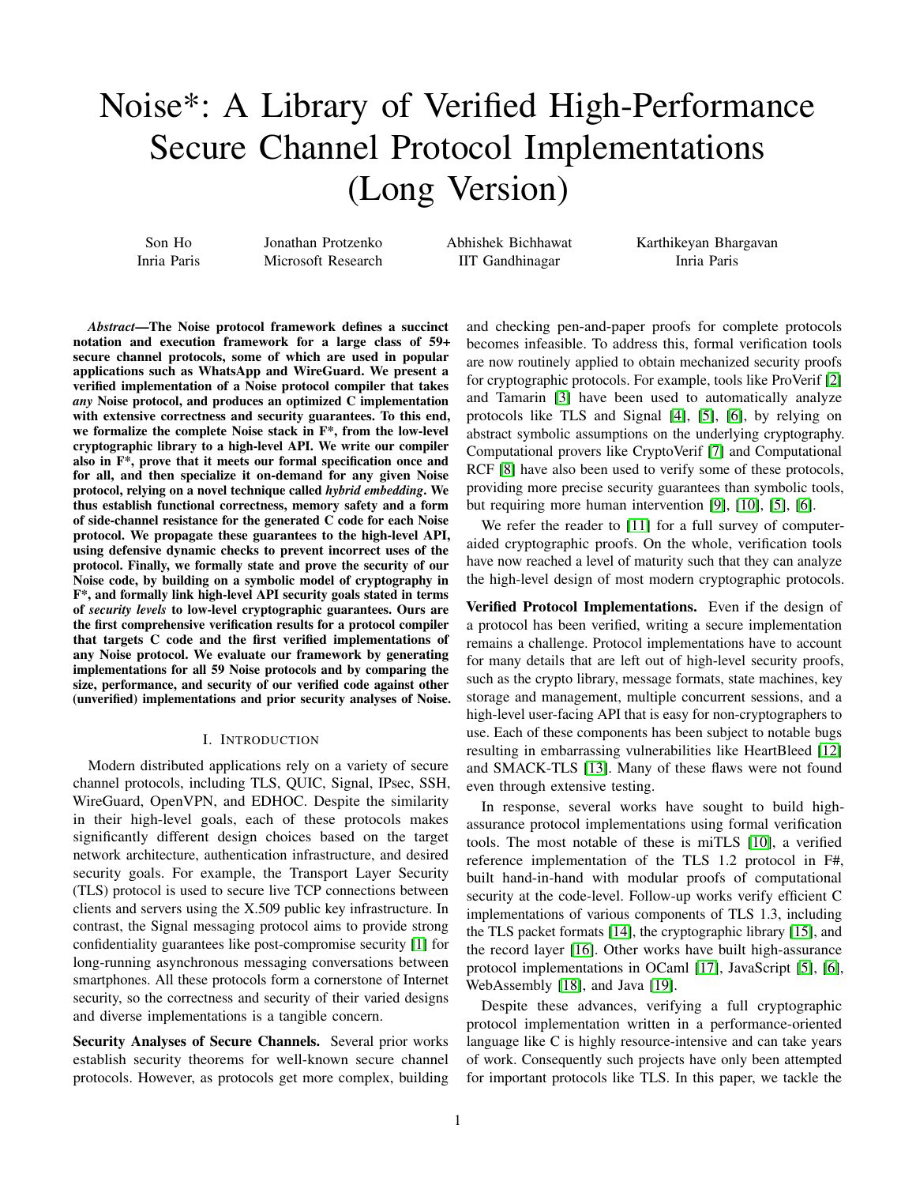# Noise*: A Library of Verified High-Performance Secure Channel Protocol Implementations (Long Version)

Son Ho
Inria Paris

Jonathan Protzenko
Microsoft Research

Abhishek Bichhawat
IIT Gandhinagar

Karthikeyan Bhargavan
Inria Paris

***Abstract*—The Noise protocol framework defines a succinct notation and execution framework for a large class of 59+ secure channel protocols, some of which are used in popular applications such as WhatsApp and WireGuard. We present a verified implementation of a Noise protocol compiler that takes *any* Noise protocol, and produces an optimized C implementation with extensive correctness and security guarantees. To this end, we formalize the complete Noise stack in F\*, from the low-level cryptographic library to a high-level API. We write our compiler also in F\*, prove that it meets our formal specification once and for all, and then specialize it on-demand for any given Noise protocol, relying on a novel technique called *hybrid embedding*. We thus establish functional correctness, memory safety and a form of side-channel resistance for the generated C code for each Noise protocol. We propagate these guarantees to the high-level API, using defensive dynamic checks to prevent incorrect uses of the protocol. Finally, we formally state and prove the security of our Noise code, by building on a symbolic model of cryptography in F\*, and formally link high-level API security goals stated in terms of *security levels* to low-level cryptographic guarantees. Ours are the first comprehensive verification results for a protocol compiler that targets C code and the first verified implementations of any Noise protocol. We evaluate our framework by generating implementations for all 59 Noise protocols and by comparing the size, performance, and security of our verified code against other (unverified) implementations and prior security analyses of Noise.**

## I. Introduction

Modern distributed applications rely on a variety of secure channel protocols, including TLS, QUIC, Signal, IPsec, SSH, WireGuard, OpenVPN, and EDHOC. Despite the similarity in their high-level goals, each of these protocols makes significantly different design choices based on the target network architecture, authentication infrastructure, and desired security goals. For example, the Transport Layer Security (TLS) protocol is used to secure live TCP connections between clients and servers using the X.509 public key infrastructure. In contrast, the Signal messaging protocol aims to provide strong confidentiality guarantees like post-compromise security [1] for long-running asynchronous messaging conversations between smartphones. All these protocols form a cornerstone of Internet security, so the correctness and security of their varied designs and diverse implementations is a tangible concern.

**Security Analyses of Secure Channels.** Several prior works establish security theorems for well-known secure channel protocols. However, as protocols get more complex, building and checking pen-and-paper proofs for complete protocols becomes infeasible. To address this, formal verification tools are now routinely applied to obtain mechanized security proofs for cryptographic protocols. For example, tools like ProVerif [2] and Tamarin [3] have been used to automatically analyze protocols like TLS and Signal [4], [5], [6], by relying on abstract symbolic assumptions on the underlying cryptography. Computational provers like CryptoVerif [7] and Computational RCF [8] have also been used to verify some of these protocols, providing more precise security guarantees than symbolic tools, but requiring more human intervention [9], [10], [5], [6].

We refer the reader to [11] for a full survey of computer-aided cryptographic proofs. On the whole, verification tools have now reached a level of maturity such that they can analyze the high-level design of most modern cryptographic protocols.

**Verified Protocol Implementations.** Even if the design of a protocol has been verified, writing a secure implementation remains a challenge. Protocol implementations have to account for many details that are left out of high-level security proofs, such as the crypto library, message formats, state machines, key storage and management, multiple concurrent sessions, and a high-level user-facing API that is easy for non-cryptographers to use. Each of these components has been subject to notable bugs resulting in embarrassing vulnerabilities like HeartBleed [12] and SMACK-TLS [13]. Many of these flaws were not found even through extensive testing.

In response, several works have sought to build high-assurance protocol implementations using formal verification tools. The most notable of these is miTLS [10], a verified reference implementation of the TLS 1.2 protocol in F#, built hand-in-hand with modular proofs of computational security at the code-level. Follow-up works verify efficient C implementations of various components of TLS 1.3, including the TLS packet formats [14], the cryptographic library [15], and the record layer [16]. Other works have built high-assurance protocol implementations in OCaml [17], JavaScript [5], [6], WebAssembly [18], and Java [19].

Despite these advances, verifying a full cryptographic protocol implementation written in a performance-oriented language like C is highly resource-intensive and can take years of work. Consequently such projects have only been attempted for important protocols like TLS. In this paper, we tackle the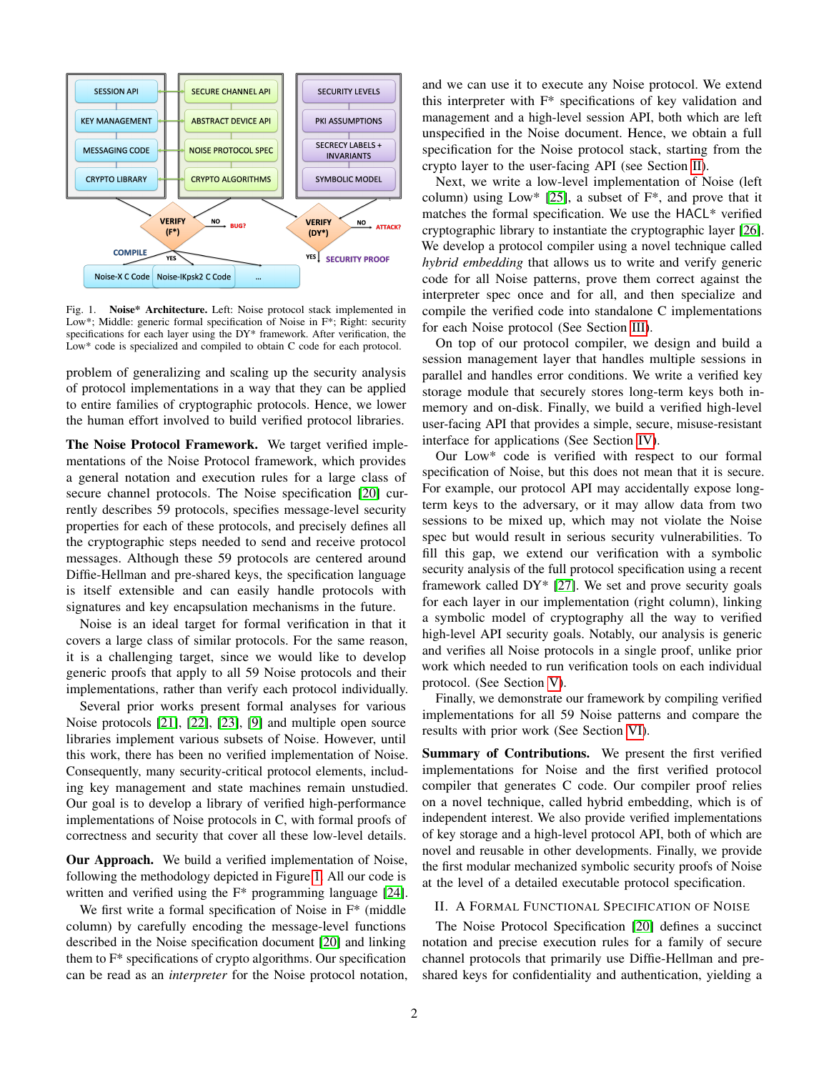Fig. 1. **Noise* Architecture.** Left: Noise protocol stack implemented in Low*; Middle: generic formal specification of Noise in F*; Right: security specifications for each layer using the DY* framework. After verification, the Low* code is specialized and compiled to obtain C code for each protocol.

problem of generalizing and scaling up the security analysis of protocol implementations in a way that they can be applied to entire families of cryptographic protocols. Hence, we lower the human effort involved to build verified protocol libraries.

**The Noise Protocol Framework.** We target verified implementations of the Noise Protocol framework, which provides a general notation and execution rules for a large class of secure channel protocols. The Noise specification [20] currently describes 59 protocols, specifies message-level security properties for each of these protocols, and precisely defines all the cryptographic steps needed to send and receive protocol messages. Although these 59 protocols are centered around Diffie-Hellman and pre-shared keys, the specification language is itself extensible and can easily handle protocols with signatures and key encapsulation mechanisms in the future.

Noise is an ideal target for formal verification in that it covers a large class of similar protocols. For the same reason, it is a challenging target, since we would like to develop generic proofs that apply to all 59 Noise protocols and their implementations, rather than verify each protocol individually.

Several prior works present formal analyses for various Noise protocols [21], [22], [23], [9] and multiple open source libraries implement various subsets of Noise. However, until this work, there has been no verified implementation of Noise. Consequently, many security-critical protocol elements, including key management and state machines remain unstudied. Our goal is to develop a library of verified high-performance implementations of Noise protocols in C, with formal proofs of correctness and security that cover all these low-level details.

**Our Approach.** We build a verified implementation of Noise, following the methodology depicted in Figure 1. All our code is written and verified using the F* programming language [24].

We first write a formal specification of Noise in F* (middle column) by carefully encoding the message-level functions described in the Noise specification document [20] and linking them to F* specifications of crypto algorithms. Our specification can be read as an *interpreter* for the Noise protocol notation, and we can use it to execute any Noise protocol. We extend this interpreter with F* specifications of key validation and management and a high-level session API, both which are left unspecified in the Noise document. Hence, we obtain a full specification for the Noise protocol stack, starting from the crypto layer to the user-facing API (see Section II).

Next, we write a low-level implementation of Noise (left column) using Low* [25], a subset of F*, and prove that it matches the formal specification. We use the HACL* verified cryptographic library to instantiate the cryptographic layer [26]. We develop a protocol compiler using a novel technique called *hybrid embedding* that allows us to write and verify generic code for all Noise patterns, prove them correct against the interpreter spec once and for all, and then specialize and compile the verified code into standalone C implementations for each Noise protocol (See Section III).

On top of our protocol compiler, we design and build a session management layer that handles multiple sessions in parallel and handles error conditions. We write a verified key storage module that securely stores long-term keys both in-memory and on-disk. Finally, we build a verified high-level user-facing API that provides a simple, secure, misuse-resistant interface for applications (See Section IV).

Our Low* code is verified with respect to our formal specification of Noise, but this does not mean that it is secure. For example, our protocol API may accidentally expose long-term keys to the adversary, or it may allow data from two sessions to be mixed up, which may not violate the Noise spec but would result in serious security vulnerabilities. To fill this gap, we extend our verification with a symbolic security analysis of the full protocol specification using a recent framework called DY* [27]. We set and prove security goals for each layer in our implementation (right column), linking a symbolic model of cryptography all the way to verified high-level API security goals. Notably, our analysis is generic and verifies all Noise protocols in a single proof, unlike prior work which needed to run verification tools on each individual protocol. (See Section V).

Finally, we demonstrate our framework by compiling verified implementations for all 59 Noise patterns and compare the results with prior work (See Section VI).

**Summary of Contributions.** We present the first verified implementations for Noise and the first verified protocol compiler that generates C code. Our compiler proof relies on a novel technique, called hybrid embedding, which is of independent interest. We also provide verified implementations of key storage and a high-level protocol API, both of which are novel and reusable in other developments. Finally, we provide the first modular mechanized symbolic security proofs of Noise at the level of a detailed executable protocol specification.

## II. A Formal Functional Specification of Noise

The Noise Protocol Specification [20] defines a succinct notation and precise execution rules for a family of secure channel protocols that primarily use Diffie-Hellman and pre-shared keys for confidentiality and authentication, yielding a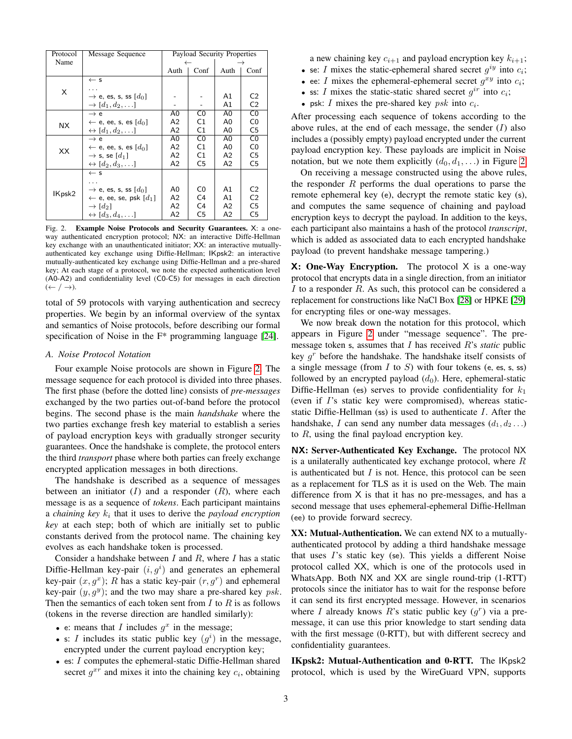| Protocol Name | Message Sequence | Payload Security Properties | | | |
|---|---|---|---|---|---|
| | | $\leftarrow$ | | $\rightarrow$ | |
| | | Auth | Conf | Auth | Conf |
| X | $\leftarrow$ s | | | | |
| | ... | | | | |
| | $\rightarrow$ e, es, s, ss $[d_0]$ | - | - | A1 | C2 |
| | $\rightarrow [d_1, d_2, \ldots]$ | - | - | A1 | C2 |
| NX | $\rightarrow$ e | A0 | C0 | A0 | C0 |
| | $\leftarrow$ e, ee, s, es $[d_0]$ | A2 | C1 | A0 | C0 |
| | $\leftrightarrow [d_1, d_2, \ldots]$ | A2 | C1 | A0 | C5 |
| XX | $\rightarrow$ e | A0 | C0 | A0 | C0 |
| | $\leftarrow$ e, ee, s, es $[d_0]$ | A2 | C1 | A0 | C0 |
| | $\rightarrow$ s, se $[d_1]$ | A2 | C1 | A2 | C5 |
| | $\leftrightarrow [d_2, d_3, \ldots]$ | A2 | C5 | A2 | C5 |
| IKpsk2 | $\leftarrow$ s | | | | |
| | ... | | | | |
| | $\rightarrow$ e, es, s, ss $[d_0]$ | A0 | C0 | A1 | C2 |
| | $\leftarrow$ e, ee, se, psk $[d_1]$ | A2 | C4 | A1 | C2 |
| | $\rightarrow [d_2]$ | A2 | C4 | A2 | C5 |
| | $\leftrightarrow [d_3, d_4, \ldots]$ | A2 | C5 | A2 | C5 |

Fig. 2. **Example Noise Protocols and Security Guarantees.** X: a one-way authenticated encryption protocol; NX: an interactive Diffe-Hellman key exchange with an unauthenticated initiator; XX: an interactive mutually-authenticated key exchange using Diffie-Hellman; IKpsk2: an interactive mutually-authenticated key exchange using Diffie-Hellman and a pre-shared key; At each stage of a protocol, we note the expected authentication level (A0-A2) and confidentiality level (C0-C5) for messages in each direction ($\leftarrow$ / $\rightarrow$).

total of 59 protocols with varying authentication and secrecy properties. We begin by an informal overview of the syntax and semantics of Noise protocols, before describing our formal specification of Noise in the F* programming language [24].

### A. Noise Protocol Notation

Four example Noise protocols are shown in Figure 2. The message sequence for each protocol is divided into three phases. The first phase (before the dotted line) consists of *pre-messages* exchanged by the two parties out-of-band before the protocol begins. The second phase is the main *handshake* where the two parties exchange fresh key material to establish a series of payload encryption keys with gradually stronger security guarantees. Once the handshake is complete, the protocol enters the third *transport* phase where both parties can freely exchange encrypted application messages in both directions.

The handshake is described as a sequence of messages between an initiator ($I$) and a responder ($R$), where each message is as a sequence of *tokens*. Each participant maintains a *chaining key* $k_i$ that it uses to derive the *payload encryption key* at each step; both of which are initially set to public constants derived from the protocol name. The chaining key evolves as each handshake token is processed.

Consider a handshake between $I$ and $R$, where $I$ has a static Diffie-Hellman key-pair $(i, g^i)$ and generates an ephemeral key-pair $(x, g^x)$; $R$ has a static key-pair $(r, g^r)$ and ephemeral key-pair $(y, g^y)$; and the two may share a pre-shared key $psk$. Then the semantics of each token sent from $I$ to $R$ is as follows (tokens in the reverse direction are handled similarly):

- e: means that $I$ includes $g^x$ in the message;
- s: $I$ includes its static public key ($g^i$) in the message, encrypted under the current payload encryption key;
- es: $I$ computes the ephemeral-static Diffie-Hellman shared secret $g^{xr}$ and mixes it into the chaining key $c_i$, obtaining a new chaining key $c_{i+1}$ and payload encryption key $k_{i+1}$;
- se: $I$ mixes the static-ephemeral shared secret $g^{iy}$ into $c_i$;
- ee: $I$ mixes the ephemeral-ephemeral secret $g^{xy}$ into $c_i$;
- ss: $I$ mixes the static-static shared secret $g^{ir}$ into $c_i$;
- psk: $I$ mixes the pre-shared key $psk$ into $c_i$.

After processing each sequence of tokens according to the above rules, at the end of each message, the sender ($I$) also includes a (possibly empty) payload encrypted under the current payload encryption key. These payloads are implicit in Noise notation, but we note them explicitly ($d_0, d_1, \ldots$) in Figure 2.

On receiving a message constructed using the above rules, the responder $R$ performs the dual operations to parse the remote ephemeral key (e), decrypt the remote static key (s), and computes the same sequence of chaining and payload encryption keys to decrypt the payload. In addition to the keys, each participant also maintains a hash of the protocol *transcript*, which is added as associated data to each encrypted handshake payload (to prevent handshake message tampering.)

**X: One-Way Encryption.** The protocol X is a one-way protocol that encrypts data in a single direction, from an initiator $I$ to a responder $R$. As such, this protocol can be considered a replacement for constructions like NaCl Box [28] or HPKE [29] for encrypting files or one-way messages.

We now break down the notation for this protocol, which appears in Figure 2 under "message sequence". The pre-message token s, assumes that $I$ has received $R$'s *static* public key $g^r$ before the handshake. The handshake itself consists of a single message (from $I$ to $S$) with four tokens (e, es, s, ss) followed by an encrypted payload ($d_0$). Here, ephemeral-static Diffie-Hellman (es) serves to provide confidentiality for $k_1$ (even if $I$'s static key were compromised), whereas static-static Diffie-Hellman (ss) is used to authenticate $I$. After the handshake, $I$ can send any number data messages ($d_1, d_2 \ldots$) to $R$, using the final payload encryption key.

**NX: Server-Authenticated Key Exchange.** The protocol NX is a unilaterally authenticated key exchange protocol, where $R$ is authenticated but $I$ is not. Hence, this protocol can be seen as a replacement for TLS as it is used on the Web. The main difference from X is that it has no pre-messages, and has a second message that uses ephemeral-ephemeral Diffie-Hellman (ee) to provide forward secrecy.

**XX: Mutual-Authentication.** We can extend NX to a mutually-authenticated protocol by adding a third handshake message that uses $I$'s static key (se). This yields a different Noise protocol called XX, which is one of the protocols used in WhatsApp. Both NX and XX are single round-trip (1-RTT) protocols since the initiator has to wait for the response before it can send its first encrypted message. However, in scenarios where $I$ already knows $R$'s static public key ($g^r$) via a pre-message, it can use this prior knowledge to start sending data with the first message (0-RTT), but with different secrecy and confidentiality guarantees.

**IKpsk2: Mutual-Authentication and 0-RTT.** The IKpsk2 protocol, which is used by the WireGuard VPN, supports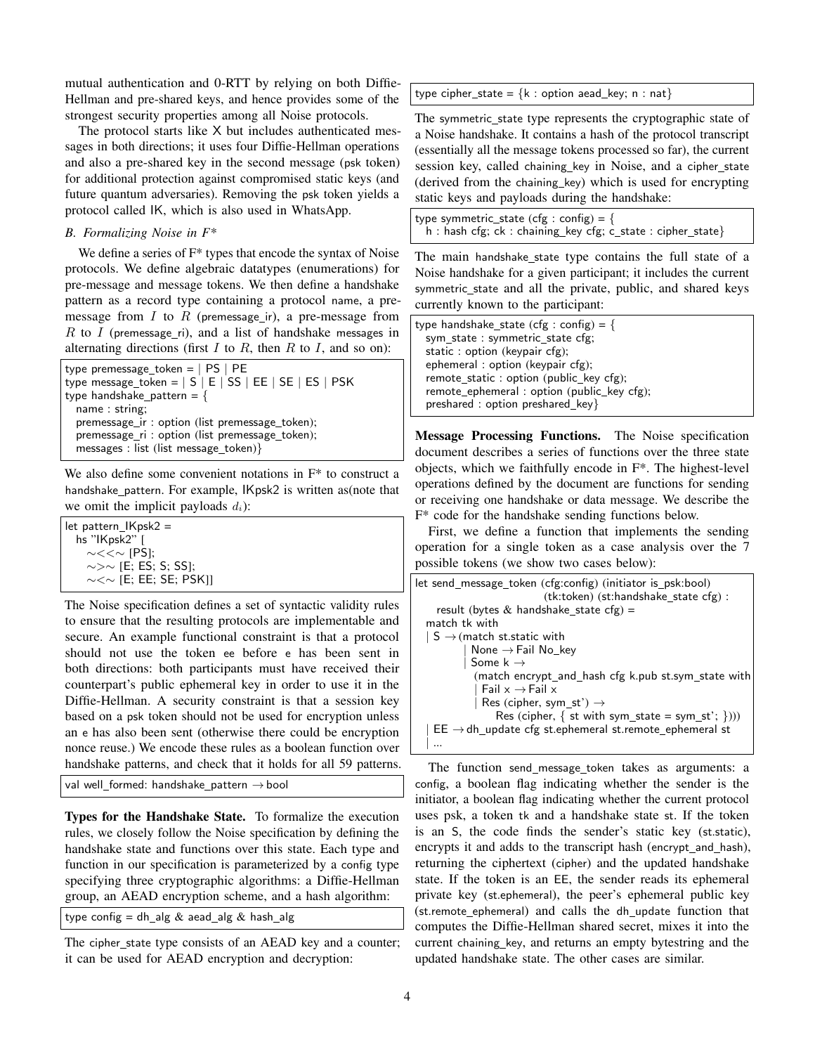mutual authentication and 0-RTT by relying on both Diffie-Hellman and pre-shared keys, and hence provides some of the strongest security properties among all Noise protocols.

The protocol starts like X but includes authenticated messages in both directions; it uses four Diffie-Hellman operations and also a pre-shared key in the second message (psk token) for additional protection against compromised static keys (and future quantum adversaries). Removing the psk token yields a protocol called IK, which is also used in WhatsApp.

### *B. Formalizing Noise in F\**

We define a series of F* types that encode the syntax of Noise protocols. We define algebraic datatypes (enumerations) for pre-message and message tokens. We then define a handshake pattern as a record type containing a protocol name, a pre-message from $I$ to $R$ (premessage_ir), a pre-message from $R$ to $I$ (premessage_ri), and a list of handshake messages in alternating directions (first $I$ to $R$, then $R$ to $I$, and so on):

```
type premessage_token = | PS | PE
type message_token = | S | E | SS | EE | SE | ES | PSK
type handshake_pattern = {
  name : string;
  premessage_ir : option (list premessage_token);
  premessage_ri : option (list premessage_token);
  messages : list (list message_token)}
```

We also define some convenient notations in F* to construct a handshake_pattern. For example, IKpsk2 is written as(note that we omit the implicit payloads $d_i$):

```
let pattern_IKpsk2 =
  hs "IKpsk2" [
    ∼<<∼ [PS];
    ∼>∼ [E; ES; S; SS];
    ∼<∼ [E; EE; SE; PSK]]
```

The Noise specification defines a set of syntactic validity rules to ensure that the resulting protocols are implementable and secure. An example functional constraint is that a protocol should not use the token ee before e has been sent in both directions: both participants must have received their counterpart's public ephemeral key in order to use it in the Diffie-Hellman. A security constraint is that a session key based on a psk token should not be used for encryption unless an e has also been sent (otherwise there could be encryption nonce reuse.) We encode these rules as a boolean function over handshake patterns, and check that it holds for all 59 patterns.

```
val well_formed: handshake_pattern → bool
```

**Types for the Handshake State.** To formalize the execution rules, we closely follow the Noise specification by defining the handshake state and functions over this state. Each type and function in our specification is parameterized by a config type specifying three cryptographic algorithms: a Diffie-Hellman group, an AEAD encryption scheme, and a hash algorithm:

```
type config = dh_alg & aead_alg & hash_alg
```

The cipher_state type consists of an AEAD key and a counter; it can be used for AEAD encryption and decryption:

```
type cipher_state = {k : option aead_key; n : nat}
```

The symmetric_state type represents the cryptographic state of a Noise handshake. It contains a hash of the protocol transcript (essentially all the message tokens processed so far), the current session key, called chaining_key in Noise, and a cipher_state (derived from the chaining_key) which is used for encrypting static keys and payloads during the handshake:

```
type symmetric_state (cfg : config) = {
  h : hash cfg; ck : chaining_key cfg; c_state : cipher_state}
```

The main handshake_state type contains the full state of a Noise handshake for a given participant; it includes the current symmetric_state and all the private, public, and shared keys currently known to the participant:

```
type handshake_state (cfg : config) = {
  sym_state : symmetric_state cfg;
  static : option (keypair cfg);
  ephemeral : option (keypair cfg);
  remote_static : option (public_key cfg);
  remote_ephemeral : option (public_key cfg);
  preshared : option preshared_key}
```

**Message Processing Functions.** The Noise specification document describes a series of functions over the three state objects, which we faithfully encode in F*. The highest-level operations defined by the document are functions for sending or receiving one handshake or data message. We describe the F* code for the handshake sending functions below.

First, we define a function that implements the sending operation for a single token as a case analysis over the 7 possible tokens (we show two cases below):

```
let send_message_token (cfg:config) (initiator is_psk:bool)
                       (tk:token) (st:handshake_state cfg) :
    result (bytes & handshake_state cfg) =
  match tk with
  | S →(match st.static with
        | None → Fail No_key
        | Some k →
          (match encrypt_and_hash cfg k.pub st.sym_state with
           | Fail x → Fail x
           | Res (cipher, sym_st') →
               Res (cipher, { st with sym_state = sym_st'; })))
  | EE → dh_update cfg st.ephemeral st.remote_ephemeral st
  | ...
```

The function send_message_token takes as arguments: a config, a boolean flag indicating whether the sender is the initiator, a boolean flag indicating whether the current protocol uses psk, a token tk and a handshake state st. If the token is an S, the code finds the sender's static key (st.static), encrypts it and adds to the transcript hash (encrypt_and_hash), returning the ciphertext (cipher) and the updated handshake state. If the token is an EE, the sender reads its ephemeral private key (st.ephemeral), the peer's ephemeral public key (st.remote_ephemeral) and calls the dh_update function that computes the Diffie-Hellman shared secret, mixes it into the current chaining_key, and returns an empty bytestring and the updated handshake state. The other cases are similar.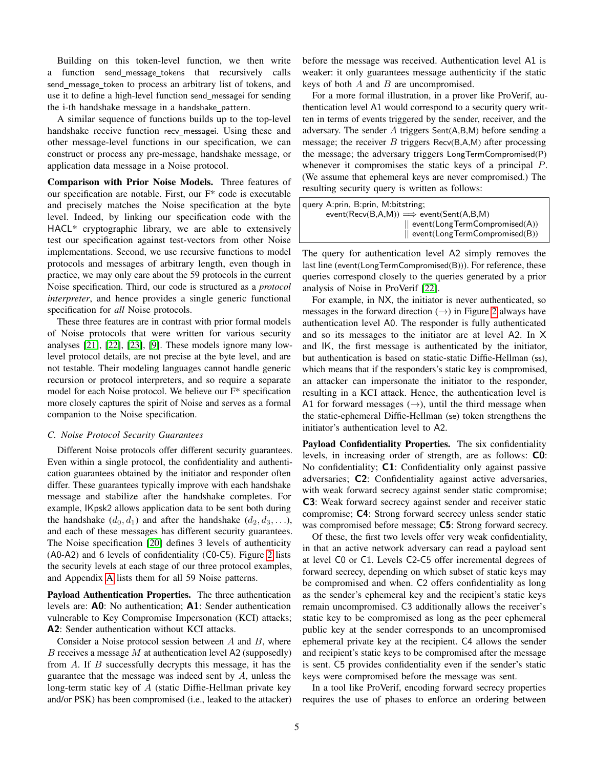Building on this token-level function, we then write a function send_message_tokens that recursively calls send_message_token to process an arbitrary list of tokens, and use it to define a high-level function send_messagei for sending the i-th handshake message in a handshake_pattern.

A similar sequence of functions builds up to the top-level handshake receive function recv_messagei. Using these and other message-level functions in our specification, we can construct or process any pre-message, handshake message, or application data message in a Noise protocol.

**Comparison with Prior Noise Models.** Three features of our specification are notable. First, our F* code is executable and precisely matches the Noise specification at the byte level. Indeed, by linking our specification code with the HACL* cryptographic library, we are able to extensively test our specification against test-vectors from other Noise implementations. Second, we use recursive functions to model protocols and messages of arbitrary length, even though in practice, we may only care about the 59 protocols in the current Noise specification. Third, our code is structured as a *protocol interpreter*, and hence provides a single generic functional specification for *all* Noise protocols.

These three features are in contrast with prior formal models of Noise protocols that were written for various security analyses [21], [22], [23], [9]. These models ignore many low-level protocol details, are not precise at the byte level, and are not testable. Their modeling languages cannot handle generic recursion or protocol interpreters, and so require a separate model for each Noise protocol. We believe our F* specification more closely captures the spirit of Noise and serves as a formal companion to the Noise specification.

### C. Noise Protocol Security Guarantees

Different Noise protocols offer different security guarantees. Even within a single protocol, the confidentiality and authentication guarantees obtained by the initiator and responder often differ. These guarantees typically improve with each handshake message and stabilize after the handshake completes. For example, IKpsk2 allows application data to be sent both during the handshake $(d_0, d_1)$ and after the handshake $(d_2, d_3, \ldots)$, and each of these messages has different security guarantees. The Noise specification [20] defines 3 levels of authenticity (A0-A2) and 6 levels of confidentiality (C0-C5). Figure 2 lists the security levels at each stage of our three protocol examples, and Appendix A lists them for all 59 Noise patterns.

**Payload Authentication Properties.** The three authentication levels are: **A0**: No authentication; **A1**: Sender authentication vulnerable to Key Compromise Impersonation (KCI) attacks; **A2**: Sender authentication without KCI attacks.

Consider a Noise protocol session between $A$ and $B$, where $B$ receives a message $M$ at authentication level A2 (supposedly) from $A$. If $B$ successfully decrypts this message, it has the guarantee that the message was indeed sent by $A$, unless the long-term static key of $A$ (static Diffie-Hellman private key and/or PSK) has been compromised (i.e., leaked to the attacker) before the message was received. Authentication level A1 is weaker: it only guarantees message authenticity if the static keys of both $A$ and $B$ are uncompromised.

For a more formal illustration, in a prover like ProVerif, authentication level A1 would correspond to a security query written in terms of events triggered by the sender, receiver, and the adversary. The sender $A$ triggers Sent(A,B,M) before sending a message; the receiver $B$ triggers Recv(B,A,M) after processing the message; the adversary triggers LongTermCompromised(P) whenever it compromises the static keys of a principal $P$. (We assume that ephemeral keys are never compromised.) The resulting security query is written as follows:

```
query A:prin, B:prin, M:bitstring;
    event(Recv(B,A,M)) ==> event(Sent(A,B,M))
                          || event(LongTermCompromised(A))
                          || event(LongTermCompromised(B))
```

The query for authentication level A2 simply removes the last line (event(LongTermCompromised(B))). For reference, these queries correspond closely to the queries generated by a prior analysis of Noise in ProVerif [22].

For example, in NX, the initiator is never authenticated, so messages in the forward direction ($\rightarrow$) in Figure 2 always have authentication level A0. The responder is fully authenticated and so its messages to the initiator are at level A2. In X and IK, the first message is authenticated by the initiator, but authentication is based on static-static Diffie-Hellman (ss), which means that if the responders's static key is compromised, an attacker can impersonate the initiator to the responder, resulting in a KCI attack. Hence, the authentication level is A1 for forward messages ($\rightarrow$), until the third message when the static-ephemeral Diffie-Hellman (se) token strengthens the initiator's authentication level to A2.

**Payload Confidentiality Properties.** The six confidentiality levels, in increasing order of strength, are as follows: **C0**: No confidentiality; **C1**: Confidentiality only against passive adversaries; **C2**: Confidentiality against active adversaries, with weak forward secrecy against sender static compromise; **C3**: Weak forward secrecy against sender and receiver static compromise; **C4**: Strong forward secrecy unless sender static was compromised before message; **C5**: Strong forward secrecy.

Of these, the first two levels offer very weak confidentiality, in that an active network adversary can read a payload sent at level C0 or C1. Levels C2-C5 offer incremental degrees of forward secrecy, depending on which subset of static keys may be compromised and when. C2 offers confidentiality as long as the sender's ephemeral key and the recipient's static keys remain uncompromised. C3 additionally allows the receiver's static key to be compromised as long as the peer ephemeral public key at the sender corresponds to an uncompromised ephemeral private key at the recipient. C4 allows the sender and recipient's static keys to be compromised after the message is sent. C5 provides confidentiality even if the sender's static keys were compromised before the message was sent.

In a tool like ProVerif, encoding forward secrecy properties requires the use of phases to enforce an ordering between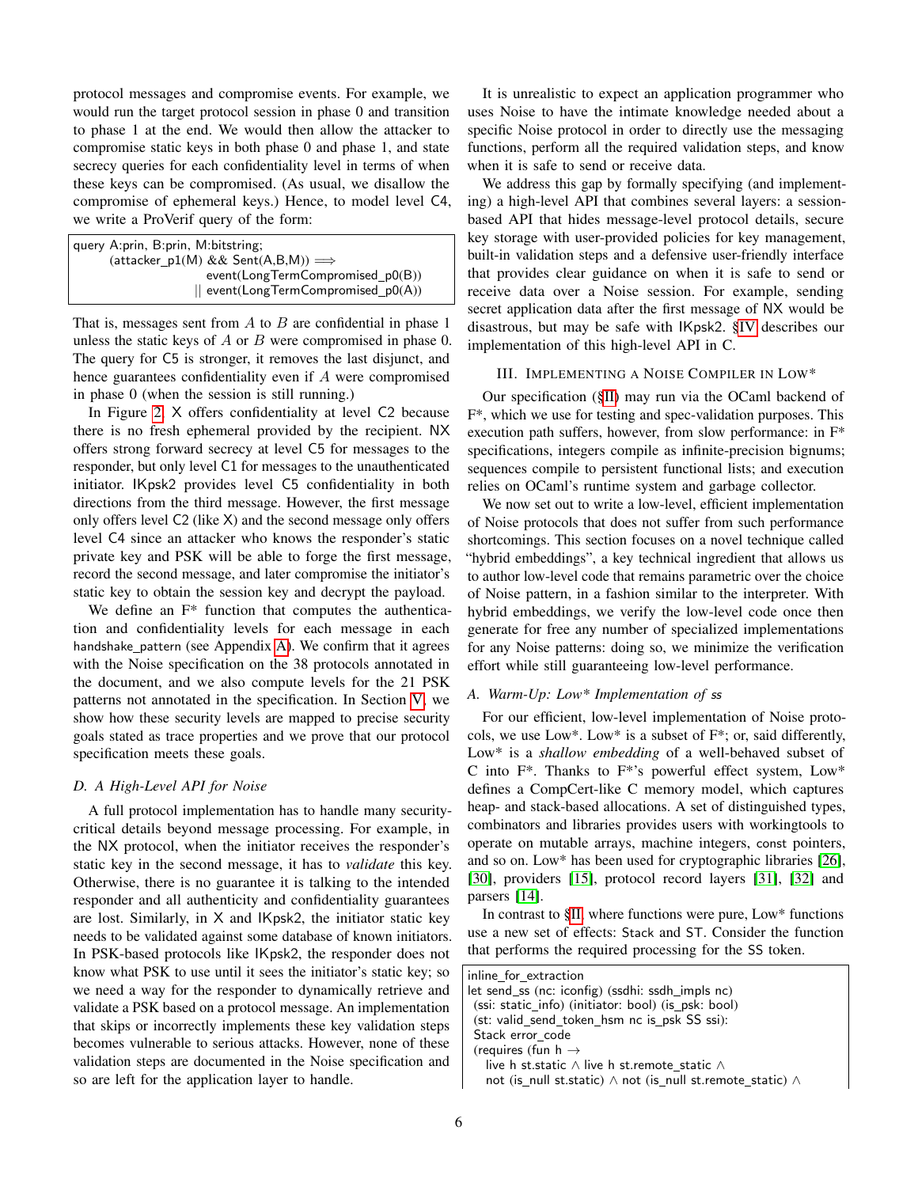protocol messages and compromise events. For example, we would run the target protocol session in phase 0 and transition to phase 1 at the end. We would then allow the attacker to compromise static keys in both phase 0 and phase 1, and state secrecy queries for each confidentiality level in terms of when these keys can be compromised. (As usual, we disallow the compromise of ephemeral keys.) Hence, to model level C4, we write a ProVerif query of the form:

```
query A:prin, B:prin, M:bitstring;
      (attacker_p1(M) && Sent(A,B,M)) ⟹
                         event(LongTermCompromised_p0(B))
                      || event(LongTermCompromised_p0(A))
```

That is, messages sent from $A$ to $B$ are confidential in phase 1 unless the static keys of $A$ or $B$ were compromised in phase 0. The query for C5 is stronger, it removes the last disjunct, and hence guarantees confidentiality even if $A$ were compromised in phase 0 (when the session is still running.)

In Figure 2, X offers confidentiality at level C2 because there is no fresh ephemeral provided by the recipient. NX offers strong forward secrecy at level C5 for messages to the responder, but only level C1 for messages to the unauthenticated initiator. IKpsk2 provides level C5 confidentiality in both directions from the third message. However, the first message only offers level C2 (like X) and the second message only offers level C4 since an attacker who knows the responder's static private key and PSK will be able to forge the first message, record the second message, and later compromise the initiator's static key to obtain the session key and decrypt the payload.

We define an F* function that computes the authentication and confidentiality levels for each message in each handshake_pattern (see Appendix A). We confirm that it agrees with the Noise specification on the 38 protocols annotated in the document, and we also compute levels for the 21 PSK patterns not annotated in the specification. In Section V, we show how these security levels are mapped to precise security goals stated as trace properties and we prove that our protocol specification meets these goals.

### D. A High-Level API for Noise

A full protocol implementation has to handle many security-critical details beyond message processing. For example, in the NX protocol, when the initiator receives the responder's static key in the second message, it has to *validate* this key. Otherwise, there is no guarantee it is talking to the intended responder and all authenticity and confidentiality guarantees are lost. Similarly, in X and IKpsk2, the initiator static key needs to be validated against some database of known initiators. In PSK-based protocols like IKpsk2, the responder does not know what PSK to use until it sees the initiator's static key; so we need a way for the responder to dynamically retrieve and validate a PSK based on a protocol message. An implementation that skips or incorrectly implements these key validation steps becomes vulnerable to serious attacks. However, none of these validation steps are documented in the Noise specification and so are left for the application layer to handle.

It is unrealistic to expect an application programmer who uses Noise to have the intimate knowledge needed about a specific Noise protocol in order to directly use the messaging functions, perform all the required validation steps, and know when it is safe to send or receive data.

We address this gap by formally specifying (and implementing) a high-level API that combines several layers: a session-based API that hides message-level protocol details, secure key storage with user-provided policies for key management, built-in validation steps and a defensive user-friendly interface that provides clear guidance on when it is safe to send or receive data over a Noise session. For example, sending secret application data after the first message of NX would be disastrous, but may be safe with IKpsk2. §IV describes our implementation of this high-level API in C.

## III. Implementing a Noise Compiler in Low*

Our specification (§II) may run via the OCaml backend of F*, which we use for testing and spec-validation purposes. This execution path suffers, however, from slow performance: in F* specifications, integers compile as infinite-precision bignums; sequences compile to persistent functional lists; and execution relies on OCaml's runtime system and garbage collector.

We now set out to write a low-level, efficient implementation of Noise protocols that does not suffer from such performance shortcomings. This section focuses on a novel technique called "hybrid embeddings", a key technical ingredient that allows us to author low-level code that remains parametric over the choice of Noise pattern, in a fashion similar to the interpreter. With hybrid embeddings, we verify the low-level code once then generate for free any number of specialized implementations for any Noise patterns: doing so, we minimize the verification effort while still guaranteeing low-level performance.

### A. Warm-Up: Low* Implementation of ss

For our efficient, low-level implementation of Noise protocols, we use Low*. Low* is a subset of F*; or, said differently, Low* is a *shallow embedding* of a well-behaved subset of C into F*. Thanks to F*'s powerful effect system, Low* defines a CompCert-like C memory model, which captures heap- and stack-based allocations. A set of distinguished types, combinators and libraries provides users with workingtools to operate on mutable arrays, machine integers, const pointers, and so on. Low* has been used for cryptographic libraries [26], [30], providers [15], protocol record layers [31], [32] and parsers [14].

In contrast to §II, where functions were pure, Low* functions use a new set of effects: Stack and ST. Consider the function that performs the required processing for the SS token.

```
inline_for_extraction
let send_ss (nc: iconfig) (ssdhi: ssdh_impls nc)
 (ssi: static_info) (initiator: bool) (is_psk: bool)
 (st: valid_send_token_hsm nc is_psk SS ssi):
 Stack error_code
 (requires (fun h →
   live h st.static ∧ live h st.remote_static ∧
   not (is_null st.static) ∧ not (is_null st.remote_static) ∧
```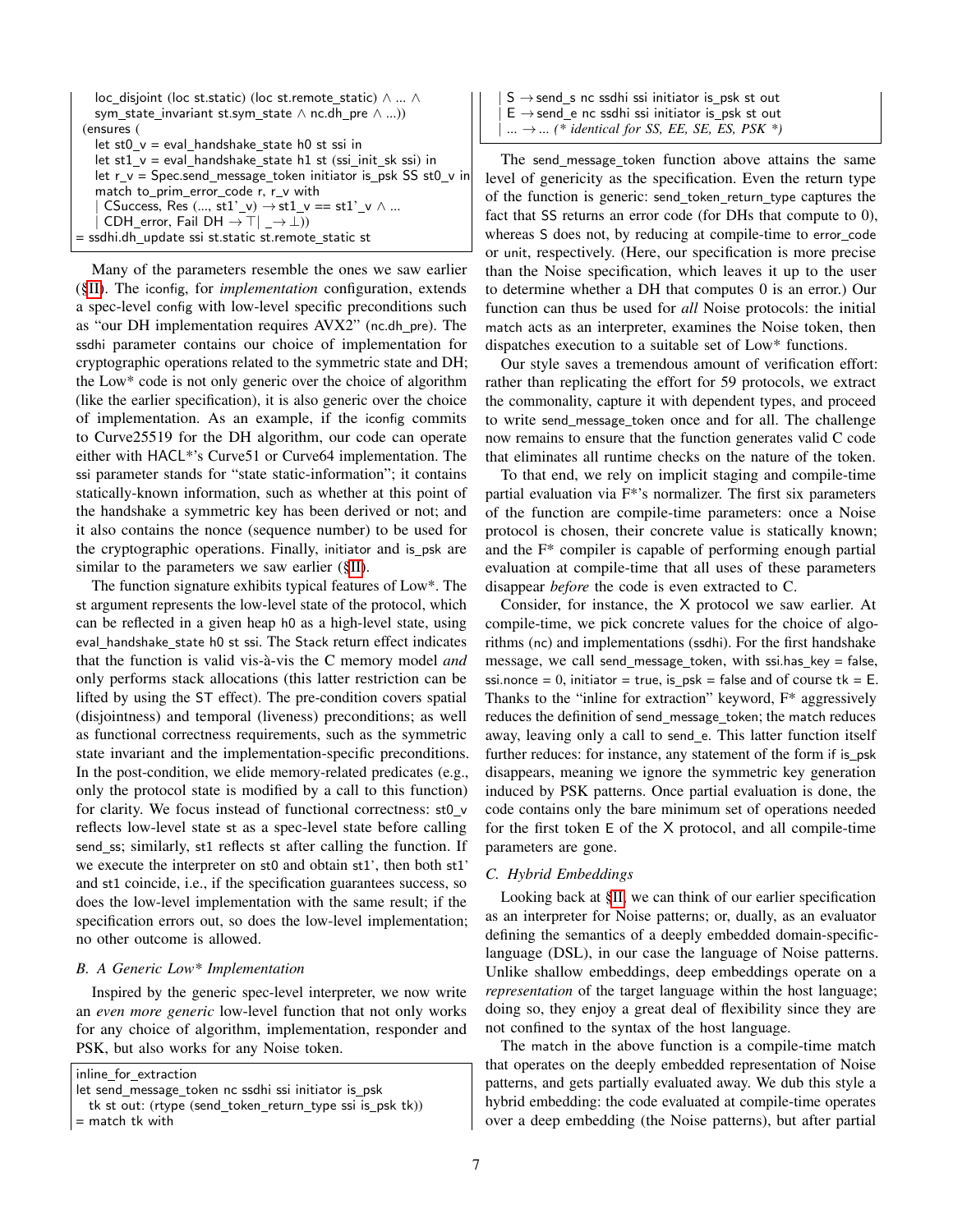```
  loc_disjoint (loc st.static) (loc st.remote_static) ∧ ... ∧
  sym_state_invariant st.sym_state ∧ nc.dh_pre ∧ ...))
 (ensures (
  let st0_v = eval_handshake_state h0 st ssi in
  let st1_v = eval_handshake_state h1 st (ssi_init_sk ssi) in
  let r_v = Spec.send_message_token initiator is_psk SS st0_v in
  match to_prim_error_code r, r_v with
  | CSuccess, Res (..., st1'_v) → st1_v == st1'_v ∧ ...
  | CDH_error, Fail DH → ⊤| _ → ⊥))
= ssdhi.dh_update ssi st.static st.remote_static st
```

Many of the parameters resemble the ones we saw earlier (§II). The iconfig, for *implementation* configuration, extends a spec-level config with low-level specific preconditions such as "our DH implementation requires AVX2" (nc.dh_pre). The ssdhi parameter contains our choice of implementation for cryptographic operations related to the symmetric state and DH; the Low* code is not only generic over the choice of algorithm (like the earlier specification), it is also generic over the choice of implementation. As an example, if the iconfig commits to Curve25519 for the DH algorithm, our code can operate either with HACL*'s Curve51 or Curve64 implementation. The ssi parameter stands for "state static-information"; it contains statically-known information, such as whether at this point of the handshake a symmetric key has been derived or not; and it also contains the nonce (sequence number) to be used for the cryptographic operations. Finally, initiator and is_psk are similar to the parameters we saw earlier (§II).

The function signature exhibits typical features of Low*. The st argument represents the low-level state of the protocol, which can be reflected in a given heap h0 as a high-level state, using eval_handshake_state h0 st ssi. The Stack return effect indicates that the function is valid vis-à-vis the C memory model *and* only performs stack allocations (this latter restriction can be lifted by using the ST effect). The pre-condition covers spatial (disjointness) and temporal (liveness) preconditions; as well as functional correctness requirements, such as the symmetric state invariant and the implementation-specific preconditions. In the post-condition, we elide memory-related predicates (e.g., only the protocol state is modified by a call to this function) for clarity. We focus instead of functional correctness: st0_v reflects low-level state st as a spec-level state before calling send_ss; similarly, st1 reflects st after calling the function. If we execute the interpreter on st0 and obtain st1', then both st1' and st1 coincide, i.e., if the specification guarantees success, so does the low-level implementation with the same result; if the specification errors out, so does the low-level implementation; no other outcome is allowed.

### B. A Generic Low* Implementation

Inspired by the generic spec-level interpreter, we now write an *even more generic* low-level function that not only works for any choice of algorithm, implementation, responder and PSK, but also works for any Noise token.

```
inline_for_extraction
let send_message_token nc ssdhi ssi initiator is_psk
  tk st out: (rtype (send_token_return_type ssi is_psk tk))
= match tk with
  | S → send_s nc ssdhi ssi initiator is_psk st out
  | E → send_e nc ssdhi ssi initiator is_psk st out
  | ... → ... (* identical for SS, EE, SE, ES, PSK *)
```

The send_message_token function above attains the same level of genericity as the specification. Even the return type of the function is generic: send_token_return_type captures the fact that SS returns an error code (for DHs that compute to 0), whereas S does not, by reducing at compile-time to error_code or unit, respectively. (Here, our specification is more precise than the Noise specification, which leaves it up to the user to determine whether a DH that computes 0 is an error.) Our function can thus be used for *all* Noise protocols: the initial match acts as an interpreter, examines the Noise token, then dispatches execution to a suitable set of Low* functions.

Our style saves a tremendous amount of verification effort: rather than replicating the effort for 59 protocols, we extract the commonality, capture it with dependent types, and proceed to write send_message_token once and for all. The challenge now remains to ensure that the function generates valid C code that eliminates all runtime checks on the nature of the token.

To that end, we rely on implicit staging and compile-time partial evaluation via F*'s normalizer. The first six parameters of the function are compile-time parameters: once a Noise protocol is chosen, their concrete value is statically known; and the F* compiler is capable of performing enough partial evaluation at compile-time that all uses of these parameters disappear *before* the code is even extracted to C.

Consider, for instance, the X protocol we saw earlier. At compile-time, we pick concrete values for the choice of algorithms (nc) and implementations (ssdhi). For the first handshake message, we call send_message_token, with ssi.has_key = false, ssi.nonce = 0, initiator = true, is_psk = false and of course tk = E. Thanks to the "inline for extraction" keyword, F* aggressively reduces the definition of send_message_token; the match reduces away, leaving only a call to send_e. This latter function itself further reduces: for instance, any statement of the form if is_psk disappears, meaning we ignore the symmetric key generation induced by PSK patterns. Once partial evaluation is done, the code contains only the bare minimum set of operations needed for the first token E of the X protocol, and all compile-time parameters are gone.

### C. Hybrid Embeddings

Looking back at §II, we can think of our earlier specification as an interpreter for Noise patterns; or, dually, as an evaluator defining the semantics of a deeply embedded domain-specific-language (DSL), in our case the language of Noise patterns. Unlike shallow embeddings, deep embeddings operate on a *representation* of the target language within the host language; doing so, they enjoy a great deal of flexibility since they are not confined to the syntax of the host language.

The match in the above function is a compile-time match that operates on the deeply embedded representation of Noise patterns, and gets partially evaluated away. We dub this style a hybrid embedding: the code evaluated at compile-time operates over a deep embedding (the Noise patterns), but after partial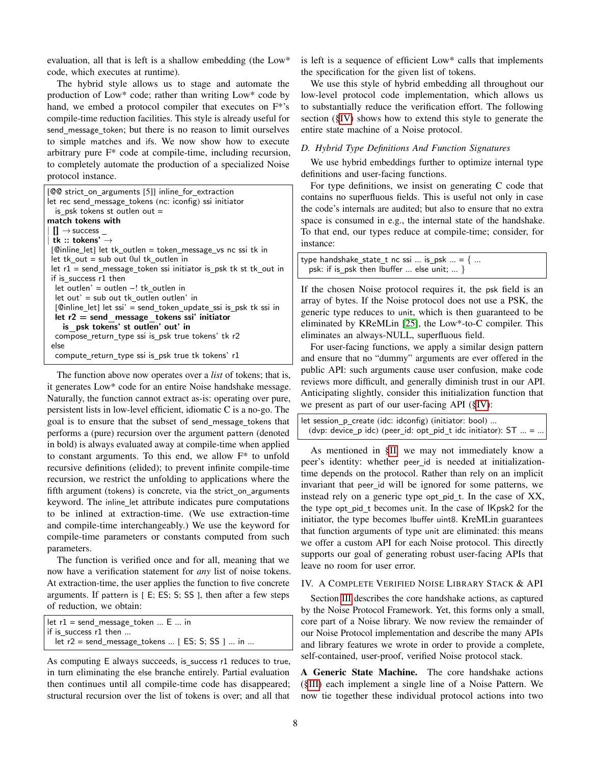evaluation, all that is left is a shallow embedding (the Low* code, which executes at runtime).

The hybrid style allows us to stage and automate the production of Low* code; rather than writing Low* code by hand, we embed a protocol compiler that executes on F*'s compile-time reduction facilities. This style is already useful for send_message_token; but there is no reason to limit ourselves to simple matches and ifs. We now show how to execute arbitrary pure F* code at compile-time, including recursion, to completely automate the production of a specialized Noise protocol instance.

```
[@@ strict_on_arguments [5]] inline_for_extraction
let rec send_message_tokens (nc: iconfig) ssi initiator
  is_psk tokens st outlen out =
match tokens with
| [] → success _
| tk :: tokens' →
 [@inline_let] let tk_outlen = token_message_vs nc ssi tk in
 let tk_out = sub out 0ul tk_outlen in
 let r1 = send_message_token ssi initiator is_psk tk st tk_out in
 if is_success r1 then
  let outlen' = outlen –! tk_outlen in
  let out' = sub out tk_outlen outlen' in
  [@inline_let] let ssi' = send_token_update_ssi is_psk tk ssi in
  let r2 = send_message_tokens ssi' initiator
    is_psk tokens' st outlen' out' in
  compose_return_type ssi is_psk true tokens' tk r2
 else
  compute_return_type ssi is_psk true tk tokens' r1
```

The function above now operates over a *list* of tokens; that is, it generates Low* code for an entire Noise handshake message. Naturally, the function cannot extract as-is: operating over pure, persistent lists in low-level efficient, idiomatic C is a no-go. The goal is to ensure that the subset of send_message_tokens that performs a (pure) recursion over the argument pattern (denoted in bold) is always evaluated away at compile-time when applied to constant arguments. To this end, we allow F* to unfold recursive definitions (elided); to prevent infinite compile-time recursion, we restrict the unfolding to applications where the fifth argument (tokens) is concrete, via the strict_on_arguments keyword. The inline_let attribute indicates pure computations to be inlined at extraction-time. (We use extraction-time and compile-time interchangeably.) We use the keyword for compile-time parameters or constants computed from such parameters.

The function is verified once and for all, meaning that we now have a verification statement for *any* list of noise tokens. At extraction-time, the user applies the function to five concrete arguments. If pattern is [ E; ES; S; SS ], then after a few steps of reduction, we obtain:

```
let r1 = send_message_token ... E ... in
if is_success r1 then ...
  let r2 = send_message_tokens ... [ ES; S; SS ] ... in ...
```

As computing E always succeeds, is_success r1 reduces to true, in turn eliminating the else branche entirely. Partial evaluation then continues until all compile-time code has disappeared; structural recursion over the list of tokens is over; and all that is left is a sequence of efficient Low* calls that implements the specification for the given list of tokens.

We use this style of hybrid embedding all throughout our low-level protocol code implementation, which allows us to substantially reduce the verification effort. The following section (§IV) shows how to extend this style to generate the entire state machine of a Noise protocol.

### D. Hybrid Type Definitions And Function Signatures

We use hybrid embeddings further to optimize internal type definitions and user-facing functions.

For type definitions, we insist on generating C code that contains no superfluous fields. This is useful not only in case the code's internals are audited; but also to ensure that no extra space is consumed in e.g., the internal state of the handshake. To that end, our types reduce at compile-time; consider, for instance:

```
type handshake_state_t nc ssi ... is_psk ... = { ...
  psk: if is_psk then lbuffer ... else unit; ... }
```

If the chosen Noise protocol requires it, the psk field is an array of bytes. If the Noise protocol does not use a PSK, the generic type reduces to unit, which is then guaranteed to be eliminated by KReMLin [25], the Low*-to-C compiler. This eliminates an always-NULL, superfluous field.

For user-facing functions, we apply a similar design pattern and ensure that no "dummy" arguments are ever offered in the public API: such arguments cause user confusion, make code reviews more difficult, and generally diminish trust in our API. Anticipating slightly, consider this initialization function that we present as part of our user-facing API (§IV):

```
let session_p_create (idc: idconfig) (initiator: bool) ...
  (dvp: device_p idc) (peer_id: opt_pid_t idc initiator): ST ... = ...
```

As mentioned in §II, we may not immediately know a peer's identity: whether peer_id is needed at initialization-time depends on the protocol. Rather than rely on an implicit invariant that peer_id will be ignored for some patterns, we instead rely on a generic type opt_pid_t. In the case of XX, the type opt_pid_t becomes unit. In the case of IKpsk2 for the initiator, the type becomes lbuffer uint8. KreMLin guarantees that function arguments of type unit are eliminated: this means we offer a custom API for each Noise protocol. This directly supports our goal of generating robust user-facing APIs that leave no room for user error.

## IV. A Complete Verified Noise Library Stack & API

Section III describes the core handshake actions, as captured by the Noise Protocol Framework. Yet, this forms only a small, core part of a Noise library. We now review the remainder of our Noise Protocol implementation and describe the many APIs and library features we wrote in order to provide a complete, self-contained, user-proof, verified Noise protocol stack.

**A Generic State Machine.** The core handshake actions (§III) each implement a single line of a Noise Pattern. We now tie together these individual protocol actions into two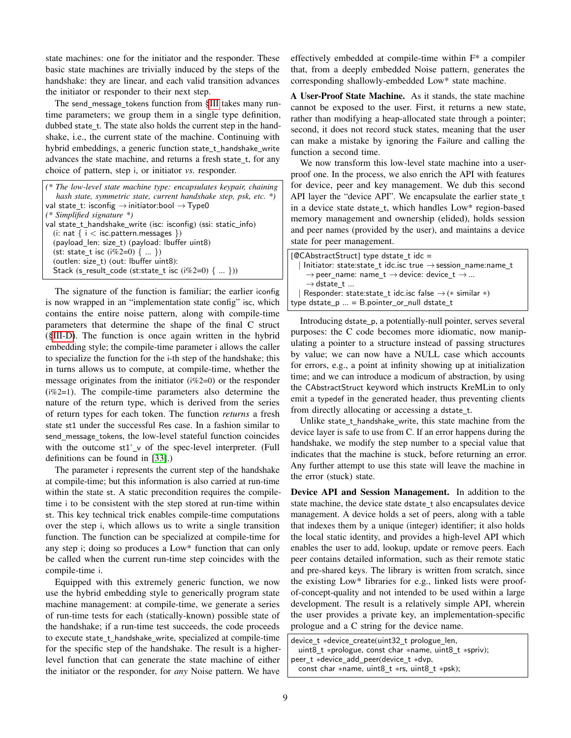state machines: one for the initiator and the responder. These basic state machines are trivially induced by the steps of the handshake: they are linear, and each valid transition advances the initiator or responder to their next step.

The send_message_tokens function from §III takes many run-time parameters; we group them in a single type definition, dubbed state_t. The state also holds the current step in the handshake, i.e., the current state of the machine. Continuing with hybrid embeddings, a generic function state_t_handshake_write advances the state machine, and returns a fresh state_t, for any choice of pattern, step i, or initiator *vs.* responder.

```
(* The low-level state machine type: encapsulates keypair, chaining
   hash state, symmetric state, current handshake step, psk, etc. *)
val state_t: isconfig → initiator:bool → Type0
(* Simplified signature *)
val state_t_handshake_write (isc: isconfig) (ssi: static_info)
  (i: nat { i < isc.pattern.messages })
  (payload_len: size_t) (payload: lbuffer uint8)
  (st: state_t isc (i%2=0) { ... })
  (outlen: size_t) (out: lbuffer uint8):
  Stack (s_result_code (st:state_t isc (i%2=0) { ... }))
```

The signature of the function is familiar; the earlier iconfig is now wrapped in an "implementation state config" isc, which contains the entire noise pattern, along with compile-time parameters that determine the shape of the final C struct (§III-D). The function is once again written in the hybrid embedding style; the compile-time parameter i allows the caller to specialize the function for the i-th step of the handshake; this in turns allows us to compute, at compile-time, whether the message originates from the initiator (i%2=0) or the responder (i%2=1). The compile-time parameters also determine the nature of the return type, which is derived from the series of return types for each token. The function *returns* a fresh state st1 under the successful Res case. In a fashion similar to send_message_tokens, the low-level stateful function coincides with the outcome st1'_v of the spec-level interpreter. (Full definitions can be found in [33].)

The parameter i represents the current step of the handshake at compile-time; but this information is also carried at run-time within the state st. A static precondition requires the compile-time i to be consistent with the step stored at run-time within st. This key technical trick enables compile-time computations over the step i, which allows us to write a single transition function. The function can be specialized at compile-time for any step i; doing so produces a Low* function that can only be called when the current run-time step coincides with the compile-time i.

Equipped with this extremely generic function, we now use the hybrid embedding style to generically program state machine management: at compile-time, we generate a series of run-time tests for each (statically-known) possible state of the handshake; if a run-time test succeeds, the code proceeds to execute state_t_handshake_write, specialized at compile-time for the specific step of the handshake. The result is a higher-level function that can generate the state machine of either the initiator or the responder, for *any* Noise pattern. We have effectively embedded at compile-time within F* a compiler that, from a deeply embedded Noise pattern, generates the corresponding shallowly-embedded Low* state machine.

**A User-Proof State Machine.** As it stands, the state machine cannot be exposed to the user. First, it returns a new state, rather than modifying a heap-allocated state through a pointer; second, it does not record stuck states, meaning that the user can make a mistake by ignoring the Failure and calling the function a second time.

We now transform this low-level state machine into a user-proof one. In the process, we also enrich the API with features for device, peer and key management. We dub this second API layer the "device API". We encapsulate the earlier state_t in a device state dstate_t, which handles Low* region-based memory management and ownership (elided), holds session and peer names (provided by the user), and maintains a device state for peer management.

```
[@CAbstractStruct] type dstate_t idc =
  | Initiator: state:state_t idc.isc true → session_name:name_t
     → peer_name: name_t → device: device_t → ...
     → dstate_t ...
  | Responder: state:state_t idc.isc false → (* similar *)
type dstate_p ... = B.pointer_or_null dstate_t
```

Introducing dstate_p, a potentially-null pointer, serves several purposes: the C code becomes more idiomatic, now manipulating a pointer to a structure instead of passing structures by value; we can now have a NULL case which accounts for errors, e.g., a point at infinity showing up at initialization time; and we can introduce a modicum of abstraction, by using the CAbstractStruct keyword which instructs KreMLin to only emit a typedef in the generated header, thus preventing clients from directly allocating or accessing a dstate_t.

Unlike state_t_handshake_write, this state machine from the device layer is safe to use from C. If an error happens during the handshake, we modify the step number to a special value that indicates that the machine is stuck, before returning an error. Any further attempt to use this state will leave the machine in the error (stuck) state.

**Device API and Session Management.** In addition to the state machine, the device state dstate_t also encapsulates device management. A device holds a set of peers, along with a table that indexes them by a unique (integer) identifier; it also holds the local static identity, and provides a high-level API which enables the user to add, lookup, update or remove peers. Each peer contains detailed information, such as their remote static and pre-shared keys. The library is written from scratch, since the existing Low* libraries for e.g., linked lists were proof-of-concept-quality and not intended to be used within a large development. The result is a relatively simple API, wherein the user provides a private key, an implementation-specific prologue and a C string for the device name.

```
device_t *device_create(uint32_t prologue_len,
  uint8_t *prologue, const char *name, uint8_t *spriv);
peer_t *device_add_peer(device_t *dvp,
  const char *name, uint8_t *rs, uint8_t *psk);
```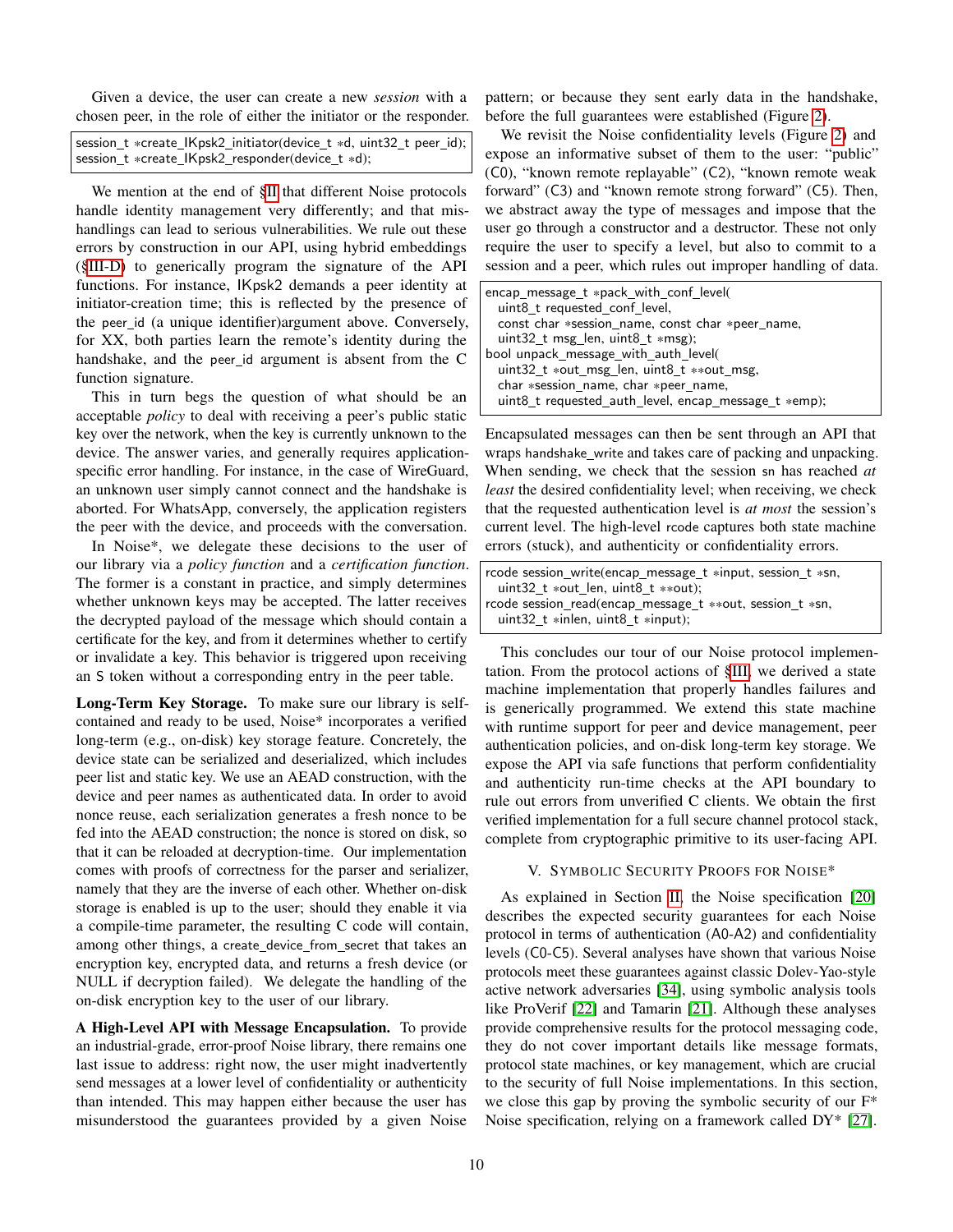Given a device, the user can create a new *session* with a chosen peer, in the role of either the initiator or the responder.

```
session_t *create_IKpsk2_initiator(device_t *d, uint32_t peer_id);
session_t *create_IKpsk2_responder(device_t *d);
```

We mention at the end of §II that different Noise protocols handle identity management very differently; and that mishandlings can lead to serious vulnerabilities. We rule out these errors by construction in our API, using hybrid embeddings (§III-D) to generically program the signature of the API functions. For instance, IKpsk2 demands a peer identity at initiator-creation time; this is reflected by the presence of the peer_id (a unique identifier)argument above. Conversely, for XX, both parties learn the remote's identity during the handshake, and the peer_id argument is absent from the C function signature.

This in turn begs the question of what should be an acceptable *policy* to deal with receiving a peer's public static key over the network, when the key is currently unknown to the device. The answer varies, and generally requires application-specific error handling. For instance, in the case of WireGuard, an unknown user simply cannot connect and the handshake is aborted. For WhatsApp, conversely, the application registers the peer with the device, and proceeds with the conversation.

In Noise*, we delegate these decisions to the user of our library via a *policy function* and a *certification function*. The former is a constant in practice, and simply determines whether unknown keys may be accepted. The latter receives the decrypted payload of the message which should contain a certificate for the key, and from it determines whether to certify or invalidate a key. This behavior is triggered upon receiving an S token without a corresponding entry in the peer table.

**Long-Term Key Storage.** To make sure our library is self-contained and ready to be used, Noise* incorporates a verified long-term (e.g., on-disk) key storage feature. Concretely, the device state can be serialized and deserialized, which includes peer list and static key. We use an AEAD construction, with the device and peer names as authenticated data. In order to avoid nonce reuse, each serialization generates a fresh nonce to be fed into the AEAD construction; the nonce is stored on disk, so that it can be reloaded at decryption-time. Our implementation comes with proofs of correctness for the parser and serializer, namely that they are the inverse of each other. Whether on-disk storage is enabled is up to the user; should they enable it via a compile-time parameter, the resulting C code will contain, among other things, a create_device_from_secret that takes an encryption key, encrypted data, and returns a fresh device (or NULL if decryption failed). We delegate the handling of the on-disk encryption key to the user of our library.

**A High-Level API with Message Encapsulation.** To provide an industrial-grade, error-proof Noise library, there remains one last issue to address: right now, the user might inadvertently send messages at a lower level of confidentiality or authenticity than intended. This may happen either because the user has misunderstood the guarantees provided by a given Noise pattern; or because they sent early data in the handshake, before the full guarantees were established (Figure 2).

We revisit the Noise confidentiality levels (Figure 2) and expose an informative subset of them to the user: "public" (C0), "known remote replayable" (C2), "known remote weak forward" (C3) and "known remote strong forward" (C5). Then, we abstract away the type of messages and impose that the user go through a constructor and a destructor. These not only require the user to specify a level, but also to commit to a session and a peer, which rules out improper handling of data.

```
encap_message_t *pack_with_conf_level(
  uint8_t requested_conf_level,
  const char *session_name, const char *peer_name,
  uint32_t msg_len, uint8_t *msg);
bool unpack_message_with_auth_level(
  uint32_t *out_msg_len, uint8_t **out_msg,
  char *session_name, char *peer_name,
  uint8_t requested_auth_level, encap_message_t *emp);
```

Encapsulated messages can then be sent through an API that wraps handshake_write and takes care of packing and unpacking. When sending, we check that the session sn has reached *at least* the desired confidentiality level; when receiving, we check that the requested authentication level is *at most* the session's current level. The high-level rcode captures both state machine errors (stuck), and authenticity or confidentiality errors.

```
rcode session_write(encap_message_t *input, session_t *sn,
  uint32_t *out_len, uint8_t **out);
rcode session_read(encap_message_t **out, session_t *sn,
  uint32_t *inlen, uint8_t *input);
```

This concludes our tour of our Noise protocol implementation. From the protocol actions of §III, we derived a state machine implementation that properly handles failures and is generically programmed. We extend this state machine with runtime support for peer and device management, peer authentication policies, and on-disk long-term key storage. We expose the API via safe functions that perform confidentiality and authenticity run-time checks at the API boundary to rule out errors from unverified C clients. We obtain the first verified implementation for a full secure channel protocol stack, complete from cryptographic primitive to its user-facing API.

## V. Symbolic Security Proofs for Noise*

As explained in Section II, the Noise specification [20] describes the expected security guarantees for each Noise protocol in terms of authentication (A0-A2) and confidentiality levels (C0-C5). Several analyses have shown that various Noise protocols meet these guarantees against classic Dolev-Yao-style active network adversaries [34], using symbolic analysis tools like ProVerif [22] and Tamarin [21]. Although these analyses provide comprehensive results for the protocol messaging code, they do not cover important details like message formats, protocol state machines, or key management, which are crucial to the security of full Noise implementations. In this section, we close this gap by proving the symbolic security of our F* Noise specification, relying on a framework called DY* [27].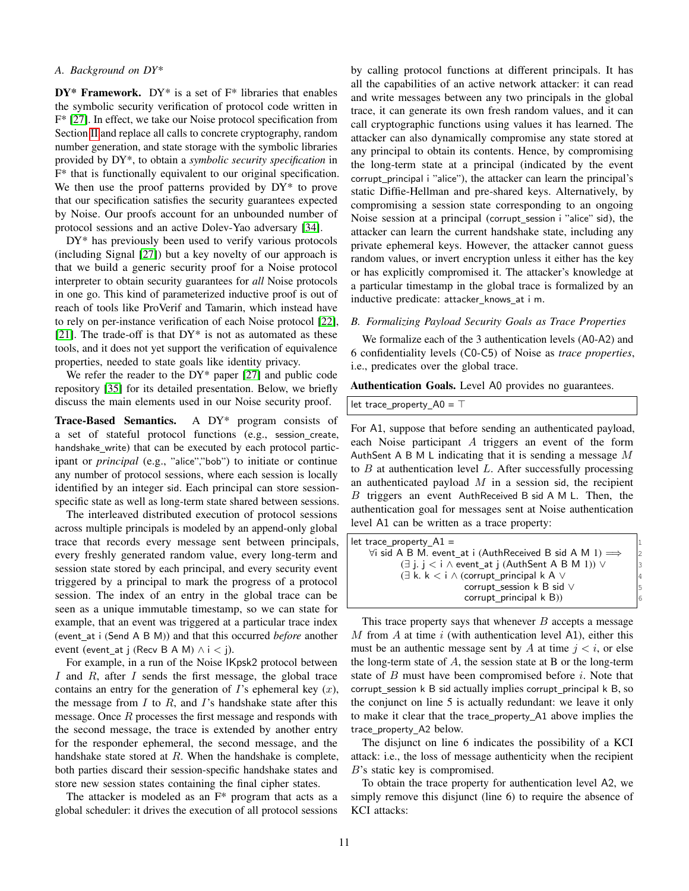### A. Background on DY*

**DY* Framework.** DY* is a set of F* libraries that enables the symbolic security verification of protocol code written in F* [27]. In effect, we take our Noise protocol specification from Section II and replace all calls to concrete cryptography, random number generation, and state storage with the symbolic libraries provided by DY*, to obtain a *symbolic security specification* in F* that is functionally equivalent to our original specification. We then use the proof patterns provided by DY* to prove that our specification satisfies the security guarantees expected by Noise. Our proofs account for an unbounded number of protocol sessions and an active Dolev-Yao adversary [34].

DY* has previously been used to verify various protocols (including Signal [27]) but a key novelty of our approach is that we build a generic security proof for a Noise protocol interpreter to obtain security guarantees for *all* Noise protocols in one go. This kind of parameterized inductive proof is out of reach of tools like ProVerif and Tamarin, which instead have to rely on per-instance verification of each Noise protocol [22], [21]. The trade-off is that DY* is not as automated as these tools, and it does not yet support the verification of equivalence properties, needed to state goals like identity privacy.

We refer the reader to the DY* paper [27] and public code repository [35] for its detailed presentation. Below, we briefly discuss the main elements used in our Noise security proof.

**Trace-Based Semantics.** A DY* program consists of a set of stateful protocol functions (e.g., session_create, handshake_write) that can be executed by each protocol participant or *principal* (e.g., "alice","bob") to initiate or continue any number of protocol sessions, where each session is locally identified by an integer sid. Each principal can store session-specific state as well as long-term state shared between sessions.

The interleaved distributed execution of protocol sessions across multiple principals is modeled by an append-only global trace that records every message sent between principals, every freshly generated random value, every long-term and session state stored by each principal, and every security event triggered by a principal to mark the progress of a protocol session. The index of an entry in the global trace can be seen as a unique immutable timestamp, so we can state for example, that an event was triggered at a particular trace index (event_at i (Send A B M)) and that this occurred *before* another event (event_at j (Recv B A M) ∧ i < j).

For example, in a run of the Noise IKpsk2 protocol between $I$ and $R$, after $I$ sends the first message, the global trace contains an entry for the generation of $I$'s ephemeral key ($x$), the message from $I$ to $R$, and $I$'s handshake state after this message. Once $R$ processes the first message and responds with the second message, the trace is extended by another entry for the responder ephemeral, the second message, and the handshake state stored at $R$. When the handshake is complete, both parties discard their session-specific handshake states and store new session states containing the final cipher states.

The attacker is modeled as an F* program that acts as a global scheduler: it drives the execution of all protocol sessions by calling protocol functions at different principals. It has all the capabilities of an active network attacker: it can read and write messages between any two principals in the global trace, it can generate its own fresh random values, and it can call cryptographic functions using values it has learned. The attacker can also dynamically compromise any state stored at any principal to obtain its contents. Hence, by compromising the long-term state at a principal (indicated by the event corrupt_principal i "alice"), the attacker can learn the principal's static Diffie-Hellman and pre-shared keys. Alternatively, by compromising a session state corresponding to an ongoing Noise session at a principal (corrupt_session i "alice" sid), the attacker can learn the current handshake state, including any private ephemeral keys. However, the attacker cannot guess random values, or invert encryption unless it either has the key or has explicitly compromised it. The attacker's knowledge at a particular timestamp in the global trace is formalized by an inductive predicate: attacker_knows_at i m.

### B. Formalizing Payload Security Goals as Trace Properties

We formalize each of the 3 authentication levels (A0-A2) and 6 confidentiality levels (C0-C5) of Noise as *trace properties*, i.e., predicates over the global trace.

**Authentication Goals.** Level A0 provides no guarantees.

```
let trace_property_A0 = ⊤
```

For A1, suppose that before sending an authenticated payload, each Noise participant $A$ triggers an event of the form AuthSent A B M L indicating that it is sending a message $M$ to $B$ at authentication level $L$. After successfully processing an authenticated payload $M$ in a session sid, the recipient $B$ triggers an event AuthReceived B sid A M L. Then, the authentication goal for messages sent at Noise authentication level A1 can be written as a trace property:

```
let trace_property_A1 =                                               1
    ∀i sid A B M. event_at i (AuthReceived B sid A M 1) ⟹             2
         (∃ j. j < i ∧ event_at j (AuthSent A B M 1)) ∨               3
         (∃ k. k < i ∧ (corrupt_principal k A ∨                       4
                        corrupt_session k B sid ∨                     5
                        corrupt_principal k B))                       6
```

This trace property says that whenever $B$ accepts a message $M$ from $A$ at time $i$ (with authentication level A1), either this must be an authentic message sent by $A$ at time $j < i$, or else the long-term state of $A$, the session state at B or the long-term state of $B$ must have been compromised before $i$. Note that corrupt_session k B sid actually implies corrupt_principal k B, so the conjunct on line 5 is actually redundant: we leave it only to make it clear that the trace_property_A1 above implies the trace_property_A2 below.

The disjunct on line 6 indicates the possibility of a KCI attack: i.e., the loss of message authenticity when the recipient $B$'s static key is compromised.

To obtain the trace property for authentication level A2, we simply remove this disjunct (line 6) to require the absence of KCI attacks: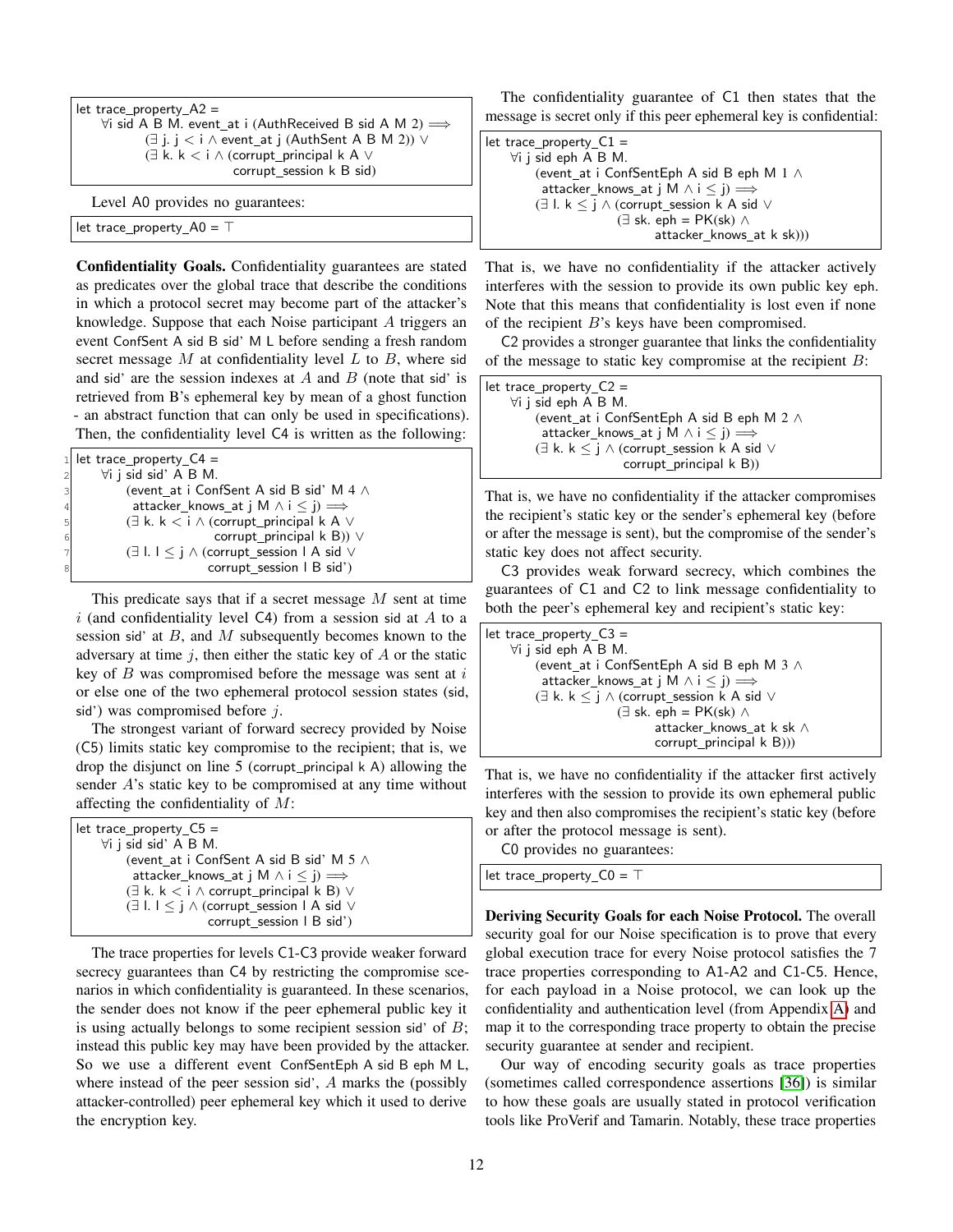```
let trace_property_A2 =
    ∀i sid A B M. event_at i (AuthReceived B sid A M 2) ⟹
        (∃ j. j < i ∧ event_at j (AuthSent A B M 2)) ∨
        (∃ k. k < i ∧ (corrupt_principal k A ∨
                        corrupt_session k B sid)
```

Level A0 provides no guarantees:

```
let trace_property_A0 = ⊤
```

**Confidentiality Goals.** Confidentiality guarantees are stated as predicates over the global trace that describe the conditions in which a protocol secret may become part of the attacker's knowledge. Suppose that each Noise participant $A$ triggers an event ConfSent A sid B sid' M L before sending a fresh random secret message $M$ at confidentiality level $L$ to $B$, where sid and sid' are the session indexes at $A$ and $B$ (note that sid' is retrieved from B's ephemeral key by mean of a ghost function - an abstract function that can only be used in specifications). Then, the confidentiality level C4 is written as the following:

```
1 let trace_property_C4 =
2     ∀i j sid sid' A B M.
3         (event_at i ConfSent A sid B sid' M 4 ∧
4          attacker_knows_at j M ∧ i ≤ j) ⟹
5         (∃ k. k < i ∧ (corrupt_principal k A ∨
6                        corrupt_principal k B)) ∨
7         (∃ l. l ≤ j ∧ (corrupt_session l A sid ∨
8                        corrupt_session l B sid')
```

This predicate says that if a secret message $M$ sent at time $i$ (and confidentiality level C4) from a session sid at $A$ to a session sid' at $B$, and $M$ subsequently becomes known to the adversary at time $j$, then either the static key of $A$ or the static key of $B$ was compromised before the message was sent at $i$ or else one of the two ephemeral protocol session states (sid, sid') was compromised before $j$.

The strongest variant of forward secrecy provided by Noise (C5) limits static key compromise to the recipient; that is, we drop the disjunct on line 5 (corrupt_principal k A) allowing the sender $A$'s static key to be compromised at any time without affecting the confidentiality of $M$:

```
let trace_property_C5 =
    ∀i j sid sid' A B M.
        (event_at i ConfSent A sid B sid' M 5 ∧
         attacker_knows_at j M ∧ i ≤ j) ⟹
        (∃ k. k < i ∧ corrupt_principal k B) ∨
        (∃ l. l ≤ j ∧ (corrupt_session l A sid ∨
                       corrupt_session l B sid')
```

The trace properties for levels C1-C3 provide weaker forward secrecy guarantees than C4 by restricting the compromise scenarios in which confidentiality is guaranteed. In these scenarios, the sender does not know if the peer ephemeral public key it is using actually belongs to some recipient session sid' of $B$; instead this public key may have been provided by the attacker. So we use a different event ConfSentEph A sid B eph M L, where instead of the peer session sid', $A$ marks the (possibly attacker-controlled) peer ephemeral key which it used to derive the encryption key.

The confidentiality guarantee of C1 then states that the message is secret only if this peer ephemeral key is confidential:

```
let trace_property_C1 =
    ∀i j sid eph A B M.
        (event_at i ConfSentEph A sid B eph M 1 ∧
         attacker_knows_at j M ∧ i ≤ j) ⟹
        (∃ l. k ≤ j ∧ (corrupt_session k A sid ∨
                       (∃ sk. eph = PK(sk) ∧
                              attacker_knows_at k sk)))
```

That is, we have no confidentiality if the attacker actively interferes with the session to provide its own public key eph. Note that this means that confidentiality is lost even if none of the recipient $B$'s keys have been compromised.

C2 provides a stronger guarantee that links the confidentiality of the message to static key compromise at the recipient $B$:

```
let trace_property_C2 =
    ∀i j sid eph A B M.
        (event_at i ConfSentEph A sid B eph M 2 ∧
         attacker_knows_at j M ∧ i ≤ j) ⟹
        (∃ k. k ≤ j ∧ (corrupt_session k A sid ∨
                       corrupt_principal k B))
```

That is, we have no confidentiality if the attacker compromises the recipient's static key or the sender's ephemeral key (before or after the message is sent), but the compromise of the sender's static key does not affect security.

C3 provides weak forward secrecy, which combines the guarantees of C1 and C2 to link message confidentiality to both the peer's ephemeral key and recipient's static key:

```
let trace_property_C3 =
    ∀i j sid eph A B M.
        (event_at i ConfSentEph A sid B eph M 3 ∧
         attacker_knows_at j M ∧ i ≤ j) ⟹
        (∃ k. k ≤ j ∧ (corrupt_session k A sid ∨
                       (∃ sk. eph = PK(sk) ∧
                              attacker_knows_at k sk ∧
                              corrupt_principal k B)))
```

That is, we have no confidentiality if the attacker first actively interferes with the session to provide its own ephemeral public key and then also compromises the recipient's static key (before or after the protocol message is sent).

C0 provides no guarantees:

```
let trace_property_C0 = ⊤
```

**Deriving Security Goals for each Noise Protocol.** The overall security goal for our Noise specification is to prove that every global execution trace for every Noise protocol satisfies the 7 trace properties corresponding to A1-A2 and C1-C5. Hence, for each payload in a Noise protocol, we can look up the confidentiality and authentication level (from Appendix A) and map it to the corresponding trace property to obtain the precise security guarantee at sender and recipient.

Our way of encoding security goals as trace properties (sometimes called correspondence assertions [36]) is similar to how these goals are usually stated in protocol verification tools like ProVerif and Tamarin. Notably, these trace properties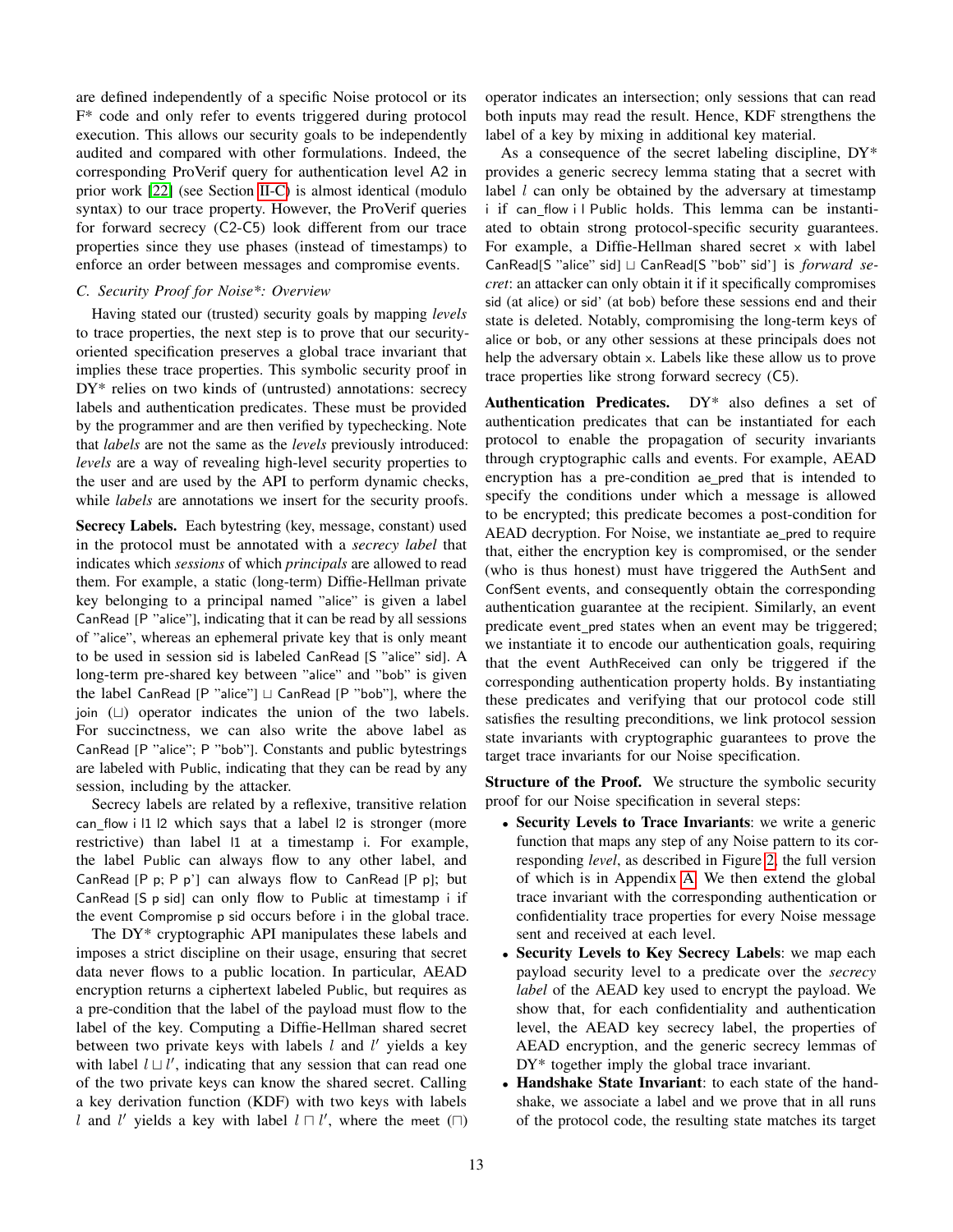are defined independently of a specific Noise protocol or its F* code and only refer to events triggered during protocol execution. This allows our security goals to be independently audited and compared with other formulations. Indeed, the corresponding ProVerif query for authentication level A2 in prior work [22] (see Section II-C) is almost identical (modulo syntax) to our trace property. However, the ProVerif queries for forward secrecy (C2-C5) look different from our trace properties since they use phases (instead of timestamps) to enforce an order between messages and compromise events.

### C. Security Proof for Noise*: Overview

Having stated our (trusted) security goals by mapping *levels* to trace properties, the next step is to prove that our security-oriented specification preserves a global trace invariant that implies these trace properties. This symbolic security proof in DY* relies on two kinds of (untrusted) annotations: secrecy labels and authentication predicates. These must be provided by the programmer and are then verified by typechecking. Note that *labels* are not the same as the *levels* previously introduced: *levels* are a way of revealing high-level security properties to the user and are used by the API to perform dynamic checks, while *labels* are annotations we insert for the security proofs.

**Secrecy Labels.** Each bytestring (key, message, constant) used in the protocol must be annotated with a *secrecy label* that indicates which *sessions* of which *principals* are allowed to read them. For example, a static (long-term) Diffie-Hellman private key belonging to a principal named "alice" is given a label CanRead [P "alice"], indicating that it can be read by all sessions of "alice", whereas an ephemeral private key that is only meant to be used in session sid is labeled CanRead [S "alice" sid]. A long-term pre-shared key between "alice" and "bob" is given the label CanRead [P "alice"] $\sqcup$ CanRead [P "bob"], where the join ($\sqcup$) operator indicates the union of the two labels. For succinctness, we can also write the above label as CanRead [P "alice"; P "bob"]. Constants and public bytestrings are labeled with Public, indicating that they can be read by any session, including by the attacker.

Secrecy labels are related by a reflexive, transitive relation can_flow i l1 l2 which says that a label l2 is stronger (more restrictive) than label l1 at a timestamp i. For example, the label Public can always flow to any other label, and CanRead [P p; P p'] can always flow to CanRead [P p]; but CanRead [S p sid] can only flow to Public at timestamp i if the event Compromise p sid occurs before i in the global trace.

The DY* cryptographic API manipulates these labels and imposes a strict discipline on their usage, ensuring that secret data never flows to a public location. In particular, AEAD encryption returns a ciphertext labeled Public, but requires as a pre-condition that the label of the payload must flow to the label of the key. Computing a Diffie-Hellman shared secret between two private keys with labels $l$ and $l'$ yields a key with label $l \sqcup l'$, indicating that any session that can read one of the two private keys can know the shared secret. Calling a key derivation function (KDF) with two keys with labels $l$ and $l'$ yields a key with label $l \sqcap l'$, where the meet ($\sqcap$) operator indicates an intersection; only sessions that can read both inputs may read the result. Hence, KDF strengthens the label of a key by mixing in additional key material.

As a consequence of the secret labeling discipline, DY* provides a generic secrecy lemma stating that a secret with label $l$ can only be obtained by the adversary at timestamp i if can_flow i l Public holds. This lemma can be instantiated to obtain strong protocol-specific security guarantees. For example, a Diffie-Hellman shared secret x with label CanRead[S "alice" sid] $\sqcup$ CanRead[S "bob" sid'] is *forward secret*: an attacker can only obtain it if it specifically compromises sid (at alice) or sid' (at bob) before these sessions end and their state is deleted. Notably, compromising the long-term keys of alice or bob, or any other sessions at these principals does not help the adversary obtain x. Labels like these allow us to prove trace properties like strong forward secrecy (C5).

**Authentication Predicates.** DY* also defines a set of authentication predicates that can be instantiated for each protocol to enable the propagation of security invariants through cryptographic calls and events. For example, AEAD encryption has a pre-condition ae_pred that is intended to specify the conditions under which a message is allowed to be encrypted; this predicate becomes a post-condition for AEAD decryption. For Noise, we instantiate ae_pred to require that, either the encryption key is compromised, or the sender (who is thus honest) must have triggered the AuthSent and ConfSent events, and consequently obtain the corresponding authentication guarantee at the recipient. Similarly, an event predicate event_pred states when an event may be triggered; we instantiate it to encode our authentication goals, requiring that the event AuthReceived can only be triggered if the corresponding authentication property holds. By instantiating these predicates and verifying that our protocol code still satisfies the resulting preconditions, we link protocol session state invariants with cryptographic guarantees to prove the target trace invariants for our Noise specification.

**Structure of the Proof.** We structure the symbolic security proof for our Noise specification in several steps:

- **Security Levels to Trace Invariants**: we write a generic function that maps any step of any Noise pattern to its corresponding *level*, as described in Figure 2, the full version of which is in Appendix A. We then extend the global trace invariant with the corresponding authentication or confidentiality trace properties for every Noise message sent and received at each level.
- **Security Levels to Key Secrecy Labels**: we map each payload security level to a predicate over the *secrecy label* of the AEAD key used to encrypt the payload. We show that, for each confidentiality and authentication level, the AEAD key secrecy label, the properties of AEAD encryption, and the generic secrecy lemmas of DY* together imply the global trace invariant.
- **Handshake State Invariant**: to each state of the handshake, we associate a label and we prove that in all runs of the protocol code, the resulting state matches its target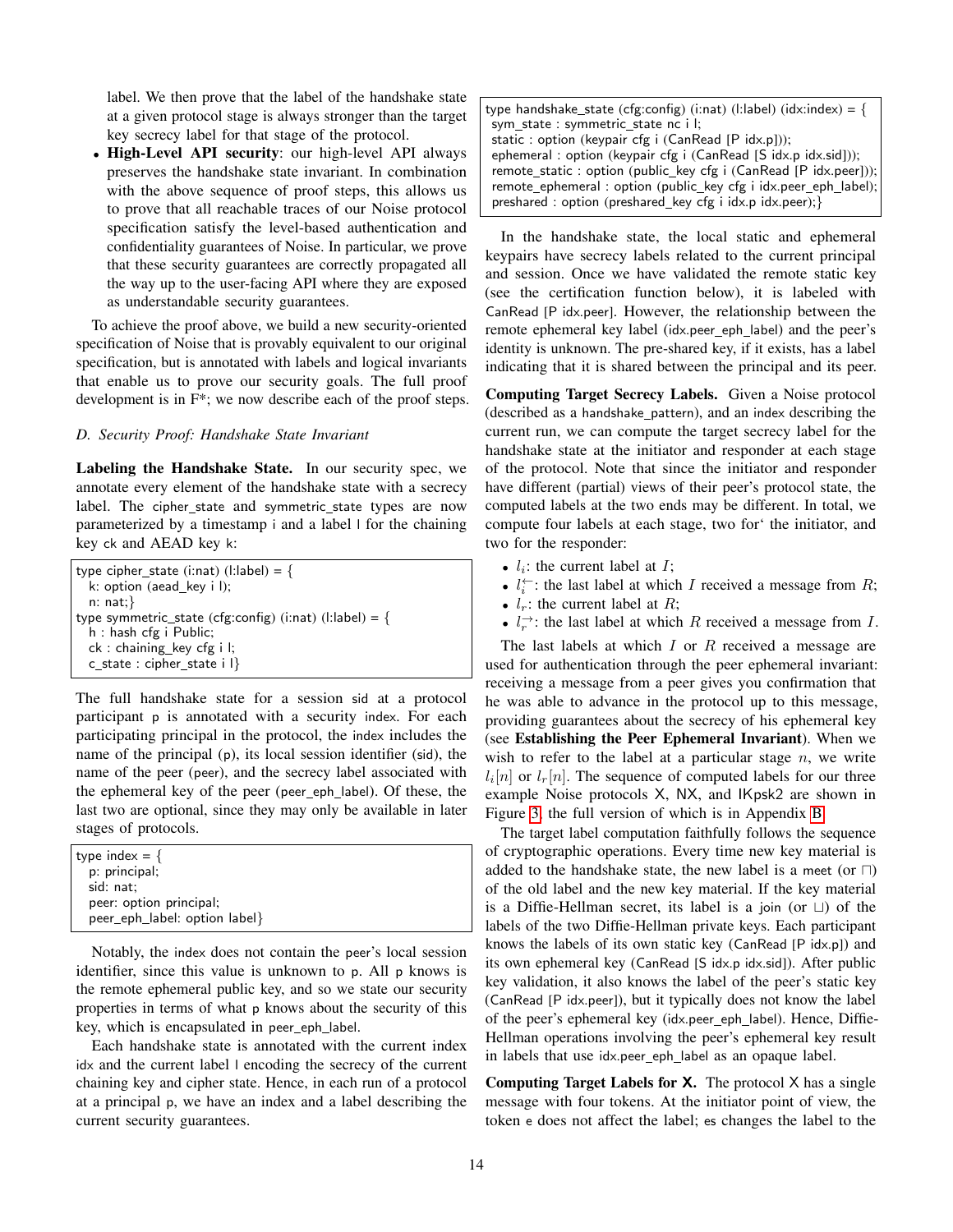label. We then prove that the label of the handshake state at a given protocol stage is always stronger than the target key secrecy label for that stage of the protocol.

- **High-Level API security**: our high-level API always preserves the handshake state invariant. In combination with the above sequence of proof steps, this allows us to prove that all reachable traces of our Noise protocol specification satisfy the level-based authentication and confidentiality guarantees of Noise. In particular, we prove that these security guarantees are correctly propagated all the way up to the user-facing API where they are exposed as understandable security guarantees.

To achieve the proof above, we build a new security-oriented specification of Noise that is provably equivalent to our original specification, but is annotated with labels and logical invariants that enable us to prove our security goals. The full proof development is in F*; we now describe each of the proof steps.

### D. Security Proof: Handshake State Invariant

**Labeling the Handshake State.** In our security spec, we annotate every element of the handshake state with a secrecy label. The cipher_state and symmetric_state types are now parameterized by a timestamp i and a label l for the chaining key ck and AEAD key k:

```
type cipher_state (i:nat) (l:label) = {
  k: option (aead_key i l);
  n: nat;}
type symmetric_state (cfg:config) (i:nat) (l:label) = {
  h : hash cfg i Public;
  ck : chaining_key cfg i l;
  c_state : cipher_state i l}
```

The full handshake state for a session sid at a protocol participant p is annotated with a security index. For each participating principal in the protocol, the index includes the name of the principal (p), its local session identifier (sid), the name of the peer (peer), and the secrecy label associated with the ephemeral key of the peer (peer_eph_label). Of these, the last two are optional, since they may only be available in later stages of protocols.

```
type index = {
  p: principal;
  sid: nat;
  peer: option principal;
  peer_eph_label: option label}
```

Notably, the index does not contain the peer's local session identifier, since this value is unknown to p. All p knows is the remote ephemeral public key, and so we state our security properties in terms of what p knows about the security of this key, which is encapsulated in peer_eph_label.

Each handshake state is annotated with the current index idx and the current label l encoding the secrecy of the current chaining key and cipher state. Hence, in each run of a protocol at a principal p, we have an index and a label describing the current security guarantees.

```
type handshake_state (cfg:config) (i:nat) (l:label) (idx:index) = {
 sym_state : symmetric_state nc i l;
 static : option (keypair cfg i (CanRead [P idx.p]));
 ephemeral : option (keypair cfg i (CanRead [S idx.p idx.sid]));
 remote_static : option (public_key cfg i (CanRead [P idx.peer]));
 remote_ephemeral : option (public_key cfg i idx.peer_eph_label);
 preshared : option (preshared_key cfg i idx.p idx.peer);}
```

In the handshake state, the local static and ephemeral keypairs have secrecy labels related to the current principal and session. Once we have validated the remote static key (see the certification function below), it is labeled with CanRead [P idx.peer]. However, the relationship between the remote ephemeral key label (idx.peer_eph_label) and the peer's identity is unknown. The pre-shared key, if it exists, has a label indicating that it is shared between the principal and its peer.

**Computing Target Secrecy Labels.** Given a Noise protocol (described as a handshake_pattern), and an index describing the current run, we can compute the target secrecy label for the handshake state at the initiator and responder at each stage of the protocol. Note that since the initiator and responder have different (partial) views of their peer's protocol state, the computed labels at the two ends may be different. In total, we compute four labels at each stage, two for' the initiator, and two for the responder:

- $l_i$: the current label at $I$;
- $l_i^{\leftarrow}$: the last label at which $I$ received a message from $R$;
- $l_r$: the current label at $R$;
- $l_r^{\rightarrow}$: the last label at which $R$ received a message from $I$.

The last labels at which $I$ or $R$ received a message are used for authentication through the peer ephemeral invariant: receiving a message from a peer gives you confirmation that he was able to advance in the protocol up to this message, providing guarantees about the secrecy of his ephemeral key (see **Establishing the Peer Ephemeral Invariant**). When we wish to refer to the label at a particular stage $n$, we write $l_i[n]$ or $l_r[n]$. The sequence of computed labels for our three example Noise protocols X, NX, and IKpsk2 are shown in Figure 3, the full version of which is in Appendix B.

The target label computation faithfully follows the sequence of cryptographic operations. Every time new key material is added to the handshake state, the new label is a meet (or $\sqcap$) of the old label and the new key material. If the key material is a Diffie-Hellman secret, its label is a join (or $\sqcup$) of the labels of the two Diffie-Hellman private keys. Each participant knows the labels of its own static key (CanRead [P idx.p]) and its own ephemeral key (CanRead [S idx.p idx.sid]). After public key validation, it also knows the label of the peer's static key (CanRead [P idx.peer]), but it typically does not know the label of the peer's ephemeral key (idx.peer_eph_label). Hence, Diffie-Hellman operations involving the peer's ephemeral key result in labels that use idx.peer_eph_label as an opaque label.

**Computing Target Labels for X.** The protocol X has a single message with four tokens. At the initiator point of view, the token e does not affect the label; es changes the label to the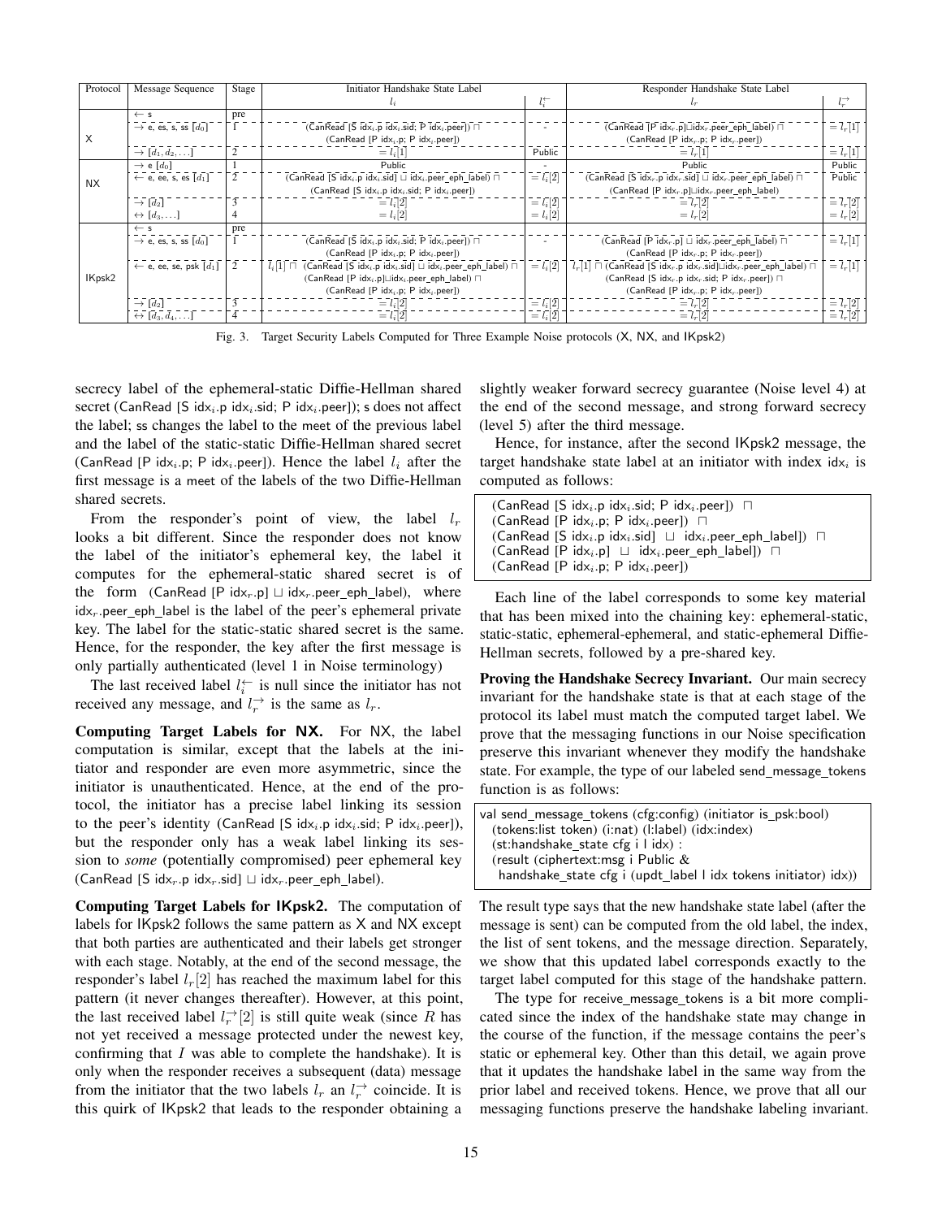| Protocol | Message Sequence | Stage | Initiator Handshake State Label | | Responder Handshake State Label | |
|---|---|---|---|---|---|---|
| | | | $l_i$ | $l_i^{\leftarrow}$ | $l_r$ | $l_r^{\rightarrow}$ |
| X | $\leftarrow$ s | pre | | | | |
| | $\rightarrow$ e, es, s, ss $[d_0]$ | 1 | (CanRead [S idx$_i$.p idx$_i$.sid; P idx$_i$.peer]) ⊓ (CanRead [P idx$_i$.p; P idx$_i$.peer]) | - | (CanRead [P idx$_r$.p]⊔idx$_r$.peer_eph_label) ⊓ (CanRead [P idx$_r$.p; P idx$_r$.peer]) | $= l_r[1]$ |
| | $\rightarrow [d_1, d_2, \ldots]$ | 2 | $= l_i[1]$ | Public | $= l_r[1]$ | $= l_r[1]$ |
| NX | $\rightarrow$ e $[d_0]$ | 1 | Public | - | Public | Public |
| | $\leftarrow$ e, ee, s, es $[d_1]$ | 2 | (CanRead [S idx$_i$.p idx$_i$.sid] ⊔ idx$_i$.peer_eph_label) ⊓ (CanRead [S idx$_i$.p idx$_i$.sid; P idx$_i$.peer]) | $= l_i[2]$ | (CanRead [S idx$_r$.p idx$_r$.sid] ⊔ idx$_r$.peer_eph_label) ⊓ (CanRead [P idx$_r$.p]⊔idx$_r$.peer_eph_label) | Public |
| | $\rightarrow [d_2]$ | 3 | $= l_i[2]$ | $= l_i[2]$ | $= l_r[2]$ | $= l_r[2]$ |
| | $\leftrightarrow [d_3, \ldots]$ | 4 | $= l_i[2]$ | $= l_i[2]$ | $= l_r[2]$ | $= l_r[2]$ |
| IKpsk2 | $\leftarrow$ s | pre | | | | |
| | $\rightarrow$ e, es, s, ss $[d_0]$ | 1 | (CanRead [S idx$_i$.p idx$_i$.sid; P idx$_i$.peer]) ⊓ (CanRead [P idx$_i$.p; P idx$_i$.peer]) | - | (CanRead [P idx$_r$.p] ⊔ idx$_r$.peer_eph_label) ⊓ (CanRead [P idx$_r$.p; P idx$_r$.peer]) | $= l_r[1]$ |
| | $\leftarrow$ e, ee, se, psk $[d_1]$ | 2 | $l_i[1]$ ⊓ (CanRead [S idx$_i$.p idx$_i$.sid] ⊔ idx$_i$.peer_eph_label) ⊓ (CanRead [P idx$_i$.p]⊔idx$_i$.peer_eph_label) ⊓ (CanRead [P idx$_i$.p; P idx$_i$.peer]) | $= l_i[2]$ | $l_r[1]$ ⊓ (CanRead [S idx$_r$.p idx$_r$.sid]⊔idx$_r$.peer_eph_label) ⊓ (CanRead [S idx$_r$.p idx$_r$.sid; P idx$_r$.peer]) ⊓ (CanRead [P idx$_r$.p; P idx$_r$.peer]) | $= l_r[1]$ |
| | $\rightarrow [d_2]$ | 3 | $= l_i[2]$ | $= l_i[2]$ | $= l_r[2]$ | $= l_r[2]$ |
| | $\leftrightarrow [d_3, d_4, \ldots]$ | 4 | $= l_i[2]$ | $= l_i[2]$ | $= l_r[2]$ | $= l_r[2]$ |

Fig. 3. Target Security Labels Computed for Three Example Noise protocols (X, NX, and IKpsk2)

secrecy label of the ephemeral-static Diffie-Hellman shared secret (CanRead [S idx$_i$.p idx$_i$.sid; P idx$_i$.peer]); s does not affect the label; ss changes the label to the meet of the previous label and the label of the static-static Diffie-Hellman shared secret (CanRead [P idx$_i$.p; P idx$_i$.peer]). Hence the label $l_i$ after the first message is a meet of the labels of the two Diffie-Hellman shared secrets.

From the responder's point of view, the label $l_r$ looks a bit different. Since the responder does not know the label of the initiator's ephemeral key, the label it computes for the ephemeral-static shared secret is of the form (CanRead [P idx$_r$.p] ⊔ idx$_r$.peer_eph_label), where idx$_r$.peer_eph_label is the label of the peer's ephemeral private key. The label for the static-static shared secret is the same. Hence, for the responder, the key after the first message is only partially authenticated (level 1 in Noise terminology)

The last received label $l_i^{\leftarrow}$ is null since the initiator has not received any message, and $l_r^{\rightarrow}$ is the same as $l_r$.

**Computing Target Labels for NX.** For NX, the label computation is similar, except that the labels at the initiator and responder are even more asymmetric, since the initiator is unauthenticated. Hence, at the end of the protocol, the initiator has a precise label linking its session to the peer's identity (CanRead [S idx$_i$.p idx$_i$.sid; P idx$_i$.peer]), but the responder only has a weak label linking its session to *some* (potentially compromised) peer ephemeral key (CanRead [S idx$_r$.p idx$_r$.sid] ⊔ idx$_r$.peer_eph_label).

**Computing Target Labels for IKpsk2.** The computation of labels for IKpsk2 follows the same pattern as X and NX except that both parties are authenticated and their labels get stronger with each stage. Notably, at the end of the second message, the responder's label $l_r[2]$ has reached the maximum label for this pattern (it never changes thereafter). However, at this point, the last received label $l_r^{\rightarrow}[2]$ is still quite weak (since $R$ has not yet received a message protected under the newest key, confirming that $I$ was able to complete the handshake). It is only when the responder receives a subsequent (data) message from the initiator that the two labels $l_r$ an $l_r^{\rightarrow}$ coincide. It is this quirk of IKpsk2 that leads to the responder obtaining a slightly weaker forward secrecy guarantee (Noise level 4) at the end of the second message, and strong forward secrecy (level 5) after the third message.

Hence, for instance, after the second IKpsk2 message, the target handshake state label at an initiator with index idx$_i$ is computed as follows:

```
(CanRead [S idx_i.p idx_i.sid; P idx_i.peer]) ⊓
(CanRead [P idx_i.p; P idx_i.peer]) ⊓
(CanRead [S idx_i.p idx_i.sid] ⊔ idx_i.peer_eph_label]) ⊓
(CanRead [P idx_i.p] ⊔ idx_i.peer_eph_label]) ⊓
(CanRead [P idx_i.p; P idx_i.peer])
```

Each line of the label corresponds to some key material that has been mixed into the chaining key: ephemeral-static, static-static, ephemeral-ephemeral, and static-ephemeral Diffie-Hellman secrets, followed by a pre-shared key.

**Proving the Handshake Secrecy Invariant.** Our main secrecy invariant for the handshake state is that at each stage of the protocol its label must match the computed target label. We prove that the messaging functions in our Noise specification preserve this invariant whenever they modify the handshake state. For example, the type of our labeled send_message_tokens function is as follows:

```
val send_message_tokens (cfg:config) (initiator is_psk:bool)
  (tokens:list token) (i:nat) (l:label) (idx:index)
  (st:handshake_state cfg i l idx) :
  (result (ciphertext:msg i Public &
   handshake_state cfg i (updt_label l idx tokens initiator) idx))
```

The result type says that the new handshake state label (after the message is sent) can be computed from the old label, the index, the list of sent tokens, and the message direction. Separately, we show that this updated label corresponds exactly to the target label computed for this stage of the handshake pattern.

The type for receive_message_tokens is a bit more complicated since the index of the handshake state may change in the course of the function, if the message contains the peer's static or ephemeral key. Other than this detail, we again prove that it updates the handshake label in the same way from the prior label and received tokens. Hence, we prove that all our messaging functions preserve the handshake labeling invariant.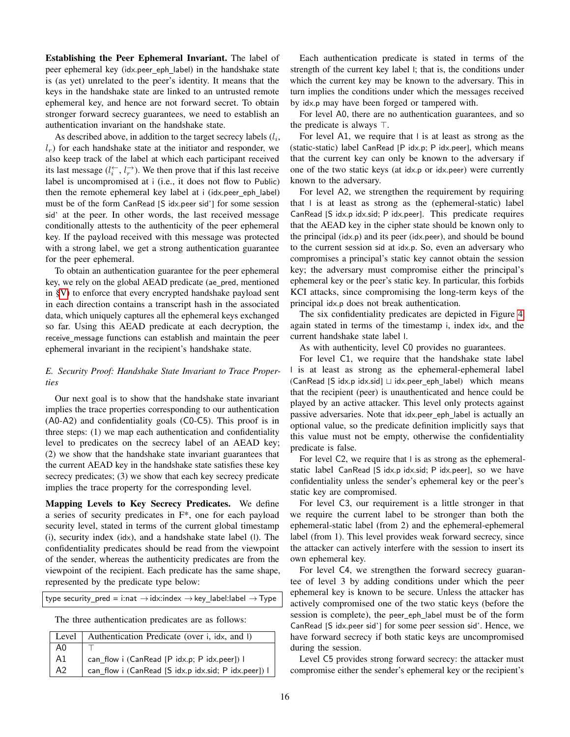**Establishing the Peer Ephemeral Invariant.** The label of peer ephemeral key (idx.peer_eph_label) in the handshake state is (as yet) unrelated to the peer's identity. It means that the keys in the handshake state are linked to an untrusted remote ephemeral key, and hence are not forward secret. To obtain stronger forward secrecy guarantees, we need to establish an authentication invariant on the handshake state.

As described above, in addition to the target secrecy labels ($l_i$, $l_r$) for each handshake state at the initiator and responder, we also keep track of the label at which each participant received its last message ($l_i^{\leftarrow}$, $l_r^{\rightarrow}$). We then prove that if this last receive label is uncompromised at i (i.e., it does not flow to Public) then the remote ephemeral key label at i (idx.peer_eph_label) must be of the form CanRead [S idx.peer sid'] for some session sid' at the peer. In other words, the last received message conditionally attests to the authenticity of the peer ephemeral key. If the payload received with this message was protected with a strong label, we get a strong authentication guarantee for the peer ephemeral.

To obtain an authentication guarantee for the peer ephemeral key, we rely on the global AEAD predicate (ae_pred, mentioned in §V) to enforce that every encrypted handshake payload sent in each direction contains a transcript hash in the associated data, which uniquely captures all the ephemeral keys exchanged so far. Using this AEAD predicate at each decryption, the receive_message functions can establish and maintain the peer ephemeral invariant in the recipient's handshake state.

### E. Security Proof: Handshake State Invariant to Trace Properties

Our next goal is to show that the handshake state invariant implies the trace properties corresponding to our authentication (A0-A2) and confidentiality goals (C0-C5). This proof is in three steps: (1) we map each authentication and confidentiality level to predicates on the secrecy label of an AEAD key; (2) we show that the handshake state invariant guarantees that the current AEAD key in the handshake state satisfies these key secrecy predicates; (3) we show that each key secrecy predicate implies the trace property for the corresponding level.

**Mapping Levels to Key Secrecy Predicates.** We define a series of security predicates in F*, one for each payload security level, stated in terms of the current global timestamp (i), security index (idx), and a handshake state label (l). The confidentiality predicates should be read from the viewpoint of the sender, whereas the authenticity predicates are from the viewpoint of the recipient. Each predicate has the same shape, represented by the predicate type below:

```
type security_pred = i:nat → idx:index → key_label:label → Type
```

The three authentication predicates are as follows:

| Level | Authentication Predicate (over i, idx, and l) |
|---|---|
| A0 | $\top$ |
| A1 | can_flow i (CanRead [P idx.p; P idx.peer]) l |
| A2 | can_flow i (CanRead [S idx.p idx.sid; P idx.peer]) l |

Each authentication predicate is stated in terms of the strength of the current key label l; that is, the conditions under which the current key may be known to the adversary. This in turn implies the conditions under which the messages received by idx.p may have been forged or tampered with.

For level A0, there are no authentication guarantees, and so the predicate is always $\top$.

For level A1, we require that l is at least as strong as the (static-static) label CanRead [P idx.p; P idx.peer], which means that the current key can only be known to the adversary if one of the two static keys (at idx.p or idx.peer) were currently known to the adversary.

For level A2, we strengthen the requirement by requiring that l is at least as strong as the (ephemeral-static) label CanRead [S idx.p idx.sid; P idx.peer]. This predicate requires that the AEAD key in the cipher state should be known only to the principal (idx.p) and its peer (idx.peer), and should be bound to the current session sid at idx.p. So, even an adversary who compromises a principal's static key cannot obtain the session key; the adversary must compromise either the principal's ephemeral key or the peer's static key. In particular, this forbids KCI attacks, since compromising the long-term keys of the principal idx.p does not break authentication.

The six confidentiality predicates are depicted in Figure 4, again stated in terms of the timestamp i, index idx, and the current handshake state label l.

As with authenticity, level C0 provides no guarantees.

For level C1, we require that the handshake state label l is at least as strong as the ephemeral-ephemeral label (CanRead [S idx.p idx.sid] $\sqcup$ idx.peer_eph_label) which means that the recipient (peer) is unauthenticated and hence could be played by an active attacker. This level only protects against passive adversaries. Note that idx.peer_eph_label is actually an optional value, so the predicate definition implicitly says that this value must not be empty, otherwise the confidentiality predicate is false.

For level C2, we require that l is as strong as the ephemeral-static label CanRead [S idx.p idx.sid; P idx.peer], so we have confidentiality unless the sender's ephemeral key or the peer's static key are compromised.

For level C3, our requirement is a little stronger in that we require the current label to be stronger than both the ephemeral-static label (from 2) and the ephemeral-ephemeral label (from 1). This level provides weak forward secrecy, since the attacker can actively interfere with the session to insert its own ephemeral key.

For level C4, we strengthen the forward secrecy guarantee of level 3 by adding conditions under which the peer ephemeral key is known to be secure. Unless the attacker has actively compromised one of the two static keys (before the session is complete), the peer_eph_label must be of the form CanRead [S idx.peer sid'] for some peer session sid'. Hence, we have forward secrecy if both static keys are uncompromised during the session.

Level C5 provides strong forward secrecy: the attacker must compromise either the sender's ephemeral key or the recipient's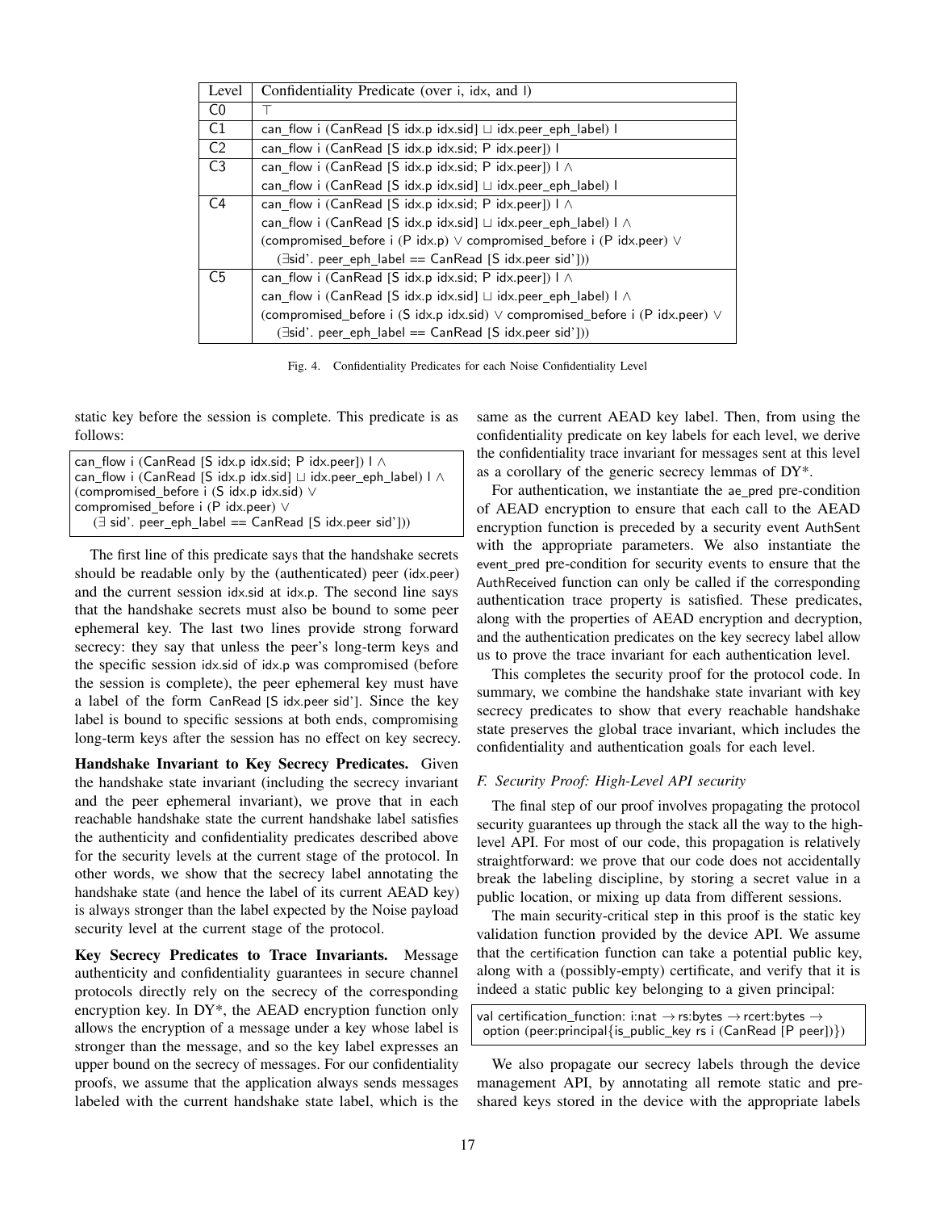| Level | Confidentiality Predicate (over i, idx, and l) |
|---|---|
| C0 | ⊤ |
| C1 | can_flow i (CanRead [S idx.p idx.sid] ⊔ idx.peer_eph_label) l |
| C2 | can_flow i (CanRead [S idx.p idx.sid; P idx.peer]) l |
| C3 | can_flow i (CanRead [S idx.p idx.sid; P idx.peer]) l ∧ <br> can_flow i (CanRead [S idx.p idx.sid] ⊔ idx.peer_eph_label) l |
| C4 | can_flow i (CanRead [S idx.p idx.sid; P idx.peer]) l ∧ <br> can_flow i (CanRead [S idx.p idx.sid] ⊔ idx.peer_eph_label) l ∧ <br> (compromised_before i (P idx.p) ∨ compromised_before i (P idx.peer) ∨ <br> (∃sid'. peer_eph_label == CanRead [S idx.peer sid'])) |
| C5 | can_flow i (CanRead [S idx.p idx.sid; P idx.peer]) l ∧ <br> can_flow i (CanRead [S idx.p idx.sid] ⊔ idx.peer_eph_label) l ∧ <br> (compromised_before i (S idx.p idx.sid) ∨ compromised_before i (P idx.peer) ∨ <br> (∃sid'. peer_eph_label == CanRead [S idx.peer sid'])) |

Fig. 4. Confidentiality Predicates for each Noise Confidentiality Level

static key before the session is complete. This predicate is as follows:

```
can_flow i (CanRead [S idx.p idx.sid; P idx.peer]) l ∧
can_flow i (CanRead [S idx.p idx.sid] ⊔ idx.peer_eph_label) l ∧
(compromised_before i (S idx.p idx.sid) ∨
compromised_before i (P idx.peer) ∨
  (∃ sid'. peer_eph_label == CanRead [S idx.peer sid']))
```

The first line of this predicate says that the handshake secrets should be readable only by the (authenticated) peer (idx.peer) and the current session idx.sid at idx.p. The second line says that the handshake secrets must also be bound to some peer ephemeral key. The last two lines provide strong forward secrecy: they say that unless the peer's long-term keys and the specific session idx.sid of idx.p was compromised (before the session is complete), the peer ephemeral key must have a label of the form CanRead [S idx.peer sid']. Since the key label is bound to specific sessions at both ends, compromising long-term keys after the session has no effect on key secrecy.

**Handshake Invariant to Key Secrecy Predicates.** Given the handshake state invariant (including the secrecy invariant and the peer ephemeral invariant), we prove that in each reachable handshake state the current handshake label satisfies the authenticity and confidentiality predicates described above for the security levels at the current stage of the protocol. In other words, we show that the secrecy label annotating the handshake state (and hence the label of its current AEAD key) is always stronger than the label expected by the Noise payload security level at the current stage of the protocol.

**Key Secrecy Predicates to Trace Invariants.** Message authenticity and confidentiality guarantees in secure channel protocols directly rely on the secrecy of the corresponding encryption key. In DY*, the AEAD encryption function only allows the encryption of a message under a key whose label is stronger than the message, and so the key label expresses an upper bound on the secrecy of messages. For our confidentiality proofs, we assume that the application always sends messages labeled with the current handshake state label, which is the same as the current AEAD key label. Then, from using the confidentiality predicate on key labels for each level, we derive the confidentiality trace invariant for messages sent at this level as a corollary of the generic secrecy lemmas of DY*.

For authentication, we instantiate the ae_pred pre-condition of AEAD encryption to ensure that each call to the AEAD encryption function is preceded by a security event AuthSent with the appropriate parameters. We also instantiate the event_pred pre-condition for security events to ensure that the AuthReceived function can only be called if the corresponding authentication trace property is satisfied. These predicates, along with the properties of AEAD encryption and decryption, and the authentication predicates on the key secrecy label allow us to prove the trace invariant for each authentication level.

This completes the security proof for the protocol code. In summary, we combine the handshake state invariant with key secrecy predicates to show that every reachable handshake state preserves the global trace invariant, which includes the confidentiality and authentication goals for each level.

### *F. Security Proof: High-Level API security*

The final step of our proof involves propagating the protocol security guarantees up through the stack all the way to the high-level API. For most of our code, this propagation is relatively straightforward: we prove that our code does not accidentally break the labeling discipline, by storing a secret value in a public location, or mixing up data from different sessions.

The main security-critical step in this proof is the static key validation function provided by the device API. We assume that the certification function can take a potential public key, along with a (possibly-empty) certificate, and verify that it is indeed a static public key belonging to a given principal:

```
val certification_function: i:nat → rs:bytes → rcert:bytes →
 option (peer:principal{is_public_key rs i (CanRead [P peer])})
```

We also propagate our secrecy labels through the device management API, by annotating all remote static and pre-shared keys stored in the device with the appropriate labels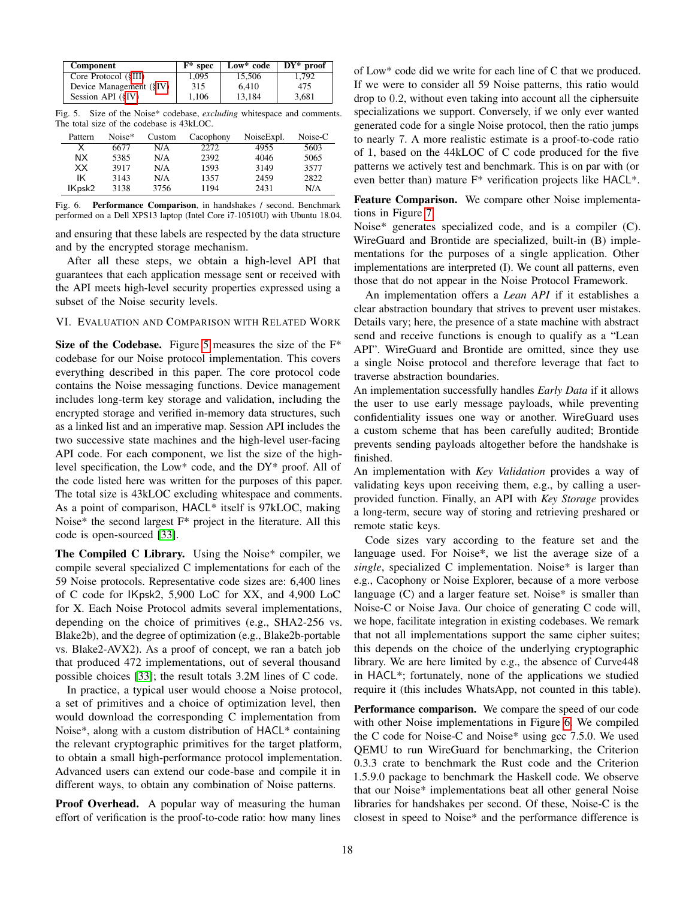| Component | F* spec | Low* code | DY* proof |
|---|---|---|---|
| Core Protocol (§III) | 1,095 | 15,506 | 1,792 |
| Device Management (§IV) | 315 | 6,410 | 475 |
| Session API (§IV) | 1,106 | 13,184 | 3,681 |

Fig. 5. Size of the Noise* codebase, *excluding* whitespace and comments. The total size of the codebase is 43kLOC.

| Pattern | Noise* | Custom | Cacophony | NoiseExpl. | Noise-C |
|---|---|---|---|---|---|
| X | 6677 | N/A | 2272 | 4955 | 5603 |
| NX | 5385 | N/A | 2392 | 4046 | 5065 |
| XX | 3917 | N/A | 1593 | 3149 | 3577 |
| IK | 3143 | N/A | 1357 | 2459 | 2822 |
| IKpsk2 | 3138 | 3756 | 1194 | 2431 | N/A |

Fig. 6. **Performance Comparison**, in handshakes / second. Benchmark performed on a Dell XPS13 laptop (Intel Core i7-10510U) with Ubuntu 18.04.

and ensuring that these labels are respected by the data structure and by the encrypted storage mechanism.

After all these steps, we obtain a high-level API that guarantees that each application message sent or received with the API meets high-level security properties expressed using a subset of the Noise security levels.

## VI. Evaluation and Comparison with Related Work

**Size of the Codebase.** Figure 5 measures the size of the F* codebase for our Noise protocol implementation. This covers everything described in this paper. The core protocol code contains the Noise messaging functions. Device management includes long-term key storage and validation, including the encrypted storage and verified in-memory data structures, such as a linked list and an imperative map. Session API includes the two successive state machines and the high-level user-facing API code. For each component, we list the size of the high-level specification, the Low* code, and the DY* proof. All of the code listed here was written for the purposes of this paper. The total size is 43kLOC excluding whitespace and comments. As a point of comparison, HACL* itself is 97kLOC, making Noise* the second largest F* project in the literature. All this code is open-sourced [33].

**The Compiled C Library.** Using the Noise* compiler, we compile several specialized C implementations for each of the 59 Noise protocols. Representative code sizes are: 6,400 lines of C code for IKpsk2, 5,900 LoC for XX, and 4,900 LoC for X. Each Noise Protocol admits several implementations, depending on the choice of primitives (e.g., SHA2-256 vs. Blake2b), and the degree of optimization (e.g., Blake2b-portable vs. Blake2-AVX2). As a proof of concept, we ran a batch job that produced 472 implementations, out of several thousand possible choices [33]; the result totals 3.2M lines of C code.

In practice, a typical user would choose a Noise protocol, a set of primitives and a choice of optimization level, then would download the corresponding C implementation from Noise*, along with a custom distribution of HACL* containing the relevant cryptographic primitives for the target platform, to obtain a small high-performance protocol implementation. Advanced users can extend our code-base and compile it in different ways, to obtain any combination of Noise patterns.

**Proof Overhead.** A popular way of measuring the human effort of verification is the proof-to-code ratio: how many lines of Low* code did we write for each line of C that we produced. If we were to consider all 59 Noise patterns, this ratio would drop to 0.2, without even taking into account all the ciphersuite specializations we support. Conversely, if we only ever wanted generated code for a single Noise protocol, then the ratio jumps to nearly 7. A more realistic estimate is a proof-to-code ratio of 1, based on the 44kLOC of C code produced for the five patterns we actively test and benchmark. This is on par with (or even better than) mature F* verification projects like HACL*.

**Feature Comparison.** We compare other Noise implementations in Figure 7.
Noise* generates specialized code, and is a compiler (C). WireGuard and Brontide are specialized, built-in (B) implementations for the purposes of a single application. Other implementations are interpreted (I). We count all patterns, even those that do not appear in the Noise Protocol Framework.

An implementation offers a *Lean API* if it establishes a clear abstraction boundary that strives to prevent user mistakes. Details vary; here, the presence of a state machine with abstract send and receive functions is enough to qualify as a "Lean API". WireGuard and Brontide are omitted, since they use a single Noise protocol and therefore leverage that fact to traverse abstraction boundaries.
An implementation successfully handles *Early Data* if it allows the user to use early message payloads, while preventing confidentiality issues one way or another. WireGuard uses a custom scheme that has been carefully audited; Brontide prevents sending payloads altogether before the handshake is finished.
An implementation with *Key Validation* provides a way of validating keys upon receiving them, e.g., by calling a user-provided function. Finally, an API with *Key Storage* provides a long-term, secure way of storing and retrieving preshared or remote static keys.

Code sizes vary according to the feature set and the language used. For Noise*, we list the average size of a *single*, specialized C implementation. Noise* is larger than e.g., Cacophony or Noise Explorer, because of a more verbose language (C) and a larger feature set. Noise* is smaller than Noise-C or Noise Java. Our choice of generating C code will, we hope, facilitate integration in existing codebases. We remark that not all implementations support the same cipher suites; this depends on the choice of the underlying cryptographic library. We are here limited by e.g., the absence of Curve448 in HACL*; fortunately, none of the applications we studied require it (this includes WhatsApp, not counted in this table).

**Performance comparison.** We compare the speed of our code with other Noise implementations in Figure 6. We compiled the C code for Noise-C and Noise* using gcc 7.5.0. We used QEMU to run WireGuard for benchmarking, the Criterion 0.3.3 crate to benchmark the Rust code and the Criterion 1.5.9.0 package to benchmark the Haskell code. We observe that our Noise* implementations beat all other general Noise libraries for handshakes per second. Of these, Noise-C is the closest in speed to Noise* and the performance difference is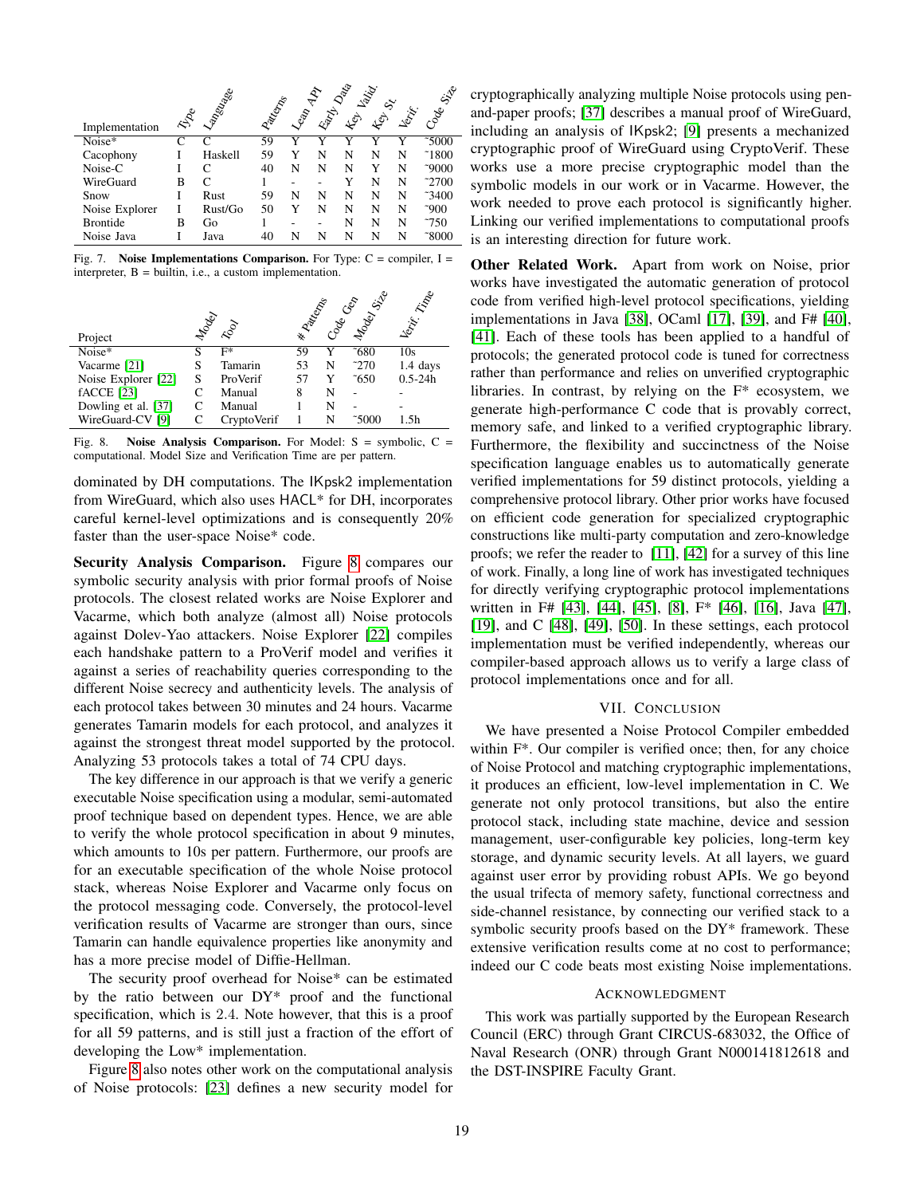| Implementation | Type | Language | Patterns | Lean API | Early Data | Key Valid. | Key St. | Verif. | Code Size |
|---|---|---|---|---|---|---|---|---|---|
| Noise* | C | C | 59 | Y | Y | Y | Y | Y | ~5000 |
| Cacophony | I | Haskell | 59 | Y | N | N | N | N | ~1800 |
| Noise-C | I | C | 40 | N | N | N | Y | N | ~9000 |
| WireGuard | B | C | 1 | - | - | Y | N | N | ~2700 |
| Snow | I | Rust | 59 | N | N | N | N | N | ~3400 |
| Noise Explorer | I | Rust/Go | 50 | Y | N | N | N | N | ~900 |
| Brontide | B | Go | 1 | - | - | N | N | N | ~750 |
| Noise Java | I | Java | 40 | N | N | N | N | N | ~8000 |

Fig. 7. **Noise Implementations Comparison.** For Type: C = compiler, I = interpreter, B = builtin, i.e., a custom implementation.

| Project | Model | Tool | # Patterns | Code Gen | Model Size | Verif. Time |
|---|---|---|---|---|---|---|
| Noise* | S | F* | 59 | Y | ~680 | 10s |
| Vacarme [21] | S | Tamarin | 53 | N | ~270 | 1.4 days |
| Noise Explorer [22] | S | ProVerif | 57 | Y | ~650 | 0.5-24h |
| fACCE [23] | C | Manual | 8 | N | - | - |
| Dowling et al. [37] | C | Manual | 1 | N | - | - |
| WireGuard-CV [9] | C | CryptoVerif | 1 | N | ~5000 | 1.5h |

Fig. 8. **Noise Analysis Comparison.** For Model: S = symbolic, C = computational. Model Size and Verification Time are per pattern.

dominated by DH computations. The IKpsk2 implementation from WireGuard, which also uses HACL* for DH, incorporates careful kernel-level optimizations and is consequently 20% faster than the user-space Noise* code.

**Security Analysis Comparison.** Figure 8 compares our symbolic security analysis with prior formal proofs of Noise protocols. The closest related works are Noise Explorer and Vacarme, which both analyze (almost all) Noise protocols against Dolev-Yao attackers. Noise Explorer [22] compiles each handshake pattern to a ProVerif model and verifies it against a series of reachability queries corresponding to the different Noise secrecy and authenticity levels. The analysis of each protocol takes between 30 minutes and 24 hours. Vacarme generates Tamarin models for each protocol, and analyzes it against the strongest threat model supported by the protocol. Analyzing 53 protocols takes a total of 74 CPU days.

The key difference in our approach is that we verify a generic executable Noise specification using a modular, semi-automated proof technique based on dependent types. Hence, we are able to verify the whole protocol specification in about 9 minutes, which amounts to 10s per pattern. Furthermore, our proofs are for an executable specification of the whole Noise protocol stack, whereas Noise Explorer and Vacarme only focus on the protocol messaging code. Conversely, the protocol-level verification results of Vacarme are stronger than ours, since Tamarin can handle equivalence properties like anonymity and has a more precise model of Diffie-Hellman.

The security proof overhead for Noise* can be estimated by the ratio between our DY* proof and the functional specification, which is 2.4. Note however, that this is a proof for all 59 patterns, and is still just a fraction of the effort of developing the Low* implementation.

Figure 8 also notes other work on the computational analysis of Noise protocols: [23] defines a new security model for cryptographically analyzing multiple Noise protocols using pen-and-paper proofs; [37] describes a manual proof of WireGuard, including an analysis of IKpsk2; [9] presents a mechanized cryptographic proof of WireGuard using CryptoVerif. These works use a more precise cryptographic model than the symbolic models in our work or in Vacarme. However, the work needed to prove each protocol is significantly higher. Linking our verified implementations to computational proofs is an interesting direction for future work.

**Other Related Work.** Apart from work on Noise, prior works have investigated the automatic generation of protocol code from verified high-level protocol specifications, yielding implementations in Java [38], OCaml [17], [39], and F# [40], [41]. Each of these tools has been applied to a handful of protocols; the generated protocol code is tuned for correctness rather than performance and relies on unverified cryptographic libraries. In contrast, by relying on the F* ecosystem, we generate high-performance C code that is provably correct, memory safe, and linked to a verified cryptographic library. Furthermore, the flexibility and succinctness of the Noise specification language enables us to automatically generate verified implementations for 59 distinct protocols, yielding a comprehensive protocol library. Other prior works have focused on efficient code generation for specialized cryptographic constructions like multi-party computation and zero-knowledge proofs; we refer the reader to [11], [42] for a survey of this line of work. Finally, a long line of work has investigated techniques for directly verifying cryptographic protocol implementations written in F# [43], [44], [45], [8], F* [46], [16], Java [47], [19], and C [48], [49], [50]. In these settings, each protocol implementation must be verified independently, whereas our compiler-based approach allows us to verify a large class of protocol implementations once and for all.

## VII. Conclusion

We have presented a Noise Protocol Compiler embedded within F*. Our compiler is verified once; then, for any choice of Noise Protocol and matching cryptographic implementations, it produces an efficient, low-level implementation in C. We generate not only protocol transitions, but also the entire protocol stack, including state machine, device and session management, user-configurable key policies, long-term key storage, and dynamic security levels. At all layers, we guard against user error by providing robust APIs. We go beyond the usual trifecta of memory safety, functional correctness and side-channel resistance, by connecting our verified stack to a symbolic security proofs based on the DY* framework. These extensive verification results come at no cost to performance; indeed our C code beats most existing Noise implementations.

## Acknowledgment

This work was partially supported by the European Research Council (ERC) through Grant CIRCUS-683032, the Office of Naval Research (ONR) through Grant N000141812618 and the DST-INSPIRE Faculty Grant.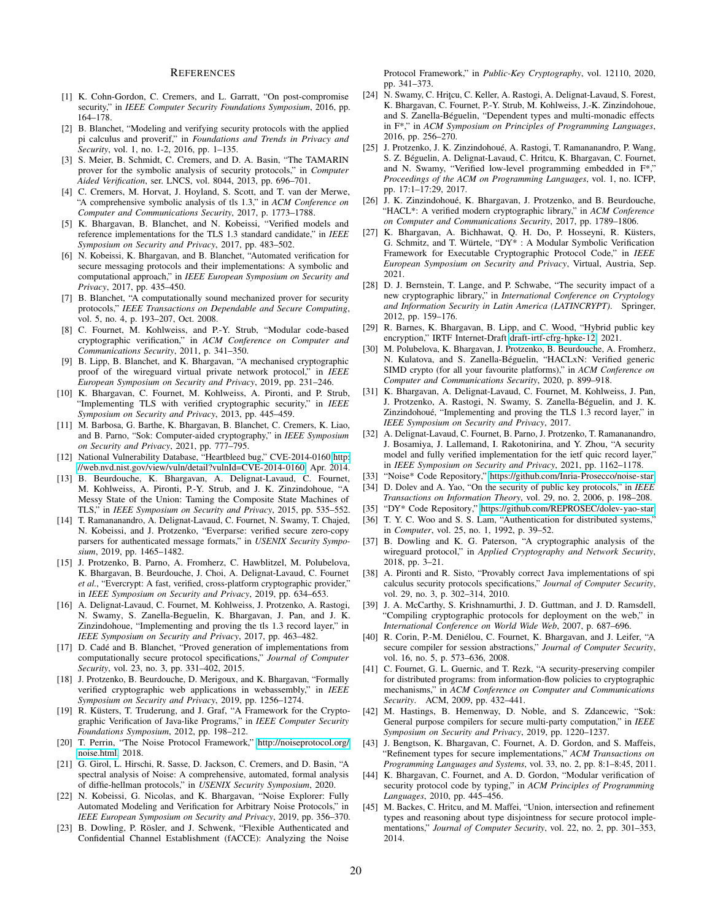## References

[1] K. Cohn-Gordon, C. Cremers, and L. Garratt, "On post-compromise security," in *IEEE Computer Security Foundations Symposium*, 2016, pp. 164–178.

[2] B. Blanchet, "Modeling and verifying security protocols with the applied pi calculus and proverif," in *Foundations and Trends in Privacy and Security*, vol. 1, no. 1-2, 2016, pp. 1–135.

[3] S. Meier, B. Schmidt, C. Cremers, and D. A. Basin, "The TAMARIN prover for the symbolic analysis of security protocols," in *Computer Aided Verification*, ser. LNCS, vol. 8044, 2013, pp. 696–701.

[4] C. Cremers, M. Horvat, J. Hoyland, S. Scott, and T. van der Merwe, "A comprehensive symbolic analysis of tls 1.3," in *ACM Conference on Computer and Communications Security*, 2017, p. 1773–1788.

[5] K. Bhargavan, B. Blanchet, and N. Kobeissi, "Verified models and reference implementations for the TLS 1.3 standard candidate," in *IEEE Symposium on Security and Privacy*, 2017, pp. 483–502.

[6] N. Kobeissi, K. Bhargavan, and B. Blanchet, "Automated verification for secure messaging protocols and their implementations: A symbolic and computational approach," in *IEEE European Symposium on Security and Privacy*, 2017, pp. 435–450.

[7] B. Blanchet, "A computationally sound mechanized prover for security protocols," *IEEE Transactions on Dependable and Secure Computing*, vol. 5, no. 4, p. 193–207, Oct. 2008.

[8] C. Fournet, M. Kohlweiss, and P.-Y. Strub, "Modular code-based cryptographic verification," in *ACM Conference on Computer and Communications Security*, 2011, p. 341–350.

[9] B. Lipp, B. Blanchet, and K. Bhargavan, "A mechanised cryptographic proof of the wireguard virtual private network protocol," in *IEEE European Symposium on Security and Privacy*, 2019, pp. 231–246.

[10] K. Bhargavan, C. Fournet, M. Kohlweiss, A. Pironti, and P. Strub, "Implementing TLS with verified cryptographic security," in *IEEE Symposium on Security and Privacy*, 2013, pp. 445–459.

[11] M. Barbosa, G. Barthe, K. Bhargavan, B. Blanchet, C. Cremers, K. Liao, and B. Parno, "Sok: Computer-aided cryptography," in *IEEE Symposium on Security and Privacy*, 2021, pp. 777–795.

[12] National Vulnerability Database, "Heartbleed bug," CVE-2014-0160 http://web.nvd.nist.gov/view/vuln/detail?vulnId=CVE-2014-0160, Apr. 2014.

[13] B. Beurdouche, K. Bhargavan, A. Delignat-Lavaud, C. Fournet, M. Kohlweiss, A. Pironti, P.-Y. Strub, and J. K. Zinzindohoue, "A Messy State of the Union: Taming the Composite State Machines of TLS," in *IEEE Symposium on Security and Privacy*, 2015, pp. 535–552.

[14] T. Ramananandro, A. Delignat-Lavaud, C. Fournet, N. Swamy, T. Chajed, N. Kobeissi, and J. Protzenko, "Everparse: verified secure zero-copy parsers for authenticated message formats," in *USENIX Security Symposium*, 2019, pp. 1465–1482.

[15] J. Protzenko, B. Parno, A. Fromherz, C. Hawblitzel, M. Polubelova, K. Bhargavan, B. Beurdouche, J. Choi, A. Delignat-Lavaud, C. Fournet *et al.*, "Evercrypt: A fast, verified, cross-platform cryptographic provider," in *IEEE Symposium on Security and Privacy*, 2019, pp. 634–653.

[16] A. Delignat-Lavaud, C. Fournet, M. Kohlweiss, J. Protzenko, A. Rastogi, N. Swamy, S. Zanella-Beguelin, K. Bhargavan, J. Pan, and J. K. Zinzindohoue, "Implementing and proving the tls 1.3 record layer," in *IEEE Symposium on Security and Privacy*, 2017, pp. 463–482.

[17] D. Cadé and B. Blanchet, "Proved generation of implementations from computationally secure protocol specifications," *Journal of Computer Security*, vol. 23, no. 3, pp. 331–402, 2015.

[18] J. Protzenko, B. Beurdouche, D. Merigoux, and K. Bhargavan, "Formally verified cryptographic web applications in webassembly," in *IEEE Symposium on Security and Privacy*, 2019, pp. 1256–1274.

[19] R. Küsters, T. Truderung, and J. Graf, "A Framework for the Cryptographic Verification of Java-like Programs," in *IEEE Computer Security Foundations Symposium*, 2012, pp. 198–212.

[20] T. Perrin, "The Noise Protocol Framework," http://noiseprotocol.org/noise.html, 2018.

[21] G. Girol, L. Hirschi, R. Sasse, D. Jackson, C. Cremers, and D. Basin, "A spectral analysis of Noise: A comprehensive, automated, formal analysis of diffie-hellman protocols," in *USENIX Security Symposium*, 2020.

[22] N. Kobeissi, G. Nicolas, and K. Bhargavan, "Noise Explorer: Fully Automated Modeling and Verification for Arbitrary Noise Protocols," in *IEEE European Symposium on Security and Privacy*, 2019, pp. 356–370.

[23] B. Dowling, P. Rösler, and J. Schwenk, "Flexible Authenticated and Confidential Channel Establishment (fACCE): Analyzing the Noise Protocol Framework," in *Public-Key Cryptography*, vol. 12110, 2020, pp. 341–373.

[24] N. Swamy, C. Hriţcu, C. Keller, A. Rastogi, A. Delignat-Lavaud, S. Forest, K. Bhargavan, C. Fournet, P.-Y. Strub, M. Kohlweiss, J.-K. Zinzindohoue, and S. Zanella-Béguelin, "Dependent types and multi-monadic effects in F*," in *ACM Symposium on Principles of Programming Languages*, 2016, pp. 256–270.

[25] J. Protzenko, J. K. Zinzindohoué, A. Rastogi, T. Ramananandro, P. Wang, S. Z. Béguelin, A. Delignat-Lavaud, C. Hritcu, K. Bhargavan, C. Fournet, and N. Swamy, "Verified low-level programming embedded in F*," *Proceedings of the ACM on Programming Languages*, vol. 1, no. ICFP, pp. 17:1–17:29, 2017.

[26] J. K. Zinzindohoué, K. Bhargavan, J. Protzenko, and B. Beurdouche, "HACL*: A verified modern cryptographic library," in *ACM Conference on Computer and Communications Security*, 2017, pp. 1789–1806.

[27] K. Bhargavan, A. Bichhawat, Q. H. Do, P. Hosseyni, R. Küsters, G. Schmitz, and T. Würtele, "DY* : A Modular Symbolic Verification Framework for Executable Cryptographic Protocol Code," in *IEEE European Symposium on Security and Privacy*, Virtual, Austria, Sep. 2021.

[28] D. J. Bernstein, T. Lange, and P. Schwabe, "The security impact of a new cryptographic library," in *International Conference on Cryptology and Information Security in Latin America (LATINCRYPT)*. Springer, 2012, pp. 159–176.

[29] R. Barnes, K. Bhargavan, B. Lipp, and C. Wood, "Hybrid public key encryption," IRTF Internet-Draft draft-irtf-cfrg-hpke-12, 2021.

[30] M. Polubelova, K. Bhargavan, J. Protzenko, B. Beurdouche, A. Fromherz, N. Kulatova, and S. Zanella-Béguelin, "HACLxN: Verified generic SIMD crypto (for all your favourite platforms)," in *ACM Conference on Computer and Communications Security*, 2020, pp. 899–918.

[31] K. Bhargavan, A. Delignat-Lavaud, C. Fournet, M. Kohlweiss, J. Pan, J. Protzenko, A. Rastogi, N. Swamy, S. Zanella-Béguelin, and J. K. Zinzindohoué, "Implementing and proving the TLS 1.3 record layer," in *IEEE Symposium on Security and Privacy*, 2017.

[32] A. Delignat-Lavaud, C. Fournet, B. Parno, J. Protzenko, T. Ramananandro, J. Bosamiya, J. Lallemand, I. Rakotonirina, and Y. Zhou, "A security model and fully verified implementation for the ietf quic record layer," in *IEEE Symposium on Security and Privacy*, 2021, pp. 1162–1178.

[33] "Noise* Code Repository," https://github.com/Inria-Prosecco/noise-star.

[34] D. Dolev and A. Yao, "On the security of public key protocols," in *IEEE Transactions on Information Theory*, vol. 29, no. 2, 2006, p. 198–208.

[35] "DY* Code Repository," https://github.com/REPROSEC/dolev-yao-star.

[36] T. Y. C. Woo and S. S. Lam, "Authentication for distributed systems," in *Computer*, vol. 25, no. 1, 1992, p. 39–52.

[37] B. Dowling and K. G. Paterson, "A cryptographic analysis of the wireguard protocol," in *Applied Cryptography and Network Security*, 2018, p. 3–21.

[38] A. Pironti and R. Sisto, "Provably correct Java implementations of spi calculus security protocols specifications," *Journal of Computer Security*, vol. 29, no. 3, p. 302–314, 2010.

[39] J. A. McCarthy, S. Krishnamurthi, J. D. Guttman, and J. D. Ramsdell, "Compiling cryptographic protocols for deployment on the web," in *International Conference on World Wide Web*, 2007, p. 687–696.

[40] R. Corin, P.-M. Deniélou, C. Fournet, K. Bhargavan, and J. Leifer, "A secure compiler for session abstractions," *Journal of Computer Security*, vol. 16, no. 5, p. 573–636, 2008.

[41] C. Fournet, G. L. Guernic, and T. Rezk, "A security-preserving compiler for distributed programs: from information-flow policies to cryptographic mechanisms," in *ACM Conference on Computer and Communications Security*. ACM, 2009, pp. 432–441.

[42] M. Hastings, B. Hemenway, D. Noble, and S. Zdancewic, "Sok: General purpose compilers for secure multi-party computation," in *IEEE Symposium on Security and Privacy*, 2019, pp. 1220–1237.

[43] J. Bengtson, K. Bhargavan, C. Fournet, A. D. Gordon, and S. Maffeis, "Refinement types for secure implementations," *ACM Transactions on Programming Languages and Systems*, vol. 33, no. 2, pp. 8:1–8:45, 2011.

[44] K. Bhargavan, C. Fournet, and A. D. Gordon, "Modular verification of security protocol code by typing," in *ACM Principles of Programming Languages*, 2010, pp. 445–456.

[45] M. Backes, C. Hritcu, and M. Maffei, "Union, intersection and refinement types and reasoning about type disjointness for secure protocol implementations," *Journal of Computer Security*, vol. 22, no. 2, pp. 301–353, 2014.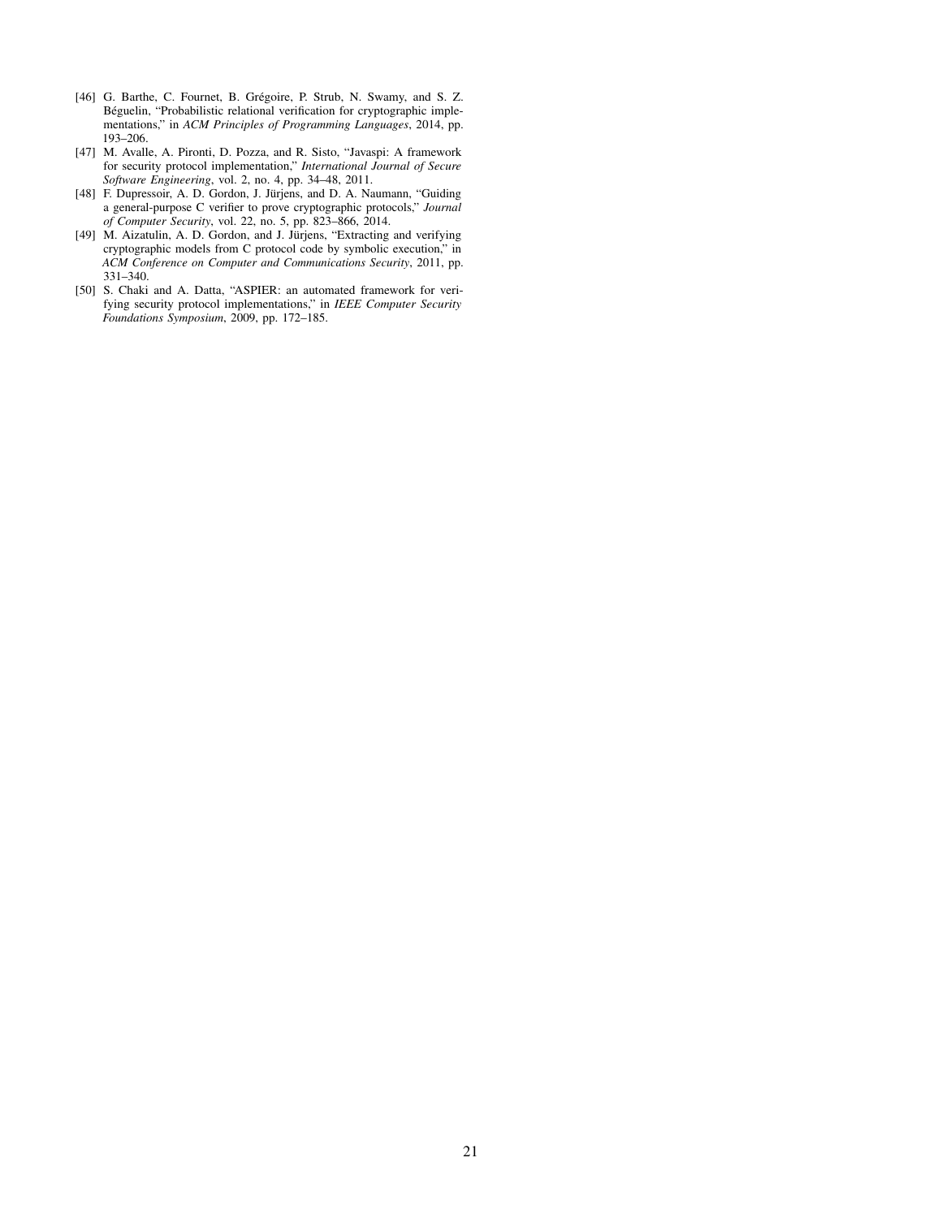[46] G. Barthe, C. Fournet, B. Grégoire, P. Strub, N. Swamy, and S. Z. Béguelin, "Probabilistic relational verification for cryptographic implementations," in *ACM Principles of Programming Languages*, 2014, pp. 193–206.

[47] M. Avalle, A. Pironti, D. Pozza, and R. Sisto, "Javaspi: A framework for security protocol implementation," *International Journal of Secure Software Engineering*, vol. 2, no. 4, pp. 34–48, 2011.

[48] F. Dupressoir, A. D. Gordon, J. Jürjens, and D. A. Naumann, "Guiding a general-purpose C verifier to prove cryptographic protocols," *Journal of Computer Security*, vol. 22, no. 5, pp. 823–866, 2014.

[49] M. Aizatulin, A. D. Gordon, and J. Jürjens, "Extracting and verifying cryptographic models from C protocol code by symbolic execution," in *ACM Conference on Computer and Communications Security*, 2011, pp. 331–340.

[50] S. Chaki and A. Datta, "ASPIER: an automated framework for verifying security protocol implementations," in *IEEE Computer Security Foundations Symposium*, 2009, pp. 172–185.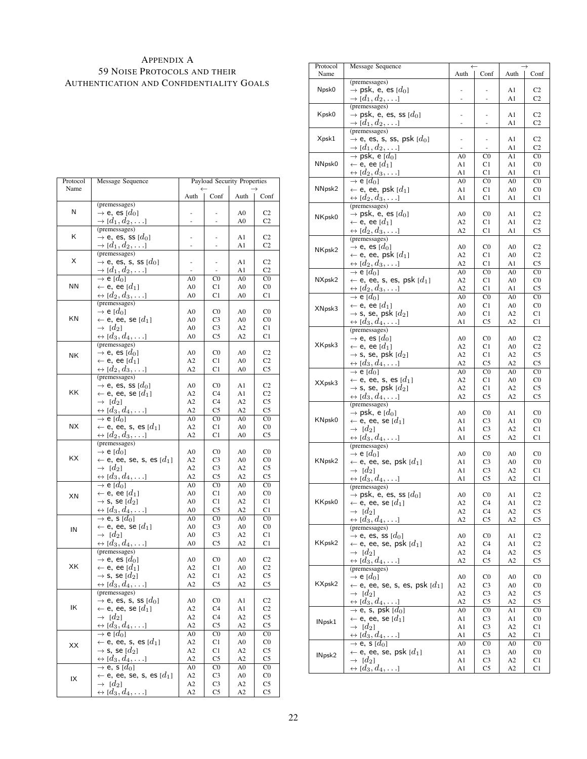# Appendix A
## 59 Noise Protocols and their Authentication and Confidentiality Goals

| Protocol Name | Message Sequence | ← Auth | ← Conf | → Auth | → Conf |
|---|---|---|---|---|---|
| N | (premessages) | | | | |
| | → e, es $[d_0]$ | - | - | A0 | C2 |
| | → $[d_1, d_2, \ldots]$ | - | - | A0 | C2 |
| K | (premessages) | | | | |
| | → e, es, ss $[d_0]$ | - | - | A1 | C2 |
| | → $[d_1, d_2, \ldots]$ | - | - | A1 | C2 |
| X | (premessages) | | | | |
| | → e, es, s, ss $[d_0]$ | - | - | A1 | C2 |
| | → $[d_1, d_2, \ldots]$ | - | - | A1 | C2 |
| NN | → e $[d_0]$ | A0 | C0 | A0 | C0 |
| | ← e, ee $[d_1]$ | A0 | C1 | A0 | C0 |
| | ↔ $[d_2, d_3, \ldots]$ | A0 | C1 | A0 | C1 |
| KN | (premessages) | | | | |
| | → e $[d_0]$ | A0 | C0 | A0 | C0 |
| | ← e, ee, se $[d_1]$ | A0 | C3 | A0 | C0 |
| | → $[d_2]$ | A0 | C3 | A2 | C1 |
| | ↔ $[d_3, d_4, \ldots]$ | A0 | C5 | A2 | C1 |
| NK | (premessages) | | | | |
| | → e, es $[d_0]$ | A0 | C0 | A0 | C2 |
| | ← e, ee $[d_1]$ | A2 | C1 | A0 | C2 |
| | ↔ $[d_2, d_3, \ldots]$ | A2 | C1 | A0 | C5 |
| KK | (premessages) | | | | |
| | → e, es, ss $[d_0]$ | A0 | C0 | A1 | C2 |
| | ← e, ee, se $[d_1]$ | A2 | C4 | A1 | C2 |
| | → $[d_2]$ | A2 | C4 | A2 | C5 |
| | ↔ $[d_3, d_4, \ldots]$ | A2 | C5 | A2 | C5 |
| NX | → e $[d_0]$ | A0 | C0 | A0 | C0 |
| | ← e, ee, s, es $[d_1]$ | A2 | C1 | A0 | C0 |
| | ↔ $[d_2, d_3, \ldots]$ | A2 | C1 | A0 | C5 |
| KX | (premessages) | | | | |
| | → e $[d_0]$ | A0 | C0 | A0 | C0 |
| | ← e, ee, se, s, es $[d_1]$ | A2 | C3 | A0 | C0 |
| | → $[d_2]$ | A2 | C3 | A2 | C5 |
| | ↔ $[d_3, d_4, \ldots]$ | A2 | C5 | A2 | C5 |
| XN | → e $[d_0]$ | A0 | C0 | A0 | C0 |
| | ← e, ee $[d_1]$ | A0 | C1 | A0 | C0 |
| | → s, se $[d_2]$ | A0 | C1 | A2 | C1 |
| | ↔ $[d_3, d_4, \ldots]$ | A0 | C5 | A2 | C1 |
| IN | → e, s $[d_0]$ | A0 | C0 | A0 | C0 |
| | ← e, ee, se $[d_1]$ | A0 | C3 | A0 | C0 |
| | → $[d_2]$ | A0 | C3 | A2 | C1 |
| | ↔ $[d_3, d_4, \ldots]$ | A0 | C5 | A2 | C1 |
| XK | (premessages) | | | | |
| | → e, es $[d_0]$ | A0 | C0 | A0 | C2 |
| | ← e, ee $[d_1]$ | A2 | C1 | A0 | C2 |
| | → s, se $[d_2]$ | A2 | C1 | A2 | C5 |
| | ↔ $[d_3, d_4, \ldots]$ | A2 | C5 | A2 | C5 |
| IK | (premessages) | | | | |
| | → e, es, s, ss $[d_0]$ | A0 | C0 | A1 | C2 |
| | ← e, ee, se $[d_1]$ | A2 | C4 | A1 | C2 |
| | → $[d_2]$ | A2 | C4 | A2 | C5 |
| | ↔ $[d_3, d_4, \ldots]$ | A2 | C5 | A2 | C5 |
| XX | → e $[d_0]$ | A0 | C0 | A0 | C0 |
| | ← e, ee, s, es $[d_1]$ | A2 | C1 | A0 | C0 |
| | → s, se $[d_2]$ | A2 | C1 | A2 | C5 |
| | ↔ $[d_3, d_4, \ldots]$ | A2 | C5 | A2 | C5 |
| IX | → e, s $[d_0]$ | A0 | C0 | A0 | C0 |
| | ← e, ee, se, s, es $[d_1]$ | A2 | C3 | A0 | C0 |
| | → $[d_2]$ | A2 | C3 | A2 | C5 |
| | ↔ $[d_3, d_4, \ldots]$ | A2 | C5 | A2 | C5 |

| Protocol Name | Message Sequence | ← Auth | ← Conf | → Auth | → Conf |
|---|---|---|---|---|---|
| Npsk0 | (premessages) | | | | |
| | → psk, e, es $[d_0]$ | - | - | A1 | C2 |
| | → $[d_1, d_2, \ldots]$ | - | - | A1 | C2 |
| Kpsk0 | (premessages) | | | | |
| | → psk, e, es, ss $[d_0]$ | - | - | A1 | C2 |
| | → $[d_1, d_2, \ldots]$ | - | - | A1 | C2 |
| Xpsk1 | (premessages) | | | | |
| | → e, es, s, ss, psk $[d_0]$ | - | - | A1 | C2 |
| | → $[d_1, d_2, \ldots]$ | - | - | A1 | C2 |
| NNpsk0 | → psk, e $[d_0]$ | A0 | C0 | A1 | C0 |
| | ← e, ee $[d_1]$ | A1 | C1 | A1 | C0 |
| | ↔ $[d_2, d_3, \ldots]$ | A1 | C1 | A1 | C1 |
| NNpsk2 | → e $[d_0]$ | A0 | C0 | A0 | C0 |
| | ← e, ee, psk $[d_1]$ | A1 | C1 | A0 | C0 |
| | ↔ $[d_2, d_3, \ldots]$ | A1 | C1 | A1 | C1 |
| NKpsk0 | (premessages) | | | | |
| | → psk, e, es $[d_0]$ | A0 | C0 | A1 | C2 |
| | ← e, ee $[d_1]$ | A2 | C1 | A1 | C2 |
| | ↔ $[d_2, d_3, \ldots]$ | A2 | C1 | A1 | C5 |
| NKpsk2 | (premessages) | | | | |
| | → e, es $[d_0]$ | A0 | C0 | A0 | C2 |
| | ← e, ee, psk $[d_1]$ | A2 | C1 | A0 | C2 |
| | ↔ $[d_2, d_3, \ldots]$ | A2 | C1 | A1 | C5 |
| NXpsk2 | → e $[d_0]$ | A0 | C0 | A0 | C0 |
| | ← e, ee, s, es, psk $[d_1]$ | A2 | C1 | A0 | C0 |
| | ↔ $[d_2, d_3, \ldots]$ | A2 | C1 | A1 | C5 |
| XNpsk3 | → e $[d_0]$ | A0 | C0 | A0 | C0 |
| | ← e, ee $[d_1]$ | A0 | C1 | A0 | C0 |
| | → s, se, psk $[d_2]$ | A0 | C1 | A2 | C1 |
| | ↔ $[d_3, d_4, \ldots]$ | A1 | C5 | A2 | C1 |
| XKpsk3 | (premessages) | | | | |
| | → e, es $[d_0]$ | A0 | C0 | A0 | C2 |
| | ← e, ee $[d_1]$ | A2 | C1 | A0 | C2 |
| | → s, se, psk $[d_2]$ | A2 | C1 | A2 | C5 |
| | ↔ $[d_3, d_4, \ldots]$ | A2 | C5 | A2 | C5 |
| XXpsk3 | → e $[d_0]$ | A0 | C0 | A0 | C0 |
| | ← e, ee, s, es $[d_1]$ | A2 | C1 | A0 | C0 |
| | → s, se, psk $[d_2]$ | A2 | C1 | A2 | C5 |
| | ↔ $[d_3, d_4, \ldots]$ | A2 | C5 | A2 | C5 |
| KNpsk0 | (premessages) | | | | |
| | → psk, e $[d_0]$ | A0 | C0 | A1 | C0 |
| | ← e, ee, se $[d_1]$ | A1 | C3 | A1 | C0 |
| | → $[d_2]$ | A1 | C3 | A2 | C1 |
| | ↔ $[d_3, d_4, \ldots]$ | A1 | C5 | A2 | C1 |
| KNpsk2 | (premessages) | | | | |
| | → e $[d_0]$ | A0 | C0 | A0 | C0 |
| | ← e, ee, se, psk $[d_1]$ | A1 | C3 | A0 | C0 |
| | → $[d_2]$ | A1 | C3 | A2 | C1 |
| | ↔ $[d_3, d_4, \ldots]$ | A1 | C5 | A2 | C1 |
| KKpsk0 | (premessages) | | | | |
| | → psk, e, es, ss $[d_0]$ | A0 | C0 | A1 | C2 |
| | ← e, ee, se $[d_1]$ | A2 | C4 | A1 | C2 |
| | → $[d_2]$ | A2 | C4 | A2 | C5 |
| | ↔ $[d_3, d_4, \ldots]$ | A2 | C5 | A2 | C5 |
| KKpsk2 | (premessages) | | | | |
| | → e, es, ss $[d_0]$ | A0 | C0 | A1 | C2 |
| | ← e, ee, se, psk $[d_1]$ | A2 | C4 | A1 | C2 |
| | → $[d_2]$ | A2 | C4 | A2 | C5 |
| | ↔ $[d_3, d_4, \ldots]$ | A2 | C5 | A2 | C5 |
| KXpsk2 | (premessages) | | | | |
| | → e $[d_0]$ | A0 | C0 | A0 | C0 |
| | ← e, ee, se, s, es, psk $[d_1]$ | A2 | C3 | A0 | C0 |
| | → $[d_2]$ | A2 | C3 | A2 | C5 |
| | ↔ $[d_3, d_4, \ldots]$ | A2 | C5 | A2 | C5 |
| INpsk1 | → e, s, psk $[d_0]$ | A0 | C0 | A1 | C0 |
| | ← e, ee, se $[d_1]$ | A1 | C3 | A1 | C0 |
| | → $[d_2]$ | A1 | C3 | A2 | C1 |
| | ↔ $[d_3, d_4, \ldots]$ | A1 | C5 | A2 | C1 |
| INpsk2 | → e, s $[d_0]$ | A0 | C0 | A0 | C0 |
| | ← e, ee, se, psk $[d_1]$ | A1 | C3 | A0 | C0 |
| | → $[d_2]$ | A1 | C3 | A2 | C1 |
| | ↔ $[d_3, d_4, \ldots]$ | A1 | C5 | A2 | C1 |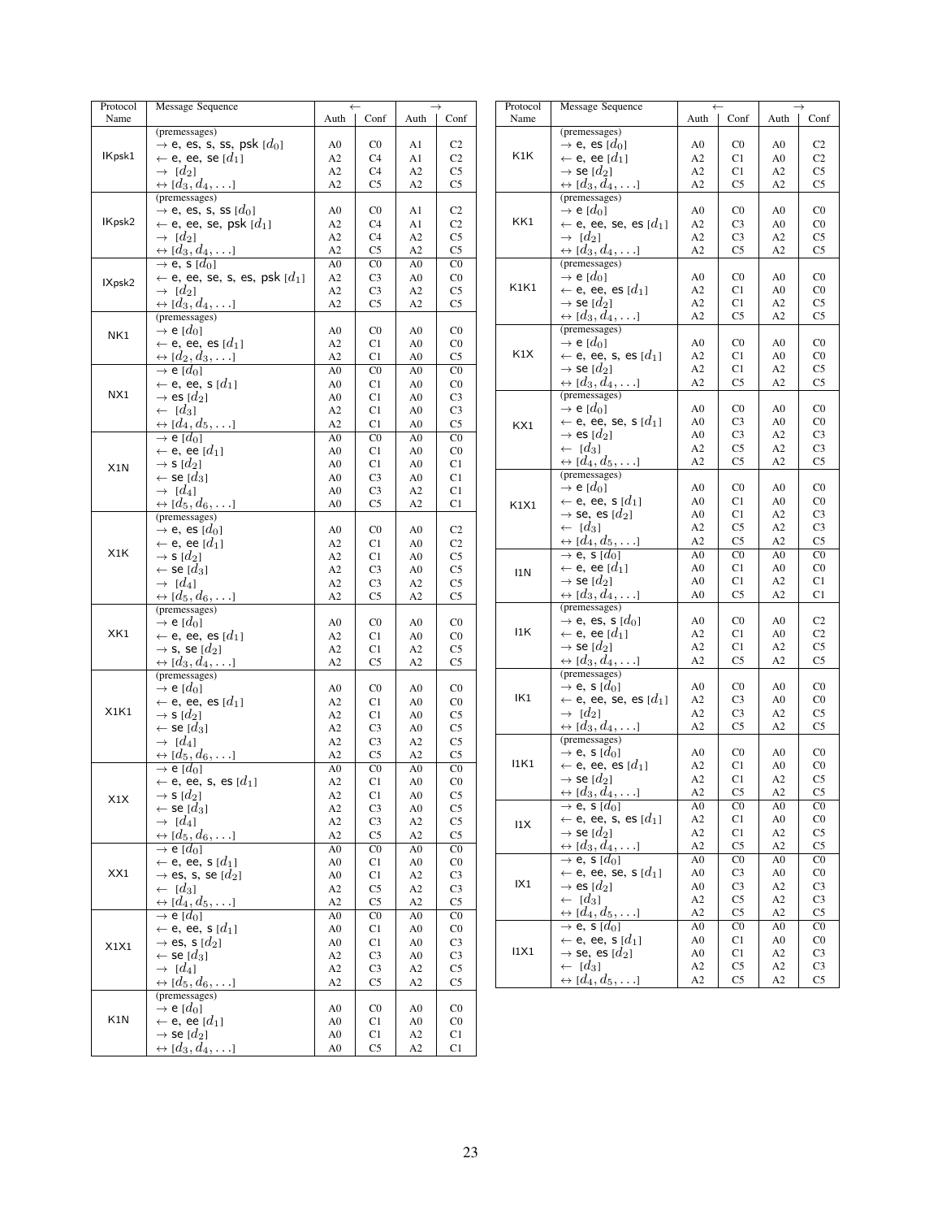| Protocol Name | Message Sequence | ← Auth | ← Conf | → Auth | → Conf |
|---|---|---|---|---|---|
| IKpsk1 | (premessages) | | | | |
| | → e, es, s, ss, psk $[d_0]$ | A0 | C0 | A1 | C2 |
| | ← e, ee, se $[d_1]$ | A2 | C4 | A1 | C2 |
| | → $[d_2]$ | A2 | C4 | A2 | C5 |
| | ↔ $[d_3, d_4, \ldots]$ | A2 | C5 | A2 | C5 |
| IKpsk2 | (premessages) | | | | |
| | → e, es, s, ss $[d_0]$ | A0 | C0 | A1 | C2 |
| | ← e, ee, se, psk $[d_1]$ | A2 | C4 | A1 | C2 |
| | → $[d_2]$ | A2 | C4 | A2 | C5 |
| | ↔ $[d_3, d_4, \ldots]$ | A2 | C5 | A2 | C5 |
| IXpsk2 | → e, s $[d_0]$ | A0 | C0 | A0 | C0 |
| | ← e, ee, se, s, es, psk $[d_1]$ | A2 | C3 | A0 | C0 |
| | → $[d_2]$ | A2 | C3 | A2 | C5 |
| | ↔ $[d_3, d_4, \ldots]$ | A2 | C5 | A2 | C5 |
| NK1 | (premessages) | | | | |
| | → e $[d_0]$ | A0 | C0 | A0 | C0 |
| | ← e, ee, es $[d_1]$ | A2 | C1 | A0 | C0 |
| | ↔ $[d_2, d_3, \ldots]$ | A2 | C1 | A0 | C5 |
| NX1 | → e $[d_0]$ | A0 | C0 | A0 | C0 |
| | ← e, ee, s $[d_1]$ | A0 | C1 | A0 | C0 |
| | → es $[d_2]$ | A0 | C1 | A0 | C3 |
| | ← $[d_3]$ | A2 | C1 | A0 | C3 |
| | ↔ $[d_4, d_5, \ldots]$ | A2 | C1 | A0 | C5 |
| X1N | → e $[d_0]$ | A0 | C0 | A0 | C0 |
| | ← e, ee $[d_1]$ | A0 | C1 | A0 | C0 |
| | → s $[d_2]$ | A0 | C1 | A0 | C1 |
| | ← se $[d_3]$ | A0 | C3 | A0 | C1 |
| | → $[d_4]$ | A0 | C3 | A2 | C1 |
| | ↔ $[d_5, d_6, \ldots]$ | A0 | C5 | A2 | C1 |
| X1K | (premessages) | | | | |
| | → e, es $[d_0]$ | A0 | C0 | A0 | C2 |
| | ← e, ee $[d_1]$ | A2 | C1 | A0 | C2 |
| | → s $[d_2]$ | A2 | C1 | A0 | C5 |
| | ← se $[d_3]$ | A2 | C3 | A0 | C5 |
| | → $[d_4]$ | A2 | C3 | A2 | C5 |
| | ↔ $[d_5, d_6, \ldots]$ | A2 | C5 | A2 | C5 |
| XK1 | (premessages) | | | | |
| | → e $[d_0]$ | A0 | C0 | A0 | C0 |
| | ← e, ee, es $[d_1]$ | A2 | C1 | A0 | C0 |
| | → s, se $[d_2]$ | A2 | C1 | A2 | C5 |
| | ↔ $[d_3, d_4, \ldots]$ | A2 | C5 | A2 | C5 |
| X1K1 | (premessages) | | | | |
| | → e $[d_0]$ | A0 | C0 | A0 | C0 |
| | ← e, ee, es $[d_1]$ | A2 | C1 | A0 | C0 |
| | → s $[d_2]$ | A2 | C1 | A0 | C5 |
| | ← se $[d_3]$ | A2 | C3 | A0 | C5 |
| | → $[d_4]$ | A2 | C3 | A2 | C5 |
| | ↔ $[d_5, d_6, \ldots]$ | A2 | C5 | A2 | C5 |
| X1X | → e $[d_0]$ | A0 | C0 | A0 | C0 |
| | ← e, ee, s, es $[d_1]$ | A2 | C1 | A0 | C0 |
| | → s $[d_2]$ | A2 | C1 | A0 | C5 |
| | ← se $[d_3]$ | A2 | C3 | A0 | C5 |
| | → $[d_4]$ | A2 | C3 | A2 | C5 |
| | ↔ $[d_5, d_6, \ldots]$ | A2 | C5 | A2 | C5 |
| XX1 | → e $[d_0]$ | A0 | C0 | A0 | C0 |
| | ← e, ee, s $[d_1]$ | A0 | C1 | A0 | C0 |
| | → es, s, se $[d_2]$ | A0 | C1 | A2 | C3 |
| | ← $[d_3]$ | A2 | C5 | A2 | C3 |
| | ↔ $[d_4, d_5, \ldots]$ | A2 | C5 | A2 | C5 |
| X1X1 | → e $[d_0]$ | A0 | C0 | A0 | C0 |
| | ← e, ee, s $[d_1]$ | A0 | C1 | A0 | C0 |
| | → es, s $[d_2]$ | A0 | C1 | A0 | C3 |
| | ← se $[d_3]$ | A2 | C3 | A0 | C3 |
| | → $[d_4]$ | A2 | C3 | A2 | C5 |
| | ↔ $[d_5, d_6, \ldots]$ | A2 | C5 | A2 | C5 |
| K1N | (premessages) | | | | |
| | → e $[d_0]$ | A0 | C0 | A0 | C0 |
| | ← e, ee $[d_1]$ | A0 | C1 | A0 | C0 |
| | → se $[d_2]$ | A0 | C1 | A2 | C1 |
| | ↔ $[d_3, d_4, \ldots]$ | A0 | C5 | A2 | C1 |
| K1K | (premessages) | | | | |
| | → e, es $[d_0]$ | A0 | C0 | A0 | C2 |
| | ← e, ee $[d_1]$ | A2 | C1 | A0 | C2 |
| | → se $[d_2]$ | A2 | C1 | A2 | C5 |
| | ↔ $[d_3, d_4, \ldots]$ | A2 | C5 | A2 | C5 |
| KK1 | (premessages) | | | | |
| | → e $[d_0]$ | A0 | C0 | A0 | C0 |
| | ← e, ee, se, es $[d_1]$ | A2 | C3 | A0 | C0 |
| | → $[d_2]$ | A2 | C3 | A2 | C5 |
| | ↔ $[d_3, d_4, \ldots]$ | A2 | C5 | A2 | C5 |
| K1K1 | (premessages) | | | | |
| | → e $[d_0]$ | A0 | C0 | A0 | C0 |
| | ← e, ee, es $[d_1]$ | A2 | C1 | A0 | C0 |
| | → se $[d_2]$ | A2 | C1 | A2 | C5 |
| | ↔ $[d_3, d_4, \ldots]$ | A2 | C5 | A2 | C5 |
| K1X | (premessages) | | | | |
| | → e $[d_0]$ | A0 | C0 | A0 | C0 |
| | ← e, ee, s, es $[d_1]$ | A2 | C1 | A0 | C0 |
| | → se $[d_2]$ | A2 | C1 | A2 | C5 |
| | ↔ $[d_3, d_4, \ldots]$ | A2 | C5 | A2 | C5 |
| KX1 | (premessages) | | | | |
| | → e $[d_0]$ | A0 | C0 | A0 | C0 |
| | ← e, ee, se, s $[d_1]$ | A0 | C3 | A0 | C0 |
| | → es $[d_2]$ | A0 | C3 | A2 | C3 |
| | ← $[d_3]$ | A2 | C5 | A2 | C3 |
| | ↔ $[d_4, d_5, \ldots]$ | A2 | C5 | A2 | C5 |
| K1X1 | (premessages) | | | | |
| | → e $[d_0]$ | A0 | C0 | A0 | C0 |
| | ← e, ee, s $[d_1]$ | A0 | C1 | A0 | C0 |
| | → se, es $[d_2]$ | A0 | C1 | A2 | C3 |
| | ← $[d_3]$ | A2 | C5 | A2 | C3 |
| | ↔ $[d_4, d_5, \ldots]$ | A2 | C5 | A2 | C5 |
| I1N | → e, s $[d_0]$ | A0 | C0 | A0 | C0 |
| | ← e, ee $[d_1]$ | A0 | C1 | A0 | C0 |
| | → se $[d_2]$ | A0 | C1 | A2 | C1 |
| | ↔ $[d_3, d_4, \ldots]$ | A0 | C5 | A2 | C1 |
| I1K | (premessages) | | | | |
| | → e, es, s $[d_0]$ | A0 | C0 | A0 | C2 |
| | ← e, ee $[d_1]$ | A2 | C1 | A0 | C2 |
| | → se $[d_2]$ | A2 | C1 | A2 | C5 |
| | ↔ $[d_3, d_4, \ldots]$ | A2 | C5 | A2 | C5 |
| IK1 | (premessages) | | | | |
| | → e, s $[d_0]$ | A0 | C0 | A0 | C0 |
| | ← e, ee, se, es $[d_1]$ | A2 | C3 | A0 | C0 |
| | → $[d_2]$ | A2 | C3 | A2 | C5 |
| | ↔ $[d_3, d_4, \ldots]$ | A2 | C5 | A2 | C5 |
| I1K1 | (premessages) | | | | |
| | → e, s $[d_0]$ | A0 | C0 | A0 | C0 |
| | ← e, ee, es $[d_1]$ | A2 | C1 | A0 | C0 |
| | → se $[d_2]$ | A2 | C1 | A2 | C5 |
| | ↔ $[d_3, d_4, \ldots]$ | A2 | C5 | A2 | C5 |
| I1X | → e, s $[d_0]$ | A0 | C0 | A0 | C0 |
| | ← e, ee, s, es $[d_1]$ | A2 | C1 | A0 | C0 |
| | → se $[d_2]$ | A2 | C1 | A2 | C5 |
| | ↔ $[d_3, d_4, \ldots]$ | A2 | C5 | A2 | C5 |
| IX1 | → e, s $[d_0]$ | A0 | C0 | A0 | C0 |
| | ← e, ee, se, s $[d_1]$ | A0 | C3 | A0 | C0 |
| | → es $[d_2]$ | A0 | C3 | A2 | C3 |
| | ← $[d_3]$ | A2 | C5 | A2 | C3 |
| | ↔ $[d_4, d_5, \ldots]$ | A2 | C5 | A2 | C5 |
| I1X1 | → e, s $[d_0]$ | A0 | C0 | A0 | C0 |
| | ← e, ee, s $[d_1]$ | A0 | C1 | A0 | C0 |
| | → se, es $[d_2]$ | A0 | C1 | A2 | C3 |
| | ← $[d_3]$ | A2 | C5 | A2 | C3 |
| | ↔ $[d_4, d_5, \ldots]$ | A2 | C5 | A2 | C5 |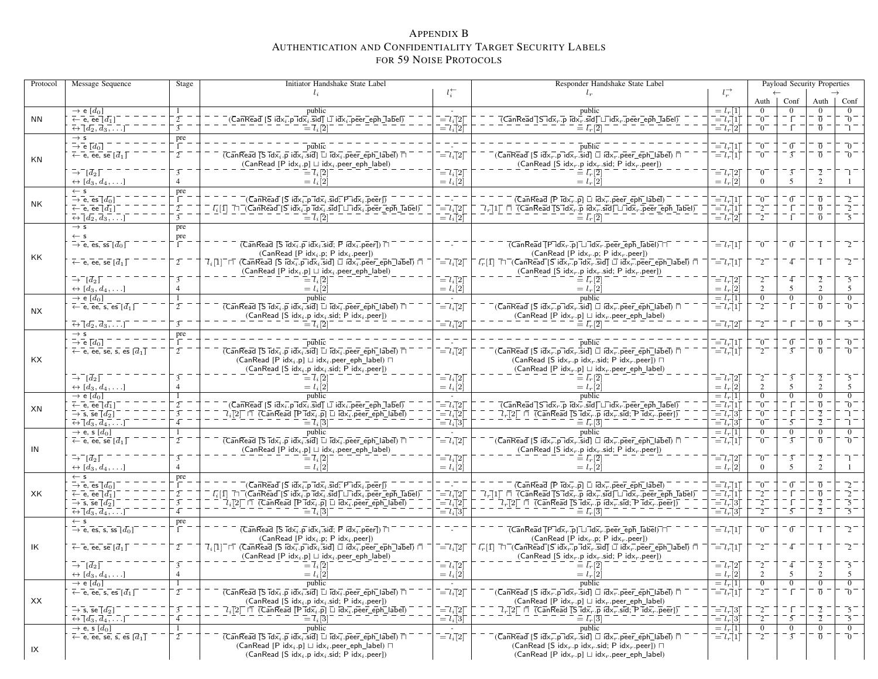# Appendix B
## Authentication and Confidentiality Target Security Labels for 59 Noise Protocols

| Protocol | Message Sequence | Stage | Initiator Handshake State Label $l_i$ | $l_i^{\leftarrow}$ | Responder Handshake State Label $l_r$ | $l_r^{\rightarrow}$ | ← Auth | ← Conf | → Auth | → Conf |
|---|---|---|---|---|---|---|---|---|---|---|
| NN | → e [$d_0$] | 1 | public | - | public | $= l_r[1]$ | 0 | 0 | 0 | 0 |
| | ← e, ee [$d_1$] | 2 | (CanRead [S $idx_i$.p $idx_i$.sid] ⊔ $idx_i$.peer_eph_label) | $= l_i[2]$ | (CanRead [S $idx_r$.p $idx_r$.sid] ⊔ $idx_r$.peer_eph_label) | $= l_r[1]$ | 0 | 1 | 0 | 0 |
| | ↔ [$d_2, d_3, \ldots$] | 3 | $= l_i[2]$ | $= l_i[2]$ | $= l_r[2]$ | $= l_r[2]$ | 0 | 1 | 0 | 1 |
| KN | → s | pre | | | | | | | | |
| | → e [$d_0$] | 1 | public | - | public | $= l_r[1]$ | 0 | 0 | 0 | 0 |
| | ← e, ee, se [$d_1$] | 2 | (CanRead [S $idx_i$.p $idx_i$.sid] ⊔ $idx_i$.peer_eph_label) ⊓ (CanRead [P $idx_i$.p] ⊔ $idx_i$.peer_eph_label) | $= l_i[2]$ | (CanRead [S $idx_r$.p $idx_r$.sid] ⊔ $idx_r$.peer_eph_label) ⊓ (CanRead [S $idx_r$.p $idx_r$.sid; P $idx_r$.peer]) | $= l_r[1]$ | 0 | 3 | 0 | 0 |
| | → [$d_2$] | 3 | $= l_i[2]$ | $= l_i[2]$ | $= l_r[2]$ | $= l_r[2]$ | 0 | 3 | 2 | 1 |
| | ↔ [$d_3, d_4, \ldots$] | 4 | $= l_i[2]$ | $= l_i[2]$ | $= l_r[2]$ | $= l_r[2]$ | 0 | 5 | 2 | 1 |
| NK | ← s | pre | | | | | | | | |
| | → e, es [$d_0$] | 1 | (CanRead [S $idx_i$.p $idx_i$.sid; P $idx_i$.peer]) | - | (CanRead [P $idx_r$.p] ⊔ $idx_r$.peer_eph_label) | $= l_r[1]$ | 0 | 0 | 0 | 2 |
| | ← e, ee [$d_1$] | 2 | $l_i[1]$ ⊓ (CanRead [S $idx_i$.p $idx_i$.sid] ⊔ $idx_i$.peer_eph_label) | $= l_i[2]$ | $l_r[1]$ ⊓ (CanRead [S $idx_r$.p $idx_r$.sid] ⊔ $idx_r$.peer_eph_label) | $= l_r[1]$ | 2 | 1 | 0 | 2 |
| | ↔ [$d_2, d_3, \ldots$] | 3 | $= l_i[2]$ | $= l_i[2]$ | $= l_r[2]$ | $= l_r[2]$ | 2 | 1 | 0 | 5 |
| KK | → s | pre | | | | | | | | |
| | ← s | pre | | | | | | | | |
| | → e, es, ss [$d_0$] | 1 | (CanRead [S $idx_i$.p $idx_i$.sid; P $idx_i$.peer]) ⊓ (CanRead [P $idx_i$.p; P $idx_i$.peer]) | - | (CanRead [P $idx_r$.p] ⊔ $idx_r$.peer_eph_label) ⊓ (CanRead [P $idx_r$.p; P $idx_r$.peer]) | $= l_r[1]$ | 0 | 0 | 1 | 2 |
| | ← e, ee, se [$d_1$] | 2 | $l_i[1]$ ⊓ (CanRead [S $idx_i$.p $idx_i$.sid] ⊔ $idx_i$.peer_eph_label) ⊓ (CanRead [P $idx_i$.p] ⊔ $idx_i$.peer_eph_label) | $= l_i[2]$ | $l_r[1]$ ⊓ (CanRead [S $idx_r$.p $idx_r$.sid] ⊔ $idx_r$.peer_eph_label) ⊓ (CanRead [S $idx_r$.p $idx_r$.sid; P $idx_r$.peer]) | $= l_r[1]$ | 2 | 4 | 1 | 2 |
| | → [$d_2$] | 3 | $= l_i[2]$ | $= l_i[2]$ | $= l_r[2]$ | $= l_r[2]$ | 2 | 4 | 2 | 5 |
| | ↔ [$d_3, d_4, \ldots$] | 4 | $= l_i[2]$ | $= l_i[2]$ | $= l_r[2]$ | $= l_r[2]$ | 2 | 5 | 2 | 5 |
| NX | → e [$d_0$] | 1 | public | - | public | $= l_r[1]$ | 0 | 0 | 0 | 0 |
| | ← e, ee, s, es [$d_1$] | 2 | (CanRead [S $idx_i$.p $idx_i$.sid] ⊔ $idx_i$.peer_eph_label) ⊓ (CanRead [S $idx_i$.p $idx_i$.sid; P $idx_i$.peer]) | $= l_i[2]$ | (CanRead [S $idx_r$.p $idx_r$.sid] ⊔ $idx_r$.peer_eph_label) ⊓ (CanRead [P $idx_r$.p] ⊔ $idx_r$.peer_eph_label) | $= l_r[1]$ | 2 | 1 | 0 | 0 |
| | ↔ [$d_2, d_3, \ldots$] | 3 | $= l_i[2]$ | $= l_i[2]$ | $= l_r[2]$ | $= l_r[2]$ | 2 | 1 | 0 | 5 |
| KX | → s | pre | | | | | | | | |
| | → e [$d_0$] | 1 | public | - | public | $= l_r[1]$ | 0 | 0 | 0 | 0 |
| | ← e, ee, se, s, es [$d_1$] | 2 | (CanRead [S $idx_i$.p $idx_i$.sid] ⊔ $idx_i$.peer_eph_label) ⊓ (CanRead [P $idx_i$.p] ⊔ $idx_i$.peer_eph_label) ⊓ (CanRead [S $idx_i$.p $idx_i$.sid; P $idx_i$.peer]) | $= l_i[2]$ | (CanRead [S $idx_r$.p $idx_r$.sid] ⊔ $idx_r$.peer_eph_label) ⊓ (CanRead [S $idx_r$.p $idx_r$.sid; P $idx_r$.peer]) ⊓ (CanRead [P $idx_r$.p] ⊔ $idx_r$.peer_eph_label) | $= l_r[1]$ | 2 | 3 | 0 | 0 |
| | → [$d_2$] | 3 | $= l_i[2]$ | $= l_i[2]$ | $= l_r[2]$ | $= l_r[2]$ | 2 | 3 | 2 | 5 |
| | ↔ [$d_3, d_4, \ldots$] | 4 | $= l_i[2]$ | $= l_i[2]$ | $= l_r[2]$ | $= l_r[2]$ | 2 | 5 | 2 | 5 |
| XN | → e [$d_0$] | 1 | public | - | public | $= l_r[1]$ | 0 | 0 | 0 | 0 |
| | ← e, ee [$d_1$] | 2 | (CanRead [S $idx_i$.p $idx_i$.sid] ⊔ $idx_i$.peer_eph_label) | $= l_i[2]$ | (CanRead [S $idx_r$.p $idx_r$.sid] ⊔ $idx_r$.peer_eph_label) | $= l_r[1]$ | 0 | 1 | 0 | 0 |
| | → s, se [$d_2$] | 3 | $l_i[2]$ ⊓ (CanRead [P $idx_i$.p] ⊔ $idx_i$.peer_eph_label) | $= l_i[2]$ | $l_r[2]$ ⊓ (CanRead [S $idx_r$.p $idx_r$.sid; P $idx_r$.peer]) | $= l_r[3]$ | 0 | 1 | 2 | 1 |
| | ↔ [$d_3, d_4, \ldots$] | 4 | $= l_i[3]$ | $= l_i[3]$ | $= l_r[3]$ | $= l_r[3]$ | 0 | 5 | 2 | 1 |
| IN | → e, s [$d_0$] | 1 | public | - | public | $= l_r[1]$ | 0 | 0 | 0 | 0 |
| | ← e, ee, se [$d_1$] | 2 | (CanRead [S $idx_i$.p $idx_i$.sid] ⊔ $idx_i$.peer_eph_label) ⊓ (CanRead [P $idx_i$.p] ⊔ $idx_i$.peer_eph_label) | $= l_i[2]$ | (CanRead [S $idx_r$.p $idx_r$.sid] ⊔ $idx_r$.peer_eph_label) ⊓ (CanRead [S $idx_r$.p $idx_r$.sid; P $idx_r$.peer]) | $= l_r[1]$ | 0 | 3 | 0 | 0 |
| | → [$d_2$] | 3 | $= l_i[2]$ | $= l_i[2]$ | $= l_r[2]$ | $= l_r[2]$ | 0 | 3 | 2 | 1 |
| | ↔ [$d_3, d_4, \ldots$] | 4 | $= l_i[2]$ | $= l_i[2]$ | $= l_r[2]$ | $= l_r[2]$ | 0 | 5 | 2 | 1 |
| XK | ← s | pre | | | | | | | | |
| | → e, es [$d_0$] | 1 | (CanRead [S $idx_i$.p $idx_i$.sid; P $idx_i$.peer]) | - | (CanRead [P $idx_r$.p] ⊔ $idx_r$.peer_eph_label) | $= l_r[1]$ | 0 | 0 | 0 | 2 |
| | ← e, ee [$d_1$] | 2 | $l_i[1]$ ⊓ (CanRead [S $idx_i$.p $idx_i$.sid] ⊔ $idx_i$.peer_eph_label) | $= l_i[2]$ | $l_r[1]$ ⊓ (CanRead [S $idx_r$.p $idx_r$.sid] ⊔ $idx_r$.peer_eph_label) | $= l_r[1]$ | 2 | 1 | 0 | 2 |
| | → s, se [$d_2$] | 3 | $l_i[2]$ ⊓ (CanRead [P $idx_i$.p] ⊔ $idx_i$.peer_eph_label) | $= l_i[2]$ | $l_r[2]$ ⊓ (CanRead [S $idx_r$.p $idx_r$.sid; P $idx_r$.peer]) | $= l_r[3]$ | 2 | 1 | 2 | 5 |
| | ↔ [$d_3, d_4, \ldots$] | 4 | $= l_i[3]$ | $= l_i[3]$ | $= l_r[3]$ | $= l_r[3]$ | 2 | 5 | 2 | 5 |
| IK | ← s | pre | | | | | | | | |
| | → e, es, s, ss [$d_0$] | 1 | (CanRead [S $idx_i$.p $idx_i$.sid; P $idx_i$.peer]) ⊓ (CanRead [P $idx_i$.p; P $idx_i$.peer]) | - | (CanRead [P $idx_r$.p] ⊔ $idx_r$.peer_eph_label) ⊓ (CanRead [P $idx_r$.p; P $idx_r$.peer]) | $= l_r[1]$ | 0 | 0 | 1 | 2 |
| | ← e, ee, se [$d_1$] | 2 | $l_i[1]$ ⊓ (CanRead [S $idx_i$.p $idx_i$.sid] ⊔ $idx_i$.peer_eph_label) ⊓ (CanRead [P $idx_i$.p] ⊔ $idx_i$.peer_eph_label) | $= l_i[2]$ | $l_r[1]$ ⊓ (CanRead [S $idx_r$.p $idx_r$.sid] ⊔ $idx_r$.peer_eph_label) ⊓ (CanRead [S $idx_r$.p $idx_r$.sid; P $idx_r$.peer]) | $= l_r[1]$ | 2 | 4 | 1 | 2 |
| | → [$d_2$] | 3 | $= l_i[2]$ | $= l_i[2]$ | $= l_r[2]$ | $= l_r[2]$ | 2 | 4 | 2 | 5 |
| | ↔ [$d_3, d_4, \ldots$] | 4 | $= l_i[2]$ | $= l_i[2]$ | $= l_r[2]$ | $= l_r[2]$ | 2 | 5 | 2 | 5 |
| XX | → e [$d_0$] | 1 | public | - | public | $= l_r[1]$ | 0 | 0 | 0 | 0 |
| | ← e, ee, s, es [$d_1$] | 2 | (CanRead [S $idx_i$.p $idx_i$.sid] ⊔ $idx_i$.peer_eph_label) ⊓ (CanRead [S $idx_i$.p $idx_i$.sid; P $idx_i$.peer]) | $= l_i[2]$ | (CanRead [S $idx_r$.p $idx_r$.sid] ⊔ $idx_r$.peer_eph_label) ⊓ (CanRead [P $idx_r$.p] ⊔ $idx_r$.peer_eph_label) | $= l_r[1]$ | 2 | 1 | 0 | 0 |
| | → s, se [$d_2$] | 3 | $l_i[2]$ ⊓ (CanRead [P $idx_i$.p] ⊔ $idx_i$.peer_eph_label) | $= l_i[2]$ | $l_r[2]$ ⊓ (CanRead [S $idx_r$.p $idx_r$.sid; P $idx_r$.peer]) | $= l_r[3]$ | 2 | 1 | 2 | 5 |
| | ↔ [$d_3, d_4, \ldots$] | 4 | $= l_i[3]$ | $= l_i[3]$ | $= l_r[3]$ | $= l_r[3]$ | 2 | 5 | 2 | 5 |
| IX | → e, s [$d_0$] | 1 | public | - | public | $= l_r[1]$ | 0 | 0 | 0 | 0 |
| | ← e, ee, se, s, es [$d_1$] | 2 | (CanRead [S $idx_i$.p $idx_i$.sid] ⊔ $idx_i$.peer_eph_label) ⊓ (CanRead [P $idx_i$.p] ⊔ $idx_i$.peer_eph_label) ⊓ (CanRead [S $idx_i$.p $idx_i$.sid; P $idx_i$.peer]) | $= l_i[2]$ | (CanRead [S $idx_r$.p $idx_r$.sid] ⊔ $idx_r$.peer_eph_label) ⊓ (CanRead [S $idx_r$.p $idx_r$.sid; P $idx_r$.peer]) ⊓ (CanRead [P $idx_r$.p] ⊔ $idx_r$.peer_eph_label) | $= l_r[1]$ | 2 | 3 | 0 | 0 |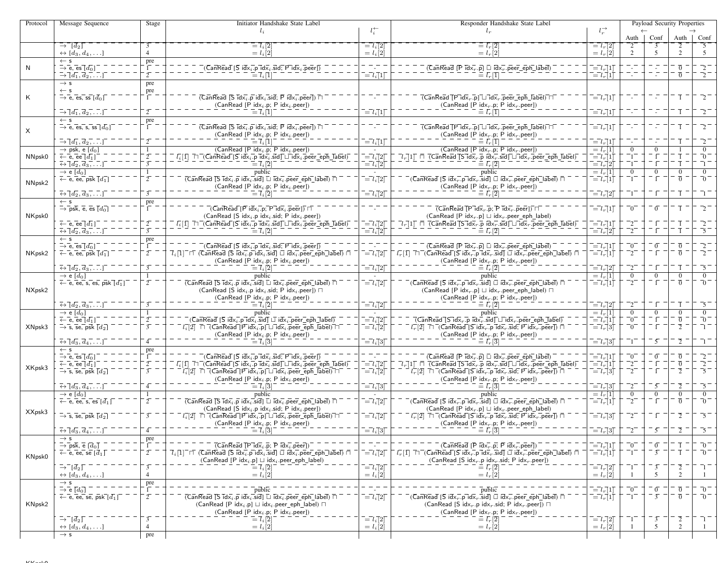| Protocol | Message Sequence | Stage | Initiator Handshake State Label $l_i$ | $l_i^{\leftarrow}$ | Responder Handshake State Label $l_r$ | $l_r^{\rightarrow}$ | Payload Security Properties ← Auth | ← Conf | → Auth | → Conf |
|---|---|---|---|---|---|---|---|---|---|---|
| | → $[d_2]$ | 3 | $= l_i[2]$ | $= l_i[2]$ | $= l_r[2]$ | $= l_r[2]$ | 2 | 3 | 2 | 5 |
| | ↔ $[d_3, d_4, \ldots]$ | 4 | $= l_i[2]$ | $= l_i[2]$ | $= l_r[2]$ | $= l_r[2]$ | 2 | 5 | 2 | 5 |
| N | ← s | pre | | | | | | | | |
| | → e, es $[d_0]$ | 1 | (CanRead [S idx$_i$.p idx$_i$.sid; P idx$_i$.peer]) | - | (CanRead [P idx$_r$.p] ⊔ idx$_r$.peer_eph_label) | $= l_r[1]$ | - | - | 0 | 2 |
| | → $[d_1, d_2, \ldots]$ | 2 | $= l_i[1]$ | $= l_i[1]$ | $= l_r[1]$ | $= l_r[1]$ | - | - | 0 | 2 |
| K | → s | pre | | | | | | | | |
| | ← s | pre | | | | | | | | |
| | → e, es, ss $[d_0]$ | 1 | (CanRead [S idx$_i$.p idx$_i$.sid; P idx$_i$.peer]) ⊓ (CanRead [P idx$_i$.p; P idx$_i$.peer]) | - | (CanRead [P idx$_r$.p] ⊔ idx$_r$.peer_eph_label) ⊓ (CanRead [P idx$_r$.p; P idx$_r$.peer]) | $= l_r[1]$ | - | - | 1 | 2 |
| | → $[d_1, d_2, \ldots]$ | 2 | $= l_i[1]$ | $= l_i[1]$ | $= l_r[1]$ | $= l_r[1]$ | - | - | 1 | 2 |
| X | ← s | pre | | | | | | | | |
| | → e, es, s, ss $[d_0]$ | 1 | (CanRead [S idx$_i$.p idx$_i$.sid; P idx$_i$.peer]) ⊓ (CanRead [P idx$_i$.p; P idx$_i$.peer]) | - | (CanRead [P idx$_r$.p] ⊔ idx$_r$.peer_eph_label) ⊓ (CanRead [P idx$_r$.p; P idx$_r$.peer]) | $= l_r[1]$ | - | - | 1 | 2 |
| | → $[d_1, d_2, \ldots]$ | 2 | $= l_i[1]$ | $= l_i[1]$ | $= l_r[1]$ | $= l_r[1]$ | - | - | 1 | 2 |
| NNpsk0 | → psk, e $[d_0]$ | 1 | (CanRead [P idx$_i$.p; P idx$_i$.peer]) | - | (CanRead [P idx$_r$.p; P idx$_r$.peer]) | $= l_r[1]$ | 0 | 0 | 1 | 0 |
| | ← e, ee $[d_1]$ | 2 | $l_i[1]$ ⊓ (CanRead [S idx$_i$.p idx$_i$.sid] ⊔ idx$_i$.peer_eph_label) | $= l_i[2]$ | $l_r[1]$ ⊓ (CanRead [S idx$_r$.p idx$_r$.sid] ⊔ idx$_r$.peer_eph_label) | $= l_r[1]$ | 1 | 1 | 1 | 0 |
| | ↔ $[d_2, d_3, \ldots]$ | 3 | $= l_i[2]$ | $= l_i[2]$ | $= l_r[2]$ | $= l_r[2]$ | 1 | 1 | 1 | 1 |
| NNpsk2 | → e $[d_0]$ | 1 | public | - | public | $= l_r[1]$ | 0 | 0 | 0 | 0 |
| | ← e, ee, psk $[d_1]$ | 2 | (CanRead [S idx$_i$.p idx$_i$.sid] ⊔ idx$_i$.peer_eph_label) ⊓ (CanRead [P idx$_i$.p; P idx$_i$.peer]) | $= l_i[2]$ | (CanRead [S idx$_r$.p idx$_r$.sid] ⊔ idx$_r$.peer_eph_label) ⊓ (CanRead [P idx$_r$.p; P idx$_r$.peer]) | $= l_r[1]$ | 1 | 1 | 0 | 0 |
| | ↔ $[d_2, d_3, \ldots]$ | 3 | $= l_i[2]$ | $= l_i[2]$ | $= l_r[2]$ | $= l_r[2]$ | 1 | 1 | 1 | 1 |
| NKpsk0 | ← s | pre | | | | | | | | |
| | → psk, e, es $[d_0]$ | 1 | (CanRead [P idx$_i$.p; P idx$_i$.peer]) ⊓ (CanRead [S idx$_i$.p idx$_i$.sid; P idx$_i$.peer]) | - | (CanRead [P idx$_r$.p; P idx$_r$.peer]) ⊓ (CanRead [P idx$_r$.p] ⊔ idx$_r$.peer_eph_label) | $= l_r[1]$ | 0 | 0 | 1 | 2 |
| | ← e, ee $[d_1]$ | 2 | $l_i[1]$ ⊓ (CanRead [S idx$_i$.p idx$_i$.sid] ⊔ idx$_i$.peer_eph_label) | $= l_i[2]$ | $l_r[1]$ ⊓ (CanRead [S idx$_r$.p idx$_r$.sid] ⊔ idx$_r$.peer_eph_label) | $= l_r[1]$ | 2 | 1 | 1 | 2 |
| | ↔ $[d_2, d_3, \ldots]$ | 3 | $= l_i[2]$ | $= l_i[2]$ | $= l_r[2]$ | $= l_r[2]$ | 2 | 1 | 1 | 5 |
| NKpsk2 | ← s | pre | | | | | | | | |
| | → e, es $[d_0]$ | 1 | (CanRead [S idx$_i$.p idx$_i$.sid; P idx$_i$.peer]) | - | (CanRead [P idx$_r$.p] ⊔ idx$_r$.peer_eph_label) | $= l_r[1]$ | 0 | 0 | 0 | 2 |
| | ← e, ee, psk $[d_1]$ | 2 | $l_i[1]$ ⊓ (CanRead [S idx$_i$.p idx$_i$.sid] ⊔ idx$_i$.peer_eph_label) ⊓ (CanRead [P idx$_i$.p; P idx$_i$.peer]) | $= l_i[2]$ | $l_r[1]$ ⊓ (CanRead [S idx$_r$.p idx$_r$.sid] ⊔ idx$_r$.peer_eph_label) ⊓ (CanRead [P idx$_r$.p; P idx$_r$.peer]) | $= l_r[1]$ | 2 | 1 | 0 | 2 |
| | ↔ $[d_2, d_3, \ldots]$ | 3 | $= l_i[2]$ | $= l_i[2]$ | $= l_r[2]$ | $= l_r[2]$ | 2 | 1 | 1 | 5 |
| NXpsk2 | → e $[d_0]$ | 1 | public | - | public | $= l_r[1]$ | 0 | 0 | 0 | 0 |
| | ← e, ee, s, es, psk $[d_1]$ | 2 | (CanRead [S idx$_i$.p idx$_i$.sid] ⊔ idx$_i$.peer_eph_label) ⊓ (CanRead [S idx$_i$.p idx$_i$.sid; P idx$_i$.peer]) ⊓ (CanRead [P idx$_i$.p; P idx$_i$.peer]) | $= l_i[2]$ | (CanRead [S idx$_r$.p idx$_r$.sid] ⊔ idx$_r$.peer_eph_label) ⊓ (CanRead [P idx$_r$.p] ⊔ idx$_r$.peer_eph_label) ⊓ (CanRead [P idx$_r$.p; P idx$_r$.peer]) | $= l_r[1]$ | 2 | 1 | 0 | 0 |
| | ↔ $[d_2, d_3, \ldots]$ | 3 | $= l_i[2]$ | $= l_i[2]$ | $= l_r[2]$ | $= l_r[2]$ | 2 | 1 | 1 | 5 |
| XNpsk3 | → e $[d_0]$ | 1 | public | - | public | $= l_r[1]$ | 0 | 0 | 0 | 0 |
| | ← e, ee $[d_1]$ | 2 | (CanRead [S idx$_i$.p idx$_i$.sid] ⊔ idx$_i$.peer_eph_label) | $= l_i[2]$ | (CanRead [S idx$_r$.p idx$_r$.sid] ⊔ idx$_r$.peer_eph_label) | $= l_r[1]$ | 0 | 1 | 0 | 0 |
| | → s, se, psk $[d_2]$ | 3 | $l_i[2]$ ⊓ (CanRead [P idx$_i$.p] ⊔ idx$_i$.peer_eph_label) ⊓ (CanRead [P idx$_i$.p; P idx$_i$.peer]) | $= l_i[2]$ | $l_r[2]$ ⊓ (CanRead [S idx$_r$.p idx$_r$.sid; P idx$_r$.peer]) ⊓ (CanRead [P idx$_r$.p; P idx$_r$.peer]) | $= l_r[3]$ | 0 | 1 | 2 | 1 |
| | ↔ $[d_3, d_4, \ldots]$ | 4 | $= l_i[3]$ | $= l_i[3]$ | $= l_r[3]$ | $= l_r[3]$ | 1 | 5 | 2 | 1 |
| XKpsk3 | ← s | pre | | | | | | | | |
| | → e, es $[d_0]$ | 1 | (CanRead [S idx$_i$.p idx$_i$.sid; P idx$_i$.peer]) | - | (CanRead [P idx$_r$.p] ⊔ idx$_r$.peer_eph_label) | $= l_r[1]$ | 0 | 0 | 0 | 2 |
| | ← e, ee $[d_1]$ | 2 | $l_i[1]$ ⊓ (CanRead [S idx$_i$.p idx$_i$.sid] ⊔ idx$_i$.peer_eph_label) | $= l_i[2]$ | $l_r[1]$ ⊓ (CanRead [S idx$_r$.p idx$_r$.sid] ⊔ idx$_r$.peer_eph_label) | $= l_r[1]$ | 2 | 1 | 0 | 2 |
| | → s, se, psk $[d_2]$ | 3 | $l_i[2]$ ⊓ (CanRead [P idx$_i$.p] ⊔ idx$_i$.peer_eph_label) ⊓ (CanRead [P idx$_i$.p; P idx$_i$.peer]) | $= l_i[2]$ | $l_r[2]$ ⊓ (CanRead [S idx$_r$.p idx$_r$.sid; P idx$_r$.peer]) ⊓ (CanRead [P idx$_r$.p; P idx$_r$.peer]) | $= l_r[3]$ | 2 | 1 | 2 | 5 |
| | ↔ $[d_3, d_4, \ldots]$ | 4 | $= l_i[3]$ | $= l_i[3]$ | $= l_r[3]$ | $= l_r[3]$ | 2 | 5 | 2 | 5 |
| XXpsk3 | → e $[d_0]$ | 1 | public | - | public | $= l_r[1]$ | 0 | 0 | 0 | 0 |
| | ← e, ee, s, es $[d_1]$ | 2 | (CanRead [S idx$_i$.p idx$_i$.sid] ⊔ idx$_i$.peer_eph_label) ⊓ (CanRead [S idx$_i$.p idx$_i$.sid; P idx$_i$.peer]) | $= l_i[2]$ | (CanRead [S idx$_r$.p idx$_r$.sid] ⊔ idx$_r$.peer_eph_label) ⊓ (CanRead [P idx$_r$.p] ⊔ idx$_r$.peer_eph_label) | $= l_r[1]$ | 2 | 1 | 0 | 0 |
| | → s, se, psk $[d_2]$ | 3 | $l_i[2]$ ⊓ (CanRead [P idx$_i$.p] ⊔ idx$_i$.peer_eph_label) ⊓ (CanRead [P idx$_i$.p; P idx$_i$.peer]) | $= l_i[2]$ | $l_r[2]$ ⊓ (CanRead [S idx$_r$.p idx$_r$.sid; P idx$_r$.peer]) ⊓ (CanRead [P idx$_r$.p; P idx$_r$.peer]) | $= l_r[3]$ | 2 | 1 | 2 | 5 |
| | ↔ $[d_3, d_4, \ldots]$ | 4 | $= l_i[3]$ | $= l_i[3]$ | $= l_r[3]$ | $= l_r[3]$ | 2 | 5 | 2 | 5 |
| KNpsk0 | → s | pre | | | | | | | | |
| | → psk, e $[d_0]$ | 1 | (CanRead [P idx$_i$.p; P idx$_i$.peer]) | - | (CanRead [P idx$_r$.p; P idx$_r$.peer]) | $= l_r[1]$ | 0 | 0 | 1 | 0 |
| | ← e, ee, se $[d_1]$ | 2 | $l_i[1]$ ⊓ (CanRead [S idx$_i$.p idx$_i$.sid] ⊔ idx$_i$.peer_eph_label) ⊓ (CanRead [P idx$_i$.p] ⊔ idx$_i$.peer_eph_label) | $= l_i[2]$ | $l_r[1]$ ⊓ (CanRead [S idx$_r$.p idx$_r$.sid] ⊔ idx$_r$.peer_eph_label) ⊓ (CanRead [S idx$_r$.p idx$_r$.sid; P idx$_r$.peer]) | $= l_r[1]$ | 1 | 3 | 1 | 0 |
| | → $[d_2]$ | 3 | $= l_i[2]$ | $= l_i[2]$ | $= l_r[2]$ | $= l_r[2]$ | 1 | 3 | 2 | 1 |
| | ↔ $[d_3, d_4, \ldots]$ | 4 | $= l_i[2]$ | $= l_i[2]$ | $= l_r[2]$ | $= l_r[2]$ | 1 | 5 | 2 | 1 |
| KNpsk2 | → s | pre | | | | | | | | |
| | → e $[d_0]$ | 1 | public | - | public | $= l_r[1]$ | 0 | 0 | 0 | 0 |
| | ← e, ee, se, psk $[d_1]$ | 2 | (CanRead [S idx$_i$.p idx$_i$.sid] ⊔ idx$_i$.peer_eph_label) ⊓ (CanRead [P idx$_i$.p] ⊔ idx$_i$.peer_eph_label) ⊓ (CanRead [P idx$_i$.p; P idx$_i$.peer]) | $= l_i[2]$ | (CanRead [S idx$_r$.p idx$_r$.sid] ⊔ idx$_r$.peer_eph_label) ⊓ (CanRead [S idx$_r$.p idx$_r$.sid; P idx$_r$.peer]) ⊓ (CanRead [P idx$_r$.p; P idx$_r$.peer]) | $= l_r[1]$ | 1 | 3 | 0 | 0 |
| | → $[d_2]$ | 3 | $= l_i[2]$ | $= l_i[2]$ | $= l_r[2]$ | $= l_r[2]$ | 1 | 3 | 2 | 1 |
| | ↔ $[d_3, d_4, \ldots]$ | 4 | $= l_i[2]$ | $= l_i[2]$ | $= l_r[2]$ | $= l_r[2]$ | 1 | 5 | 2 | 1 |
| KKpsk0 | → s | pre | | | | | | | | |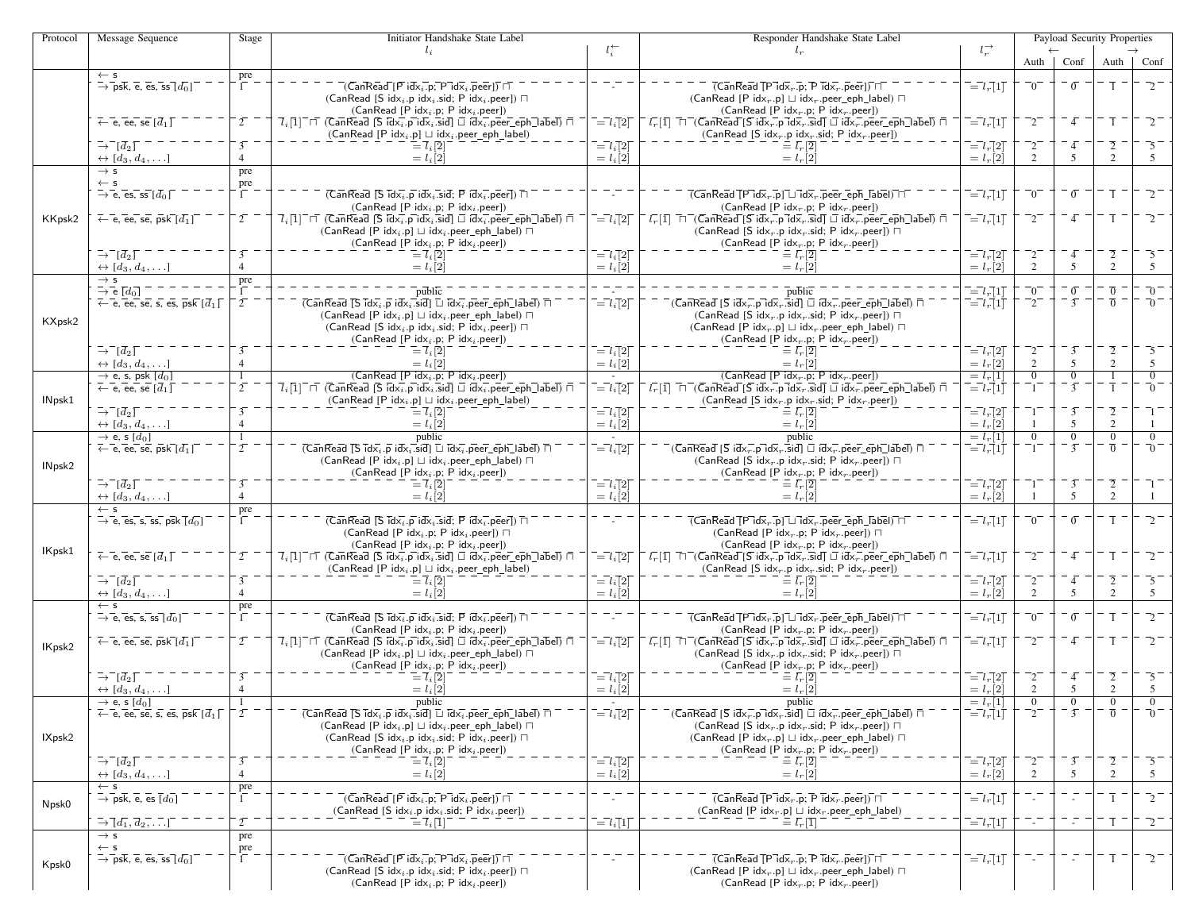| Protocol | Message Sequence | Stage | Initiator Handshake State Label $l_i$ | $l_i^{\leftarrow}$ | Responder Handshake State Label $l_r$ | $l_r^{\rightarrow}$ | Payload Security Properties ← Auth | ← Conf | → Auth | → Conf |
|---|---|---|---|---|---|---|---|---|---|---|
| | ← s | pre | | | | | | | | |
| | → psk, e, es, ss $[d_0]$ | 1 | (CanRead [P idx$_i$.p; P idx$_i$.peer]) ⊓ (CanRead [S idx$_i$.p idx$_i$.sid; P idx$_i$.peer]) ⊓ (CanRead [P idx$_i$.p; P idx$_i$.peer]) | - | (CanRead [P idx$_r$.p; P idx$_r$.peer]) ⊓ (CanRead [P idx$_r$.p] ⊔ idx$_r$.peer_eph_label) ⊓ (CanRead [P idx$_r$.p; P idx$_r$.peer]) | $= l_r[1]$ | 0 | 0 | 1 | 2 |
| | ← e, ee, se $[d_1]$ | 2 | $l_i[1]$ ⊓ (CanRead [S idx$_i$.p idx$_i$.sid] ⊔ idx$_i$.peer_eph_label) ⊓ (CanRead [P idx$_i$.p] ⊔ idx$_i$.peer_eph_label) | $= l_i[2]$ | $l_r[1]$ ⊓ (CanRead [S idx$_r$.p idx$_r$.sid] ⊔ idx$_r$.peer_eph_label) ⊓ (CanRead [S idx$_r$.p idx$_r$.sid; P idx$_r$.peer]) | $= l_r[1]$ | 2 | 4 | 1 | 2 |
| | → $[d_2]$ | 3 | $= l_i[2]$ | $= l_i[2]$ | $= l_r[2]$ | $= l_r[2]$ | 2 | 4 | 2 | 5 |
| | ↔ $[d_3, d_4, \ldots]$ | 4 | $= l_i[2]$ | $= l_i[2]$ | $= l_r[2]$ | $= l_r[2]$ | 2 | 5 | 2 | 5 |
| KKpsk2 | → s | pre | | | | | | | | |
| | ← s | pre | | | | | | | | |
| | → e, es, ss $[d_0]$ | 1 | (CanRead [S idx$_i$.p idx$_i$.sid; P idx$_i$.peer]) ⊓ (CanRead [P idx$_i$.p; P idx$_i$.peer]) | - | (CanRead [P idx$_r$.p] ⊔ idx$_r$.peer_eph_label) ⊓ (CanRead [P idx$_r$.p; P idx$_r$.peer]) | $= l_r[1]$ | 0 | 0 | 1 | 2 |
| | ← e, ee, se, psk $[d_1]$ | 2 | $l_i[1]$ ⊓ (CanRead [S idx$_i$.p idx$_i$.sid] ⊔ idx$_i$.peer_eph_label) ⊓ (CanRead [P idx$_i$.p] ⊔ idx$_i$.peer_eph_label) ⊓ (CanRead [P idx$_i$.p; P idx$_i$.peer]) | $= l_i[2]$ | $l_r[1]$ ⊓ (CanRead [S idx$_r$.p idx$_r$.sid] ⊔ idx$_r$.peer_eph_label) ⊓ (CanRead [S idx$_r$.p idx$_r$.sid; P idx$_r$.peer]) ⊓ (CanRead [P idx$_r$.p; P idx$_r$.peer]) | $= l_r[1]$ | 2 | 4 | 1 | 2 |
| | → $[d_2]$ | 3 | $= l_i[2]$ | $= l_i[2]$ | $= l_r[2]$ | $= l_r[2]$ | 2 | 4 | 2 | 5 |
| | ↔ $[d_3, d_4, \ldots]$ | 4 | $= l_i[2]$ | $= l_i[2]$ | $= l_r[2]$ | $= l_r[2]$ | 2 | 5 | 2 | 5 |
| KXpsk2 | → s | pre | | | | | | | | |
| | → e $[d_0]$ | 1 | public | - | public | $= l_r[1]$ | 0 | 0 | 0 | 0 |
| | ← e, ee, se, s, es, psk $[d_1]$ | 2 | (CanRead [S idx$_i$.p idx$_i$.sid] ⊔ idx$_i$.peer_eph_label) ⊓ (CanRead [P idx$_i$.p] ⊔ idx$_i$.peer_eph_label) ⊓ (CanRead [S idx$_i$.p idx$_i$.sid; P idx$_i$.peer]) ⊓ (CanRead [P idx$_i$.p; P idx$_i$.peer]) | $= l_i[2]$ | (CanRead [S idx$_r$.p idx$_r$.sid] ⊔ idx$_r$.peer_eph_label) ⊓ (CanRead [S idx$_r$.p idx$_r$.sid; P idx$_r$.peer]) ⊓ (CanRead [P idx$_r$.p] ⊔ idx$_r$.peer_eph_label) ⊓ (CanRead [P idx$_r$.p; P idx$_r$.peer]) | $= l_r[1]$ | 2 | 3 | 0 | 0 |
| | → $[d_2]$ | 3 | $= l_i[2]$ | $= l_i[2]$ | $= l_r[2]$ | $= l_r[2]$ | 2 | 3 | 2 | 5 |
| | ↔ $[d_3, d_4, \ldots]$ | 4 | $= l_i[2]$ | $= l_i[2]$ | $= l_r[2]$ | $= l_r[2]$ | 2 | 5 | 2 | 5 |
| INpsk1 | → e, s, psk $[d_0]$ | 1 | (CanRead [P idx$_i$.p; P idx$_i$.peer]) | - | (CanRead [P idx$_r$.p; P idx$_r$.peer]) | $= l_r[1]$ | 0 | 0 | 1 | 0 |
| | ← e, ee, se $[d_1]$ | 2 | $l_i[1]$ ⊓ (CanRead [S idx$_i$.p idx$_i$.sid] ⊔ idx$_i$.peer_eph_label) ⊓ (CanRead [P idx$_i$.p] ⊔ idx$_i$.peer_eph_label) | $= l_i[2]$ | $l_r[1]$ ⊓ (CanRead [S idx$_r$.p idx$_r$.sid] ⊔ idx$_r$.peer_eph_label) ⊓ (CanRead [S idx$_r$.p idx$_r$.sid; P idx$_r$.peer]) | $= l_r[1]$ | 1 | 3 | 1 | 0 |
| | → $[d_2]$ | 3 | $= l_i[2]$ | $= l_i[2]$ | $= l_r[2]$ | $= l_r[2]$ | 1 | 3 | 2 | 1 |
| | ↔ $[d_3, d_4, \ldots]$ | 4 | $= l_i[2]$ | $= l_i[2]$ | $= l_r[2]$ | $= l_r[2]$ | 1 | 5 | 2 | 1 |
| INpsk2 | → e, s $[d_0]$ | 1 | public | - | public | $= l_r[1]$ | 0 | 0 | 0 | 0 |
| | ← e, ee, se, psk $[d_1]$ | 2 | (CanRead [S idx$_i$.p idx$_i$.sid] ⊔ idx$_i$.peer_eph_label) ⊓ (CanRead [P idx$_i$.p] ⊔ idx$_i$.peer_eph_label) ⊓ (CanRead [P idx$_i$.p; P idx$_i$.peer]) | $= l_i[2]$ | (CanRead [S idx$_r$.p idx$_r$.sid] ⊔ idx$_r$.peer_eph_label) ⊓ (CanRead [S idx$_r$.p idx$_r$.sid; P idx$_r$.peer]) ⊓ (CanRead [P idx$_r$.p; P idx$_r$.peer]) | $= l_r[1]$ | 1 | 3 | 0 | 0 |
| | → $[d_2]$ | 3 | $= l_i[2]$ | $= l_i[2]$ | $= l_r[2]$ | $= l_r[2]$ | 1 | 3 | 2 | 1 |
| | ↔ $[d_3, d_4, \ldots]$ | 4 | $= l_i[2]$ | $= l_i[2]$ | $= l_r[2]$ | $= l_r[2]$ | 1 | 5 | 2 | 1 |
| IKpsk1 | ← s | pre | | | | | | | | |
| | → e, es, s, ss, psk $[d_0]$ | 1 | (CanRead [S idx$_i$.p idx$_i$.sid; P idx$_i$.peer]) ⊓ (CanRead [P idx$_i$.p; P idx$_i$.peer]) ⊓ (CanRead [P idx$_i$.p; P idx$_i$.peer]) | - | (CanRead [P idx$_r$.p] ⊔ idx$_r$.peer_eph_label) ⊓ (CanRead [P idx$_r$.p; P idx$_r$.peer]) ⊓ (CanRead [P idx$_r$.p; P idx$_r$.peer]) | $= l_r[1]$ | 0 | 0 | 1 | 2 |
| | ← e, ee, se $[d_1]$ | 2 | $l_i[1]$ ⊓ (CanRead [S idx$_i$.p idx$_i$.sid] ⊔ idx$_i$.peer_eph_label) ⊓ (CanRead [P idx$_i$.p] ⊔ idx$_i$.peer_eph_label) | $= l_i[2]$ | $l_r[1]$ ⊓ (CanRead [S idx$_r$.p idx$_r$.sid] ⊔ idx$_r$.peer_eph_label) ⊓ (CanRead [S idx$_r$.p idx$_r$.sid; P idx$_r$.peer]) | $= l_r[1]$ | 2 | 4 | 1 | 2 |
| | → $[d_2]$ | 3 | $= l_i[2]$ | $= l_i[2]$ | $= l_r[2]$ | $= l_r[2]$ | 2 | 4 | 2 | 5 |
| | ↔ $[d_3, d_4, \ldots]$ | 4 | $= l_i[2]$ | $= l_i[2]$ | $= l_r[2]$ | $= l_r[2]$ | 2 | 5 | 2 | 5 |
| IKpsk2 | ← s | pre | | | | | | | | |
| | → e, es, s, ss $[d_0]$ | 1 | (CanRead [S idx$_i$.p idx$_i$.sid; P idx$_i$.peer]) ⊓ (CanRead [P idx$_i$.p; P idx$_i$.peer]) | - | (CanRead [P idx$_r$.p] ⊔ idx$_r$.peer_eph_label) ⊓ (CanRead [P idx$_r$.p; P idx$_r$.peer]) | $= l_r[1]$ | 0 | 0 | 1 | 2 |
| | ← e, ee, se, psk $[d_1]$ | 2 | $l_i[1]$ ⊓ (CanRead [S idx$_i$.p idx$_i$.sid] ⊔ idx$_i$.peer_eph_label) ⊓ (CanRead [P idx$_i$.p] ⊔ idx$_i$.peer_eph_label) ⊓ (CanRead [P idx$_i$.p; P idx$_i$.peer]) | $= l_i[2]$ | $l_r[1]$ ⊓ (CanRead [S idx$_r$.p idx$_r$.sid] ⊔ idx$_r$.peer_eph_label) ⊓ (CanRead [S idx$_r$.p idx$_r$.sid; P idx$_r$.peer]) ⊓ (CanRead [P idx$_r$.p; P idx$_r$.peer]) | $= l_r[1]$ | 2 | 4 | 1 | 2 |
| | → $[d_2]$ | 3 | $= l_i[2]$ | $= l_i[2]$ | $= l_r[2]$ | $= l_r[2]$ | 2 | 4 | 2 | 5 |
| | ↔ $[d_3, d_4, \ldots]$ | 4 | $= l_i[2]$ | $= l_i[2]$ | $= l_r[2]$ | $= l_r[2]$ | 2 | 5 | 2 | 5 |
| IXpsk2 | → e, s $[d_0]$ | 1 | public | - | public | $= l_r[1]$ | 0 | 0 | 0 | 0 |
| | ← e, ee, se, s, es, psk $[d_1]$ | 2 | (CanRead [S idx$_i$.p idx$_i$.sid] ⊔ idx$_i$.peer_eph_label) ⊓ (CanRead [P idx$_i$.p] ⊔ idx$_i$.peer_eph_label) ⊓ (CanRead [S idx$_i$.p idx$_i$.sid; P idx$_i$.peer]) ⊓ (CanRead [P idx$_i$.p; P idx$_i$.peer]) | $= l_i[2]$ | (CanRead [S idx$_r$.p idx$_r$.sid] ⊔ idx$_r$.peer_eph_label) ⊓ (CanRead [S idx$_r$.p idx$_r$.sid; P idx$_r$.peer]) ⊓ (CanRead [P idx$_r$.p] ⊔ idx$_r$.peer_eph_label) ⊓ (CanRead [P idx$_r$.p; P idx$_r$.peer]) | $= l_r[1]$ | 2 | 3 | 0 | 0 |
| | → $[d_2]$ | 3 | $= l_i[2]$ | $= l_i[2]$ | $= l_r[2]$ | $= l_r[2]$ | 2 | 3 | 2 | 5 |
| | ↔ $[d_3, d_4, \ldots]$ | 4 | $= l_i[2]$ | $= l_i[2]$ | $= l_r[2]$ | $= l_r[2]$ | 2 | 5 | 2 | 5 |
| Npsk0 | ← s | pre | | | | | | | | |
| | → psk, e, es $[d_0]$ | 1 | (CanRead [P idx$_i$.p; P idx$_i$.peer]) ⊓ (CanRead [S idx$_i$.p idx$_i$.sid; P idx$_i$.peer]) | - | (CanRead [P idx$_r$.p; P idx$_r$.peer]) ⊓ (CanRead [P idx$_r$.p] ⊔ idx$_r$.peer_eph_label) | $= l_r[1]$ | - | - | 1 | 2 |
| | → $[d_1, d_2, \ldots]$ | 2 | $= l_i[1]$ | $= l_i[1]$ | $= l_r[1]$ | $= l_r[1]$ | - | - | 1 | 2 |
| Kpsk0 | → s | pre | | | | | | | | |
| | ← s | pre | | | | | | | | |
| | → psk, e, es, ss $[d_0]$ | 1 | (CanRead [P idx$_i$.p; P idx$_i$.peer]) ⊓ (CanRead [S idx$_i$.p idx$_i$.sid; P idx$_i$.peer]) ⊓ (CanRead [P idx$_i$.p; P idx$_i$.peer]) | - | (CanRead [P idx$_r$.p; P idx$_r$.peer]) ⊓ (CanRead [P idx$_r$.p] ⊔ idx$_r$.peer_eph_label) ⊓ (CanRead [P idx$_r$.p; P idx$_r$.peer]) | $= l_r[1]$ | - | - | 1 | 2 |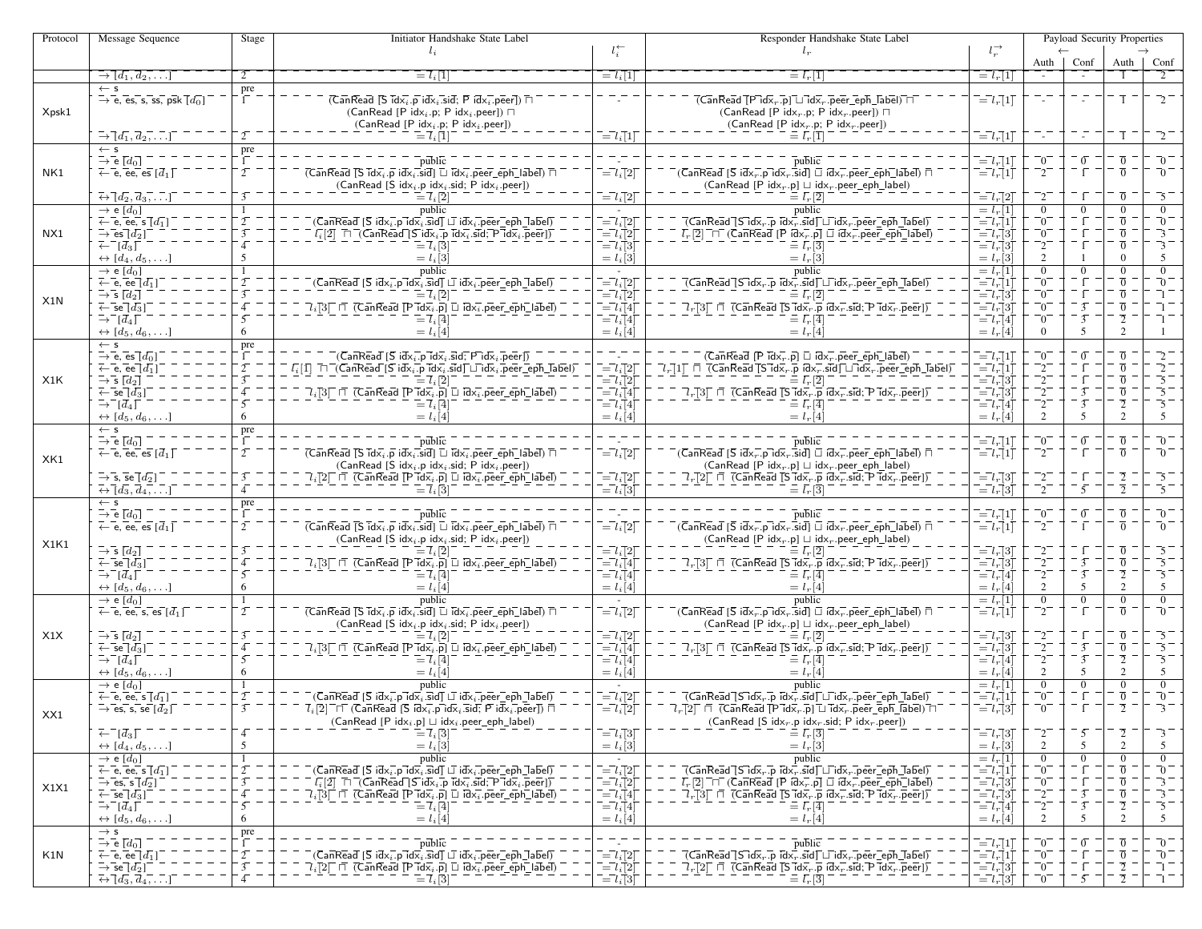| Protocol | Message Sequence | Stage | Initiator Handshake State Label $l_i$ | $l_i^{\leftarrow}$ | Responder Handshake State Label $l_r$ | $l_r^{\rightarrow}$ | Payload Security Properties ← Auth | ← Conf | → Auth | → Conf |
|---|---|---|---|---|---|---|---|---|---|---|
| | $\rightarrow [d_1, d_2, \ldots]$ | 2 | $= l_i[1]$ | $= l_i[1]$ | $= l_r[1]$ | $= l_r[1]$ | - | - | 1 | 2 |
| Xpsk1 | ← s | pre | | | | | | | | |
| | → e, es, s, ss, psk $[d_0]$ | 1 | (CanRead [S idx$_i$.p idx$_i$.sid; P idx$_i$.peer]) ⊓ (CanRead [P idx$_i$.p; P idx$_i$.peer]) ⊓ (CanRead [P idx$_i$.p; P idx$_i$.peer]) | - | (CanRead [P idx$_r$.p] ⊔ idx$_r$.peer_eph_label) ⊓ (CanRead [P idx$_r$.p; P idx$_r$.peer]) ⊓ (CanRead [P idx$_r$.p; P idx$_r$.peer]) | $= l_r[1]$ | - | - | 1 | 2 |
| | $\rightarrow [d_1, d_2, \ldots]$ | 2 | $= l_i[1]$ | $= l_i[1]$ | $= l_r[1]$ | $= l_r[1]$ | - | - | 1 | 2 |
| NK1 | ← s | pre | | | | | | | | |
| | → e $[d_0]$ | 1 | public | - | public | $= l_r[1]$ | 0 | 0 | 0 | 0 |
| | ← e, ee, es $[d_1]$ | 2 | (CanRead [S idx$_i$.p idx$_i$.sid] ⊔ idx$_i$.peer_eph_label) ⊓ (CanRead [S idx$_i$.p idx$_i$.sid; P idx$_i$.peer]) | $= l_i[2]$ | (CanRead [S idx$_r$.p idx$_r$.sid] ⊔ idx$_r$.peer_eph_label) ⊓ (CanRead [P idx$_r$.p] ⊔ idx$_r$.peer_eph_label) | $= l_r[1]$ | 2 | 1 | 0 | 0 |
| | ↔ $[d_2, d_3, \ldots]$ | 3 | $= l_i[2]$ | $= l_i[2]$ | $= l_r[2]$ | $= l_r[2]$ | 2 | 1 | 0 | 5 |
| NX1 | → e $[d_0]$ | 1 | public | - | public | $= l_r[1]$ | 0 | 0 | 0 | 0 |
| | ← e, ee, s $[d_1]$ | 2 | (CanRead [S idx$_i$.p idx$_i$.sid] ⊔ idx$_i$.peer_eph_label) | $= l_i[2]$ | (CanRead [S idx$_r$.p idx$_r$.sid] ⊔ idx$_r$.peer_eph_label) | $= l_r[1]$ | 0 | 1 | 0 | 0 |
| | → es $[d_2]$ | 3 | $l_i[2]$ ⊓ (CanRead [S idx$_i$.p idx$_i$.sid; P idx$_i$.peer]) | $= l_i[2]$ | $l_r[2]$ ⊓ (CanRead [P idx$_r$.p] ⊔ idx$_r$.peer_eph_label) | $= l_r[3]$ | 0 | 1 | 0 | 3 |
| | ← $[d_3]$ | 4 | $= l_i[3]$ | $= l_i[3]$ | $= l_r[3]$ | $= l_r[3]$ | 2 | 1 | 0 | 3 |
| | ↔ $[d_4, d_5, \ldots]$ | 5 | $= l_i[3]$ | $= l_i[3]$ | $= l_r[3]$ | $= l_r[3]$ | 2 | 1 | 0 | 5 |
| X1N | → e $[d_0]$ | 1 | public | - | public | $= l_r[1]$ | 0 | 0 | 0 | 0 |
| | ← e, ee $[d_1]$ | 2 | (CanRead [S idx$_i$.p idx$_i$.sid] ⊔ idx$_i$.peer_eph_label) | $= l_i[2]$ | (CanRead [S idx$_r$.p idx$_r$.sid] ⊔ idx$_r$.peer_eph_label) | $= l_r[1]$ | 0 | 1 | 0 | 0 |
| | → s $[d_2]$ | 3 | $= l_i[2]$ | $= l_i[2]$ | $= l_r[2]$ | $= l_r[3]$ | 0 | 1 | 0 | 1 |
| | ← se $[d_3]$ | 4 | $l_i[3]$ ⊓ (CanRead [P idx$_i$.p] ⊔ idx$_i$.peer_eph_label) | $= l_i[4]$ | $l_r[3]$ ⊓ (CanRead [S idx$_r$.p idx$_r$.sid; P idx$_r$.peer]) | $= l_r[3]$ | 0 | 3 | 0 | 1 |
| | → $[d_4]$ | 5 | $= l_i[4]$ | $= l_i[4]$ | $= l_r[4]$ | $= l_r[4]$ | 0 | 3 | 2 | 1 |
| | ↔ $[d_5, d_6, \ldots]$ | 6 | $= l_i[4]$ | $= l_i[4]$ | $= l_r[4]$ | $= l_r[4]$ | 0 | 5 | 2 | 1 |
| X1K | ← s | pre | | | | | | | | |
| | → e, es $[d_0]$ | 1 | (CanRead [S idx$_i$.p idx$_i$.sid; P idx$_i$.peer]) | - | (CanRead [P idx$_r$.p] ⊔ idx$_r$.peer_eph_label) | $= l_r[1]$ | 0 | 0 | 0 | 2 |
| | ← e, ee $[d_1]$ | 2 | $l_i[1]$ ⊓ (CanRead [S idx$_i$.p idx$_i$.sid] ⊔ idx$_i$.peer_eph_label) | $= l_i[2]$ | $l_r[1]$ ⊓ (CanRead [S idx$_r$.p idx$_r$.sid] ⊔ idx$_r$.peer_eph_label) | $= l_r[1]$ | 2 | 1 | 0 | 2 |
| | → s $[d_2]$ | 3 | $= l_i[2]$ | $= l_i[2]$ | $= l_r[2]$ | $= l_r[3]$ | 2 | 1 | 0 | 5 |
| | ← se $[d_3]$ | 4 | $l_i[3]$ ⊓ (CanRead [P idx$_i$.p] ⊔ idx$_i$.peer_eph_label) | $= l_i[4]$ | $l_r[3]$ ⊓ (CanRead [S idx$_r$.p idx$_r$.sid; P idx$_r$.peer]) | $= l_r[3]$ | 2 | 3 | 0 | 5 |
| | → $[d_4]$ | 5 | $= l_i[4]$ | $= l_i[4]$ | $= l_r[4]$ | $= l_r[4]$ | 2 | 3 | 2 | 5 |
| | ↔ $[d_5, d_6, \ldots]$ | 6 | $= l_i[4]$ | $= l_i[4]$ | $= l_r[4]$ | $= l_r[4]$ | 2 | 5 | 2 | 5 |
| XK1 | ← s | pre | | | | | | | | |
| | → e $[d_0]$ | 1 | public | - | public | $= l_r[1]$ | 0 | 0 | 0 | 0 |
| | ← e, ee, es $[d_1]$ | 2 | (CanRead [S idx$_i$.p idx$_i$.sid] ⊔ idx$_i$.peer_eph_label) ⊓ (CanRead [S idx$_i$.p idx$_i$.sid; P idx$_i$.peer]) | $= l_i[2]$ | (CanRead [S idx$_r$.p idx$_r$.sid] ⊔ idx$_r$.peer_eph_label) ⊓ (CanRead [P idx$_r$.p] ⊔ idx$_r$.peer_eph_label) | $= l_r[1]$ | 2 | 1 | 0 | 0 |
| | → s, se $[d_2]$ | 3 | $l_i[2]$ ⊓ (CanRead [P idx$_i$.p] ⊔ idx$_i$.peer_eph_label) | $= l_i[2]$ | $l_r[2]$ ⊓ (CanRead [S idx$_r$.p idx$_r$.sid; P idx$_r$.peer]) | $= l_r[3]$ | 2 | 1 | 2 | 5 |
| | ↔ $[d_3, d_4, \ldots]$ | 4 | $= l_i[3]$ | $= l_i[3]$ | $= l_r[3]$ | $= l_r[3]$ | 2 | 5 | 2 | 5 |
| X1K1 | ← s | pre | | | | | | | | |
| | → e $[d_0]$ | 1 | public | - | public | $= l_r[1]$ | 0 | 0 | 0 | 0 |
| | ← e, ee, es $[d_1]$ | 2 | (CanRead [S idx$_i$.p idx$_i$.sid] ⊔ idx$_i$.peer_eph_label) ⊓ (CanRead [S idx$_i$.p idx$_i$.sid; P idx$_i$.peer]) | $= l_i[2]$ | (CanRead [S idx$_r$.p idx$_r$.sid] ⊔ idx$_r$.peer_eph_label) ⊓ (CanRead [P idx$_r$.p] ⊔ idx$_r$.peer_eph_label) | $= l_r[1]$ | 2 | 1 | 0 | 0 |
| | → s $[d_2]$ | 3 | $= l_i[2]$ | $= l_i[2]$ | $= l_r[2]$ | $= l_r[3]$ | 2 | 1 | 0 | 5 |
| | ← se $[d_3]$ | 4 | $l_i[3]$ ⊓ (CanRead [P idx$_i$.p] ⊔ idx$_i$.peer_eph_label) | $= l_i[4]$ | $l_r[3]$ ⊓ (CanRead [S idx$_r$.p idx$_r$.sid; P idx$_r$.peer]) | $= l_r[3]$ | 2 | 3 | 0 | 5 |
| | → $[d_4]$ | 5 | $= l_i[4]$ | $= l_i[4]$ | $= l_r[4]$ | $= l_r[4]$ | 2 | 3 | 2 | 5 |
| | ↔ $[d_5, d_6, \ldots]$ | 6 | $= l_i[4]$ | $= l_i[4]$ | $= l_r[4]$ | $= l_r[4]$ | 2 | 5 | 2 | 5 |
| X1X | → e $[d_0]$ | 1 | public | - | public | $= l_r[1]$ | 0 | 0 | 0 | 0 |
| | ← e, ee, s, es $[d_1]$ | 2 | (CanRead [S idx$_i$.p idx$_i$.sid] ⊔ idx$_i$.peer_eph_label) ⊓ (CanRead [S idx$_i$.p idx$_i$.sid; P idx$_i$.peer]) | $= l_i[2]$ | (CanRead [S idx$_r$.p idx$_r$.sid] ⊔ idx$_r$.peer_eph_label) ⊓ (CanRead [P idx$_r$.p] ⊔ idx$_r$.peer_eph_label) | $= l_r[1]$ | 2 | 1 | 0 | 0 |
| | → s $[d_2]$ | 3 | $= l_i[2]$ | $= l_i[2]$ | $= l_r[2]$ | $= l_r[3]$ | 2 | 1 | 0 | 5 |
| | ← se $[d_3]$ | 4 | $l_i[3]$ ⊓ (CanRead [P idx$_i$.p] ⊔ idx$_i$.peer_eph_label) | $= l_i[4]$ | $l_r[3]$ ⊓ (CanRead [S idx$_r$.p idx$_r$.sid; P idx$_r$.peer]) | $= l_r[3]$ | 2 | 3 | 0 | 5 |
| | → $[d_4]$ | 5 | $= l_i[4]$ | $= l_i[4]$ | $= l_r[4]$ | $= l_r[4]$ | 2 | 3 | 2 | 5 |
| | ↔ $[d_5, d_6, \ldots]$ | 6 | $= l_i[4]$ | $= l_i[4]$ | $= l_r[4]$ | $= l_r[4]$ | 2 | 5 | 2 | 5 |
| XX1 | → e $[d_0]$ | 1 | public | - | public | $= l_r[1]$ | 0 | 0 | 0 | 0 |
| | ← e, ee, s $[d_1]$ | 2 | (CanRead [S idx$_i$.p idx$_i$.sid] ⊔ idx$_i$.peer_eph_label) | $= l_i[2]$ | (CanRead [S idx$_r$.p idx$_r$.sid] ⊔ idx$_r$.peer_eph_label) | $= l_r[1]$ | 0 | 1 | 0 | 0 |
| | → es, s, se $[d_2]$ | 3 | $l_i[2]$ ⊓ (CanRead [S idx$_i$.p idx$_i$.sid; P idx$_i$.peer]) ⊓ (CanRead [P idx$_i$.p] ⊔ idx$_i$.peer_eph_label) | $= l_i[2]$ | $l_r[2]$ ⊓ (CanRead [P idx$_r$.p] ⊔ idx$_r$.peer_eph_label) ⊓ (CanRead [S idx$_r$.p idx$_r$.sid; P idx$_r$.peer]) | $= l_r[3]$ | 0 | 1 | 2 | 3 |
| | ← $[d_3]$ | 4 | $= l_i[3]$ | $= l_i[3]$ | $= l_r[3]$ | $= l_r[3]$ | 2 | 5 | 2 | 3 |
| | ↔ $[d_4, d_5, \ldots]$ | 5 | $= l_i[3]$ | $= l_i[3]$ | $= l_r[3]$ | $= l_r[3]$ | 2 | 5 | 2 | 5 |
| X1X1 | → e $[d_0]$ | 1 | public | - | public | $= l_r[1]$ | 0 | 0 | 0 | 0 |
| | ← e, ee, s $[d_1]$ | 2 | (CanRead [S idx$_i$.p idx$_i$.sid] ⊔ idx$_i$.peer_eph_label) | $= l_i[2]$ | (CanRead [S idx$_r$.p idx$_r$.sid] ⊔ idx$_r$.peer_eph_label) | $= l_r[1]$ | 0 | 1 | 0 | 0 |
| | → es, s $[d_2]$ | 3 | $l_i[2]$ ⊓ (CanRead [S idx$_i$.p idx$_i$.sid; P idx$_i$.peer]) | $= l_i[2]$ | $l_r[2]$ ⊓ (CanRead [P idx$_r$.p] ⊔ idx$_r$.peer_eph_label) | $= l_r[3]$ | 0 | 1 | 0 | 3 |
| | ← se $[d_3]$ | 4 | $l_i[3]$ ⊓ (CanRead [P idx$_i$.p] ⊔ idx$_i$.peer_eph_label) | $= l_i[4]$ | $l_r[3]$ ⊓ (CanRead [S idx$_r$.p idx$_r$.sid; P idx$_r$.peer]) | $= l_r[3]$ | 2 | 3 | 0 | 3 |
| | → $[d_4]$ | 5 | $= l_i[4]$ | $= l_i[4]$ | $= l_r[4]$ | $= l_r[4]$ | 2 | 3 | 2 | 5 |
| | ↔ $[d_5, d_6, \ldots]$ | 6 | $= l_i[4]$ | $= l_i[4]$ | $= l_r[4]$ | $= l_r[4]$ | 2 | 5 | 2 | 5 |
| K1N | → s | pre | | | | | | | | |
| | → e $[d_0]$ | 1 | public | - | public | $= l_r[1]$ | 0 | 0 | 0 | 0 |
| | ← e, ee $[d_1]$ | 2 | (CanRead [S idx$_i$.p idx$_i$.sid] ⊔ idx$_i$.peer_eph_label) | $= l_i[2]$ | (CanRead [S idx$_r$.p idx$_r$.sid] ⊔ idx$_r$.peer_eph_label) | $= l_r[1]$ | 0 | 1 | 0 | 0 |
| | → se $[d_2]$ | 3 | $l_i[2]$ ⊓ (CanRead [P idx$_i$.p] ⊔ idx$_i$.peer_eph_label) | $= l_i[2]$ | $l_r[2]$ ⊓ (CanRead [S idx$_r$.p idx$_r$.sid; P idx$_r$.peer]) | $= l_r[3]$ | 0 | 1 | 2 | 1 |
| | ↔ $[d_3, d_4, \ldots]$ | 4 | $= l_i[3]$ | $= l_i[3]$ | $= l_r[3]$ | $= l_r[3]$ | 0 | 5 | 2 | 1 |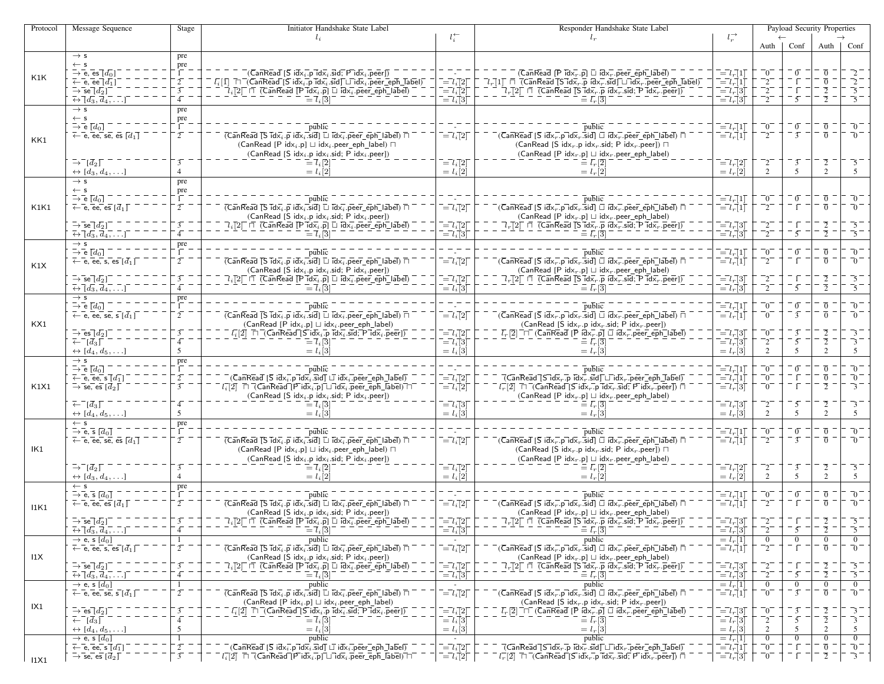| Protocol | Message Sequence | Stage | Initiator Handshake State Label $l_i$ | $l_i^{\leftarrow}$ | Responder Handshake State Label $l_r$ | $l_r^{\rightarrow}$ | ← Auth | ← Conf | → Auth | → Conf |
|---|---|---|---|---|---|---|---|---|---|---|
| K1K | → s | pre | | | | | | | | |
| | ← s | pre | | | | | | | | |
| | → e, es [$d_0$] | 1 | (CanRead [S idx$_i$.p idx$_i$.sid; P idx$_i$.peer]) | - | (CanRead [P idx$_r$.p] ⊔ idx$_r$.peer_eph_label) | = $l_r$[1] | 0 | 0 | 0 | 2 |
| | ← e, ee [$d_1$] | 2 | $l_i$[1] ⊓ (CanRead [S idx$_i$.p idx$_i$.sid] ⊔ idx$_i$.peer_eph_label) | = $l_i$[2] | $l_r$[1] ⊓ (CanRead [S idx$_r$.p idx$_r$.sid] ⊔ idx$_r$.peer_eph_label) | = $l_r$[1] | 2 | 1 | 0 | 2 |
| | → se [$d_2$] | 3 | $l_i$[2] ⊓ (CanRead [P idx$_i$.p] ⊔ idx$_i$.peer_eph_label) | = $l_i$[2] | $l_r$[2] ⊓ (CanRead [S idx$_r$.p idx$_r$.sid; P idx$_r$.peer]) | = $l_r$[3] | 2 | 1 | 2 | 5 |
| | ↔ [$d_3$, $d_4$, ...] | 4 | = $l_i$[3] | = $l_i$[3] | = $l_r$[3] | = $l_r$[3] | 2 | 5 | 2 | 5 |
| KK1 | → s | pre | | | | | | | | |
| | ← s | pre | | | | | | | | |
| | → e [$d_0$] | 1 | public | - | public | = $l_r$[1] | 0 | 0 | 0 | 0 |
| | ← e, ee, se, es [$d_1$] | 2 | (CanRead [S idx$_i$.p idx$_i$.sid] ⊔ idx$_i$.peer_eph_label) ⊓ (CanRead [P idx$_i$.p] ⊔ idx$_i$.peer_eph_label) ⊓ (CanRead [S idx$_i$.p idx$_i$.sid; P idx$_i$.peer]) | = $l_i$[2] | (CanRead [S idx$_r$.p idx$_r$.sid] ⊔ idx$_r$.peer_eph_label) ⊓ (CanRead [S idx$_r$.p idx$_r$.sid; P idx$_r$.peer]) ⊓ (CanRead [P idx$_r$.p] ⊔ idx$_r$.peer_eph_label) | = $l_r$[1] | 2 | 3 | 0 | 0 |
| | → [$d_2$] | 3 | = $l_i$[2] | = $l_i$[2] | = $l_r$[2] | = $l_r$[2] | 2 | 3 | 2 | 5 |
| | ↔ [$d_3$, $d_4$, ...] | 4 | = $l_i$[2] | = $l_i$[2] | = $l_r$[2] | = $l_r$[2] | 2 | 5 | 2 | 5 |
| K1K1 | → s | pre | | | | | | | | |
| | ← s | pre | | | | | | | | |
| | → e [$d_0$] | 1 | public | - | public | = $l_r$[1] | 0 | 0 | 0 | 0 |
| | ← e, ee, es [$d_1$] | 2 | (CanRead [S idx$_i$.p idx$_i$.sid] ⊔ idx$_i$.peer_eph_label) ⊓ (CanRead [S idx$_i$.p idx$_i$.sid; P idx$_i$.peer]) | = $l_i$[2] | (CanRead [S idx$_r$.p idx$_r$.sid] ⊔ idx$_r$.peer_eph_label) ⊓ (CanRead [P idx$_r$.p] ⊔ idx$_r$.peer_eph_label) | = $l_r$[1] | 2 | 1 | 0 | 0 |
| | → se [$d_2$] | 3 | $l_i$[2] ⊓ (CanRead [P idx$_i$.p] ⊔ idx$_i$.peer_eph_label) | = $l_i$[2] | $l_r$[2] ⊓ (CanRead [S idx$_r$.p idx$_r$.sid; P idx$_r$.peer]) | = $l_r$[3] | 2 | 1 | 2 | 5 |
| | ↔ [$d_3$, $d_4$, ...] | 4 | = $l_i$[3] | = $l_i$[3] | = $l_r$[3] | = $l_r$[3] | 2 | 5 | 2 | 5 |
| K1X | → s | pre | | | | | | | | |
| | → e [$d_0$] | 1 | public | - | public | = $l_r$[1] | 0 | 0 | 0 | 0 |
| | ← e, ee, s, es [$d_1$] | 2 | (CanRead [S idx$_i$.p idx$_i$.sid] ⊔ idx$_i$.peer_eph_label) ⊓ (CanRead [S idx$_i$.p idx$_i$.sid; P idx$_i$.peer]) | = $l_i$[2] | (CanRead [S idx$_r$.p idx$_r$.sid] ⊔ idx$_r$.peer_eph_label) ⊓ (CanRead [P idx$_r$.p] ⊔ idx$_r$.peer_eph_label) | = $l_r$[1] | 2 | 1 | 0 | 0 |
| | → se [$d_2$] | 3 | $l_i$[2] ⊓ (CanRead [P idx$_i$.p] ⊔ idx$_i$.peer_eph_label) | = $l_i$[2] | $l_r$[2] ⊓ (CanRead [S idx$_r$.p idx$_r$.sid; P idx$_r$.peer]) | = $l_r$[3] | 2 | 1 | 2 | 5 |
| | ↔ [$d_3$, $d_4$, ...] | 4 | = $l_i$[3] | = $l_i$[3] | = $l_r$[3] | = $l_r$[3] | 2 | 5 | 2 | 5 |
| KX1 | → s | pre | | | | | | | | |
| | → e [$d_0$] | 1 | public | - | public | = $l_r$[1] | 0 | 0 | 0 | 0 |
| | ← e, ee, se, s [$d_1$] | 2 | (CanRead [S idx$_i$.p idx$_i$.sid] ⊔ idx$_i$.peer_eph_label) ⊓ (CanRead [P idx$_i$.p] ⊔ idx$_i$.peer_eph_label) | = $l_i$[2] | (CanRead [S idx$_r$.p idx$_r$.sid] ⊔ idx$_r$.peer_eph_label) ⊓ (CanRead [S idx$_r$.p idx$_r$.sid; P idx$_r$.peer]) | = $l_r$[1] | 0 | 3 | 0 | 0 |
| | → es [$d_2$] | 3 | $l_i$[2] ⊓ (CanRead [S idx$_i$.p idx$_i$.sid; P idx$_i$.peer]) | = $l_i$[2] | $l_r$[2] ⊓ (CanRead [P idx$_r$.p] ⊔ idx$_r$.peer_eph_label) | = $l_r$[3] | 0 | 3 | 2 | 3 |
| | ← [$d_3$] | 4 | = $l_i$[3] | = $l_i$[3] | = $l_r$[3] | = $l_r$[3] | 2 | 5 | 2 | 3 |
| | ↔ [$d_4$, $d_5$, ...] | 5 | = $l_i$[3] | = $l_i$[3] | = $l_r$[3] | = $l_r$[3] | 2 | 5 | 2 | 5 |
| K1X1 | → s | pre | | | | | | | | |
| | → e [$d_0$] | 1 | public | - | public | = $l_r$[1] | 0 | 0 | 0 | 0 |
| | ← e, ee, s [$d_1$] | 2 | (CanRead [S idx$_i$.p idx$_i$.sid] ⊔ idx$_i$.peer_eph_label) | = $l_i$[2] | (CanRead [S idx$_r$.p idx$_r$.sid] ⊔ idx$_r$.peer_eph_label) | = $l_r$[1] | 0 | 1 | 0 | 0 |
| | → se, es [$d_2$] | 3 | $l_i$[2] ⊓ (CanRead [P idx$_i$.p] ⊔ idx$_i$.peer_eph_label) ⊓ (CanRead [S idx$_i$.p idx$_i$.sid; P idx$_i$.peer]) | = $l_i$[2] | $l_r$[2] ⊓ (CanRead [S idx$_r$.p idx$_r$.sid; P idx$_r$.peer]) ⊓ (CanRead [P idx$_r$.p] ⊔ idx$_r$.peer_eph_label) | = $l_r$[3] | 0 | 1 | 2 | 3 |
| | ← [$d_3$] | 4 | = $l_i$[3] | = $l_i$[3] | = $l_r$[3] | = $l_r$[3] | 2 | 5 | 2 | 3 |
| | ↔ [$d_4$, $d_5$, ...] | 5 | = $l_i$[3] | = $l_i$[3] | = $l_r$[3] | = $l_r$[3] | 2 | 5 | 2 | 5 |
| IK1 | ← s | pre | | | | | | | | |
| | → e, s [$d_0$] | 1 | public | - | public | = $l_r$[1] | 0 | 0 | 0 | 0 |
| | ← e, ee, se, es [$d_1$] | 2 | (CanRead [S idx$_i$.p idx$_i$.sid] ⊔ idx$_i$.peer_eph_label) ⊓ (CanRead [P idx$_i$.p] ⊔ idx$_i$.peer_eph_label) ⊓ (CanRead [S idx$_i$.p idx$_i$.sid; P idx$_i$.peer]) | = $l_i$[2] | (CanRead [S idx$_r$.p idx$_r$.sid] ⊔ idx$_r$.peer_eph_label) ⊓ (CanRead [S idx$_r$.p idx$_r$.sid; P idx$_r$.peer]) ⊓ (CanRead [P idx$_r$.p] ⊔ idx$_r$.peer_eph_label) | = $l_r$[1] | 2 | 3 | 0 | 0 |
| | → [$d_2$] | 3 | = $l_i$[2] | = $l_i$[2] | = $l_r$[2] | = $l_r$[2] | 2 | 3 | 2 | 5 |
| | ↔ [$d_3$, $d_4$, ...] | 4 | = $l_i$[2] | = $l_i$[2] | = $l_r$[2] | = $l_r$[2] | 2 | 5 | 2 | 5 |
| I1K1 | ← s | pre | | | | | | | | |
| | → e, s [$d_0$] | 1 | public | - | public | = $l_r$[1] | 0 | 0 | 0 | 0 |
| | ← e, ee, es [$d_1$] | 2 | (CanRead [S idx$_i$.p idx$_i$.sid] ⊔ idx$_i$.peer_eph_label) ⊓ (CanRead [S idx$_i$.p idx$_i$.sid; P idx$_i$.peer]) | = $l_i$[2] | (CanRead [S idx$_r$.p idx$_r$.sid] ⊔ idx$_r$.peer_eph_label) ⊓ (CanRead [P idx$_r$.p] ⊔ idx$_r$.peer_eph_label) | = $l_r$[1] | 2 | 1 | 0 | 0 |
| | → se [$d_2$] | 3 | $l_i$[2] ⊓ (CanRead [P idx$_i$.p] ⊔ idx$_i$.peer_eph_label) | = $l_i$[2] | $l_r$[2] ⊓ (CanRead [S idx$_r$.p idx$_r$.sid; P idx$_r$.peer]) | = $l_r$[3] | 2 | 1 | 2 | 5 |
| | ↔ [$d_3$, $d_4$, ...] | 4 | = $l_i$[3] | = $l_i$[3] | = $l_r$[3] | = $l_r$[3] | 2 | 5 | 2 | 5 |
| I1X | → e, s [$d_0$] | 1 | public | - | public | = $l_r$[1] | 0 | 0 | 0 | 0 |
| | ← e, ee, s, es [$d_1$] | 2 | (CanRead [S idx$_i$.p idx$_i$.sid] ⊔ idx$_i$.peer_eph_label) ⊓ (CanRead [S idx$_i$.p idx$_i$.sid; P idx$_i$.peer]) | = $l_i$[2] | (CanRead [S idx$_r$.p idx$_r$.sid] ⊔ idx$_r$.peer_eph_label) ⊓ (CanRead [P idx$_r$.p] ⊔ idx$_r$.peer_eph_label) | = $l_r$[1] | 2 | 1 | 0 | 0 |
| | → se [$d_2$] | 3 | $l_i$[2] ⊓ (CanRead [P idx$_i$.p] ⊔ idx$_i$.peer_eph_label) | = $l_i$[2] | $l_r$[2] ⊓ (CanRead [S idx$_r$.p idx$_r$.sid; P idx$_r$.peer]) | = $l_r$[3] | 2 | 1 | 2 | 5 |
| | ↔ [$d_3$, $d_4$, ...] | 4 | = $l_i$[3] | = $l_i$[3] | = $l_r$[3] | = $l_r$[3] | 2 | 5 | 2 | 5 |
| IX1 | → e, s [$d_0$] | 1 | public | - | public | = $l_r$[1] | 0 | 0 | 0 | 0 |
| | ← e, ee, se, s [$d_1$] | 2 | (CanRead [S idx$_i$.p idx$_i$.sid] ⊔ idx$_i$.peer_eph_label) ⊓ (CanRead [P idx$_i$.p] ⊔ idx$_i$.peer_eph_label) | = $l_i$[2] | (CanRead [S idx$_r$.p idx$_r$.sid] ⊔ idx$_r$.peer_eph_label) ⊓ (CanRead [S idx$_r$.p idx$_r$.sid; P idx$_r$.peer]) | = $l_r$[1] | 0 | 3 | 0 | 0 |
| | → es [$d_2$] | 3 | $l_i$[2] ⊓ (CanRead [S idx$_i$.p idx$_i$.sid; P idx$_i$.peer]) | = $l_i$[2] | $l_r$[2] ⊓ (CanRead [P idx$_r$.p] ⊔ idx$_r$.peer_eph_label) | = $l_r$[3] | 0 | 3 | 2 | 3 |
| | ← [$d_3$] | 4 | = $l_i$[3] | = $l_i$[3] | = $l_r$[3] | = $l_r$[3] | 2 | 5 | 2 | 3 |
| | ↔ [$d_4$, $d_5$, ...] | 5 | = $l_i$[3] | = $l_i$[3] | = $l_r$[3] | = $l_r$[3] | 2 | 5 | 2 | 5 |
| I1X1 | → e, s [$d_0$] | 1 | public | - | public | = $l_r$[1] | 0 | 0 | 0 | 0 |
| | ← e, ee, s [$d_1$] | 2 | (CanRead [S idx$_i$.p idx$_i$.sid] ⊔ idx$_i$.peer_eph_label) | = $l_i$[2] | (CanRead [S idx$_r$.p idx$_r$.sid] ⊔ idx$_r$.peer_eph_label) | = $l_r$[1] | 0 | 1 | 0 | 0 |
| | → se, es [$d_2$] | 3 | $l_i$[2] ⊓ (CanRead [P idx$_i$.p] ⊔ idx$_i$.peer_eph_label) ⊓ | = $l_i$[2] | $l_r$[2] ⊓ (CanRead [S idx$_r$.p idx$_r$.sid; P idx$_r$.peer]) ⊓ | = $l_r$[3] | 0 | 1 | 2 | 3 |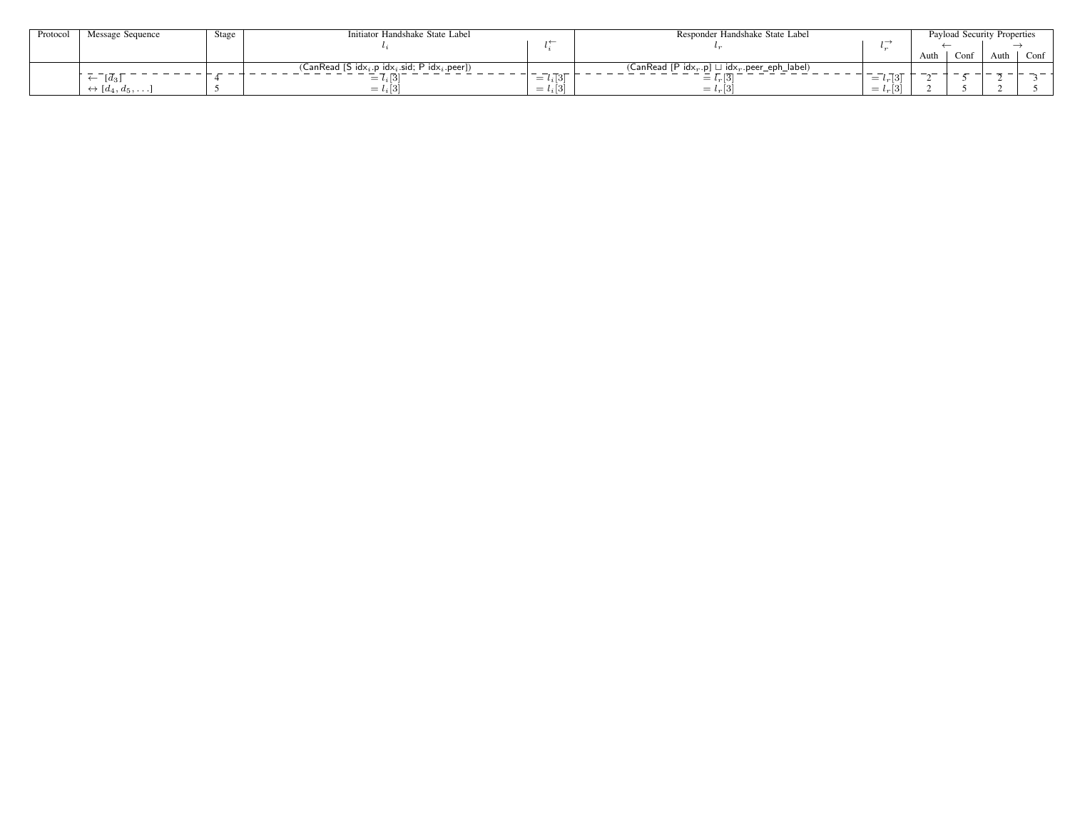| Protocol | Message Sequence | Stage | Initiator Handshake State Label | | Responder Handshake State Label | | Payload Security Properties | | | |
|---|---|---|---|---|---|---|---|---|---|---|
| | | | $l_i$ | $l_i^{\leftarrow}$ | $l_r$ | $l_r^{\rightarrow}$ | $\leftarrow$ | | $\rightarrow$ | |
| | | | | | | | Auth | Conf | Auth | Conf |
| | | | (CanRead [S idx$_i$.p idx$_i$.sid; P idx$_i$.peer]) | | (CanRead [P idx$_r$.p] $\sqcup$ idx$_r$.peer_eph_label) | | | | | |
| | $\leftarrow [d_3]$ | 4 | $= l_i[3]$ | $= l_i[3]$ | $= l_r[3]$ | $= l_r[3]$ | 2 | 5 | 2 | 3 |
| | $\leftrightarrow [d_4, d_5, \ldots]$ | 5 | $= l_i[3]$ | $= l_i[3]$ | $= l_r[3]$ | $= l_r[3]$ | 2 | 5 | 2 | 5 |